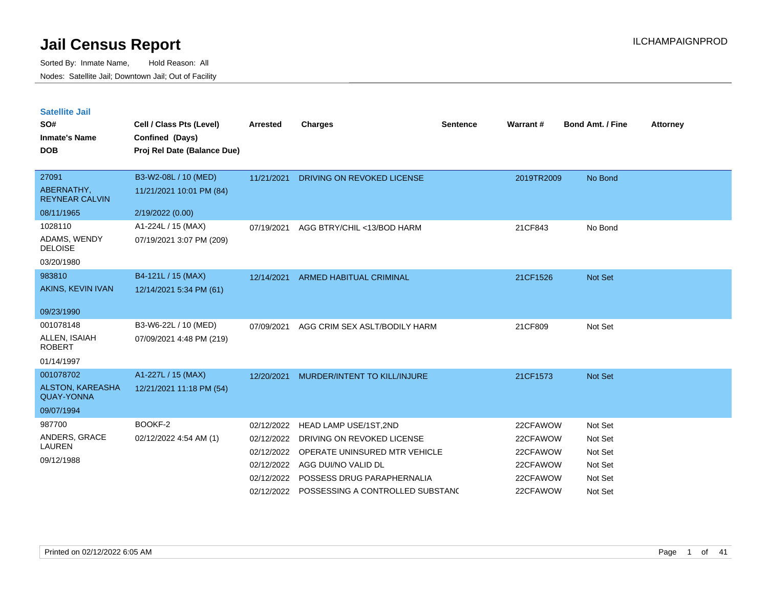# Jail Census Report

ILCHAMPAIGNPROD

Sorted By: Inmate Name, Hold Reason: All

Nodes: Satellite Jail; Downtown Jail; Out of Facility

## Satellite Jail

| SO# / Inmate's Name / DOB | Cell / Class Pts (Level) / Confined (Days) / Proj Rel Date (Balance Due) | Arrested | Charges | Sentence | Warrant # | Bond Amt. / Fine | Attorney |
|---|---|---|---|---|---|---|---|
| 27091<br>ABERNATHY, REYNEAR CALVIN<br>08/11/1965 | B3-W2-08L / 10 (MED)<br>11/21/2021 10:01 PM (84)<br>2/19/2022 (0.00) | 11/21/2021 | DRIVING ON REVOKED LICENSE | | 2019TR2009 | No Bond | |
| 1028110<br>ADAMS, WENDY DELOISE<br>03/20/1980 | A1-224L / 15 (MAX)<br>07/19/2021 3:07 PM (209) | 07/19/2021 | AGG BTRY/CHIL <13/BOD HARM | | 21CF843 | No Bond | |
| 983810<br>AKINS, KEVIN IVAN<br>09/23/1990 | B4-121L / 15 (MAX)<br>12/14/2021 5:34 PM (61) | 12/14/2021 | ARMED HABITUAL CRIMINAL | | 21CF1526 | Not Set | |
| 001078148<br>ALLEN, ISAIAH ROBERT<br>01/14/1997 | B3-W6-22L / 10 (MED)<br>07/09/2021 4:48 PM (219) | 07/09/2021 | AGG CRIM SEX ASLT/BODILY HARM | | 21CF809 | Not Set | |
| 001078702<br>ALSTON, KAREASHA QUAY-YONNA<br>09/07/1994 | A1-227L / 15 (MAX)<br>12/21/2021 11:18 PM (54) | 12/20/2021 | MURDER/INTENT TO KILL/INJURE | | 21CF1573 | Not Set | |
| 987700<br>ANDERS, GRACE LAUREN<br>09/12/1988 | BOOKF-2<br>02/12/2022 4:54 AM (1) | 02/12/2022 | HEAD LAMP USE/1ST,2ND | | 22CFAWOW | Not Set | |
| | | 02/12/2022 | DRIVING ON REVOKED LICENSE | | 22CFAWOW | Not Set | |
| | | 02/12/2022 | OPERATE UNINSURED MTR VEHICLE | | 22CFAWOW | Not Set | |
| | | 02/12/2022 | AGG DUI/NO VALID DL | | 22CFAWOW | Not Set | |
| | | 02/12/2022 | POSSESS DRUG PARAPHERNALIA | | 22CFAWOW | Not Set | |
| | | 02/12/2022 | POSSESSING A CONTROLLED SUBSTANC | | 22CFAWOW | Not Set | |

Printed on 02/12/2022 6:05 AM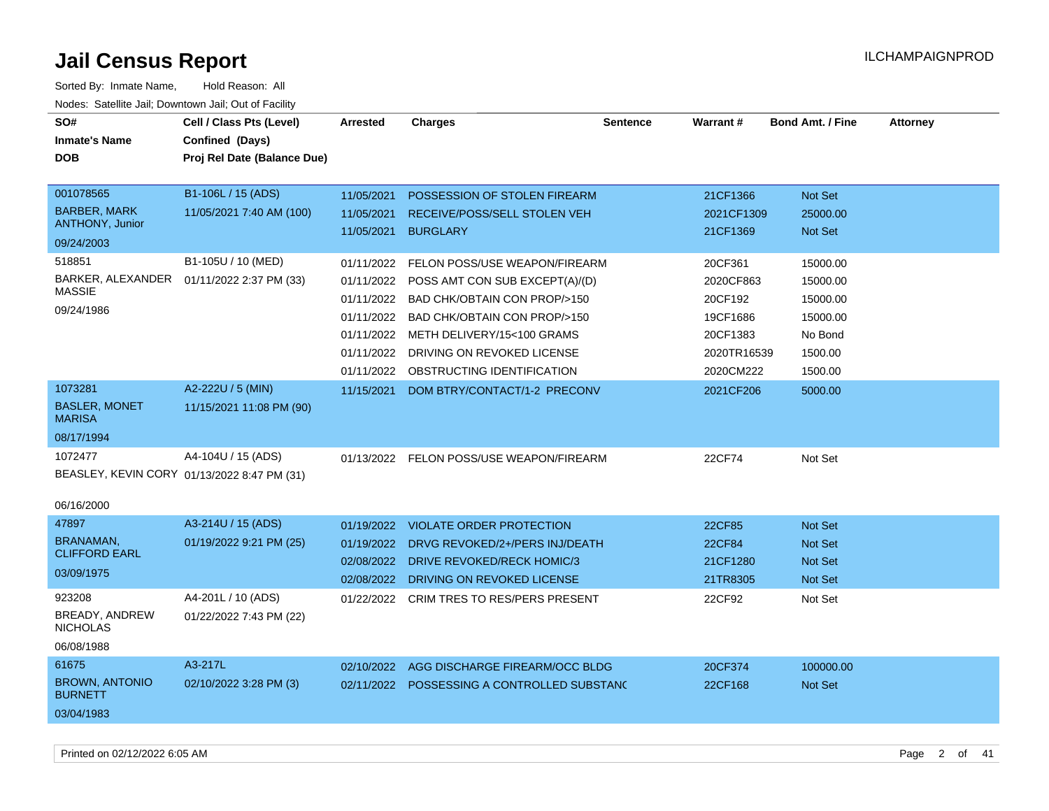# Jail Census Report

ILCHAMPAIGNPROD

Sorted By: Inmate Name, Hold Reason: All

Nodes: Satellite Jail; Downtown Jail; Out of Facility

| SO# / Inmate's Name / DOB | Cell / Class Pts (Level) / Confined (Days) / Proj Rel Date (Balance Due) | Arrested | Charges | Sentence | Warrant # | Bond Amt. / Fine | Attorney |
|---|---|---|---|---|---|---|---|
| 001078565 BARBER, MARK ANTHONY, Junior 09/24/2003 | B1-106L / 15 (ADS) 11/05/2021 7:40 AM (100) | 11/05/2021 | POSSESSION OF STOLEN FIREARM | | 21CF1366 | Not Set | |
| | | 11/05/2021 | RECEIVE/POSS/SELL STOLEN VEH | | 2021CF1309 | 25000.00 | |
| | | 11/05/2021 | BURGLARY | | 21CF1369 | Not Set | |
| 518851 BARKER, ALEXANDER MASSIE 09/24/1986 | B1-105U / 10 (MED) 01/11/2022 2:37 PM (33) | 01/11/2022 | FELON POSS/USE WEAPON/FIREARM | | 20CF361 | 15000.00 | |
| | | 01/11/2022 | POSS AMT CON SUB EXCEPT(A)/(D) | | 2020CF863 | 15000.00 | |
| | | 01/11/2022 | BAD CHK/OBTAIN CON PROP/>150 | | 20CF192 | 15000.00 | |
| | | 01/11/2022 | BAD CHK/OBTAIN CON PROP/>150 | | 19CF1686 | 15000.00 | |
| | | 01/11/2022 | METH DELIVERY/15<100 GRAMS | | 20CF1383 | No Bond | |
| | | 01/11/2022 | DRIVING ON REVOKED LICENSE | | 2020TR16539 | 1500.00 | |
| | | 01/11/2022 | OBSTRUCTING IDENTIFICATION | | 2020CM222 | 1500.00 | |
| 1073281 BASLER, MONET MARISA 08/17/1994 | A2-222U / 5 (MIN) 11/15/2021 11:08 PM (90) | 11/15/2021 | DOM BTRY/CONTACT/1-2 PRECONV | | 2021CF206 | 5000.00 | |
| 1072477 BEASLEY, KEVIN CORY 06/16/2000 | A4-104U / 15 (ADS) 01/13/2022 8:47 PM (31) | 01/13/2022 | FELON POSS/USE WEAPON/FIREARM | | 22CF74 | Not Set | |
| 47897 BRANAMAN, CLIFFORD EARL 03/09/1975 | A3-214U / 15 (ADS) 01/19/2022 9:21 PM (25) | 01/19/2022 | VIOLATE ORDER PROTECTION | | 22CF85 | Not Set | |
| | | 01/19/2022 | DRVG REVOKED/2+/PERS INJ/DEATH | | 22CF84 | Not Set | |
| | | 02/08/2022 | DRIVE REVOKED/RECK HOMIC/3 | | 21CF1280 | Not Set | |
| | | 02/08/2022 | DRIVING ON REVOKED LICENSE | | 21TR8305 | Not Set | |
| 923208 BREADY, ANDREW NICHOLAS 06/08/1988 | A4-201L / 10 (ADS) 01/22/2022 7:43 PM (22) | 01/22/2022 | CRIM TRES TO RES/PERS PRESENT | | 22CF92 | Not Set | |
| 61675 BROWN, ANTONIO BURNETT 03/04/1983 | A3-217L 02/10/2022 3:28 PM (3) | 02/10/2022 | AGG DISCHARGE FIREARM/OCC BLDG | | 20CF374 | 100000.00 | |
| | | 02/11/2022 | POSSESSING A CONTROLLED SUBSTANC | | 22CF168 | Not Set | |

Printed on 02/12/2022 6:05 AM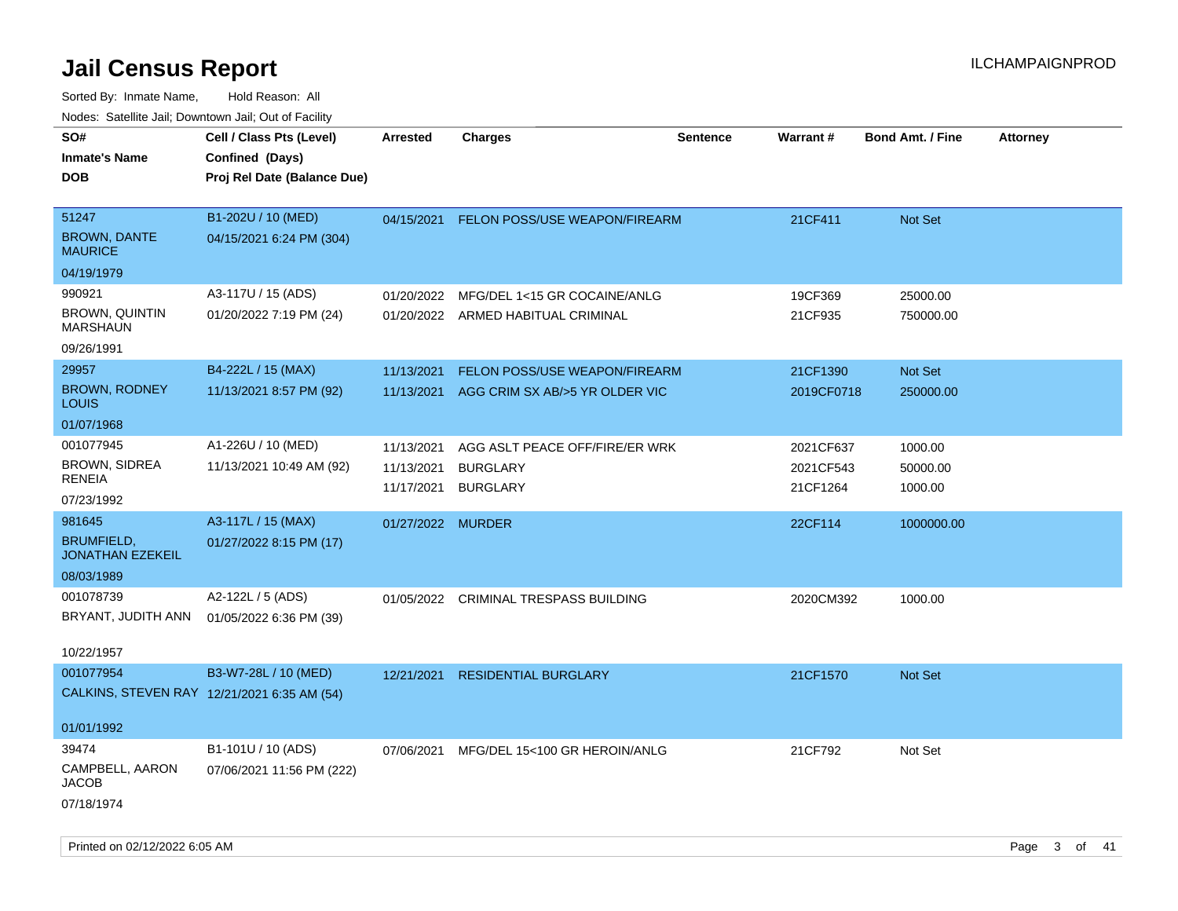# Jail Census Report

Sorted By: Inmate Name, Hold Reason: All

Nodes: Satellite Jail; Downtown Jail; Out of Facility

ILCHAMPAIGNPROD

| SO# / Inmate's Name / DOB | Cell / Class Pts (Level) / Confined (Days) / Proj Rel Date (Balance Due) | Arrested | Charges | Sentence | Warrant # | Bond Amt. / Fine | Attorney |
|---|---|---|---|---|---|---|---|
| 51247<br>BROWN, DANTE MAURICE<br>04/19/1979 | B1-202U / 10 (MED)<br>04/15/2021 6:24 PM (304) | 04/15/2021 | FELON POSS/USE WEAPON/FIREARM | | 21CF411 | Not Set | |
| 990921<br>BROWN, QUINTIN MARSHAUN<br>09/26/1991 | A3-117U / 15 (ADS)<br>01/20/2022 7:19 PM (24) | 01/20/2022<br>01/20/2022 | MFG/DEL 1<15 GR COCAINE/ANLG<br>ARMED HABITUAL CRIMINAL | | 19CF369<br>21CF935 | 25000.00<br>750000.00 | |
| 29957<br>BROWN, RODNEY LOUIS<br>01/07/1968 | B4-222L / 15 (MAX)<br>11/13/2021 8:57 PM (92) | 11/13/2021<br>11/13/2021 | FELON POSS/USE WEAPON/FIREARM<br>AGG CRIM SX AB/>5 YR OLDER VIC | | 21CF1390<br>2019CF0718 | Not Set<br>250000.00 | |
| 001077945<br>BROWN, SIDREA RENEIA<br>07/23/1992 | A1-226U / 10 (MED)<br>11/13/2021 10:49 AM (92) | 11/13/2021<br>11/13/2021<br>11/17/2021 | AGG ASLT PEACE OFF/FIRE/ER WRK<br>BURGLARY<br>BURGLARY | | 2021CF637<br>2021CF543<br>21CF1264 | 1000.00<br>50000.00<br>1000.00 | |
| 981645<br>BRUMFIELD, JONATHAN EZEKEIL<br>08/03/1989 | A3-117L / 15 (MAX)<br>01/27/2022 8:15 PM (17) | 01/27/2022 | MURDER | | 22CF114 | 1000000.00 | |
| 001078739<br>BRYANT, JUDITH ANN<br>10/22/1957 | A2-122L / 5 (ADS)<br>01/05/2022 6:36 PM (39) | 01/05/2022 | CRIMINAL TRESPASS BUILDING | | 2020CM392 | 1000.00 | |
| 001077954<br>CALKINS, STEVEN RAY<br>01/01/1992 | B3-W7-28L / 10 (MED)<br>12/21/2021 6:35 AM (54) | 12/21/2021 | RESIDENTIAL BURGLARY | | 21CF1570 | Not Set | |
| 39474<br>CAMPBELL, AARON JACOB<br>07/18/1974 | B1-101U / 10 (ADS)<br>07/06/2021 11:56 PM (222) | 07/06/2021 | MFG/DEL 15<100 GR HEROIN/ANLG | | 21CF792 | Not Set | |

Printed on 02/12/2022 6:05 AM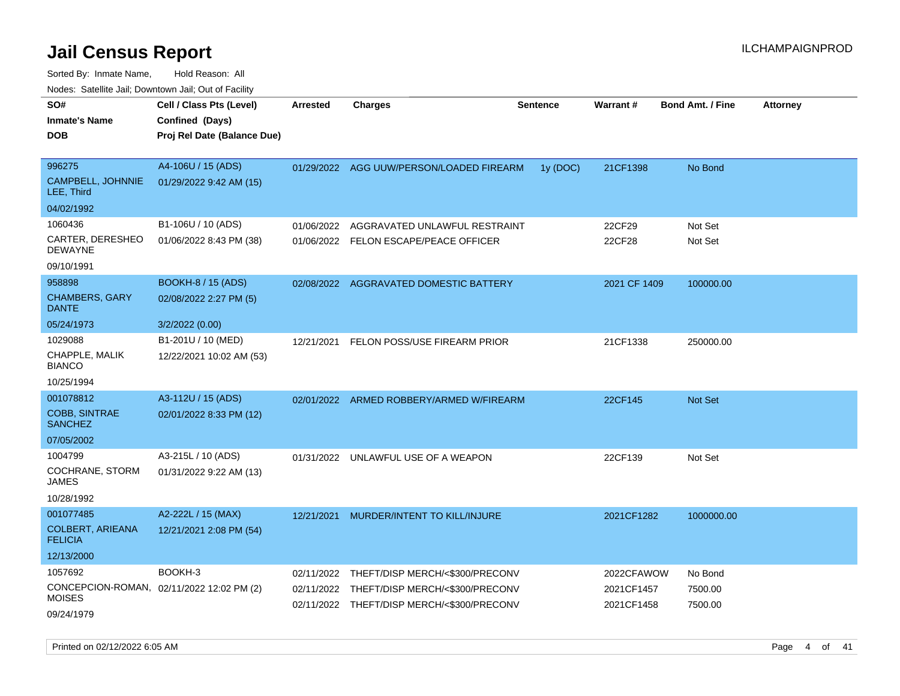# Jail Census Report

ILCHAMPAIGNPROD

Sorted By: Inmate Name, Hold Reason: All

Nodes: Satellite Jail; Downtown Jail; Out of Facility

| SO# / Inmate's Name / DOB | Cell / Class Pts (Level) / Confined (Days) / Proj Rel Date (Balance Due) | Arrested | Charges | Sentence | Warrant # | Bond Amt. / Fine | Attorney |
|---|---|---|---|---|---|---|---|
| 996275<br>CAMPBELL, JOHNNIE LEE, Third<br>04/02/1992 | A4-106U / 15 (ADS)<br>01/29/2022 9:42 AM (15) | 01/29/2022 | AGG UUW/PERSON/LOADED FIREARM | 1y (DOC) | 21CF1398 | No Bond | |
| 1060436<br>CARTER, DERESHEO DEWAYNE<br>09/10/1991 | B1-106U / 10 (ADS)<br>01/06/2022 8:43 PM (38) | 01/06/2022<br>01/06/2022 | AGGRAVATED UNLAWFUL RESTRAINT<br>FELON ESCAPE/PEACE OFFICER | | 22CF29<br>22CF28 | Not Set<br>Not Set | |
| 958898<br>CHAMBERS, GARY DANTE<br>05/24/1973 | BOOKH-8 / 15 (ADS)<br>02/08/2022 2:27 PM (5)<br>3/2/2022 (0.00) | 02/08/2022 | AGGRAVATED DOMESTIC BATTERY | | 2021 CF 1409 | 100000.00 | |
| 1029088<br>CHAPPLE, MALIK BIANCO<br>10/25/1994 | B1-201U / 10 (MED)<br>12/22/2021 10:02 AM (53) | 12/21/2021 | FELON POSS/USE FIREARM PRIOR | | 21CF1338 | 250000.00 | |
| 001078812<br>COBB, SINTRAE SANCHEZ<br>07/05/2002 | A3-112U / 15 (ADS)<br>02/01/2022 8:33 PM (12) | 02/01/2022 | ARMED ROBBERY/ARMED W/FIREARM | | 22CF145 | Not Set | |
| 1004799<br>COCHRANE, STORM JAMES<br>10/28/1992 | A3-215L / 10 (ADS)<br>01/31/2022 9:22 AM (13) | 01/31/2022 | UNLAWFUL USE OF A WEAPON | | 22CF139 | Not Set | |
| 001077485<br>COLBERT, ARIEANA FELICIA<br>12/13/2000 | A2-222L / 15 (MAX)<br>12/21/2021 2:08 PM (54) | 12/21/2021 | MURDER/INTENT TO KILL/INJURE | | 2021CF1282 | 1000000.00 | |
| 1057692<br>CONCEPCION-ROMAN, MOISES<br>09/24/1979 | BOOKH-3<br>02/11/2022 12:02 PM (2) | 02/11/2022<br>02/11/2022<br>02/11/2022 | THEFT/DISP MERCH/<$300/PRECONV<br>THEFT/DISP MERCH/<$300/PRECONV<br>THEFT/DISP MERCH/<$300/PRECONV | | 2022CFAWOW<br>2021CF1457<br>2021CF1458 | No Bond<br>7500.00<br>7500.00 | |

Printed on 02/12/2022 6:05 AM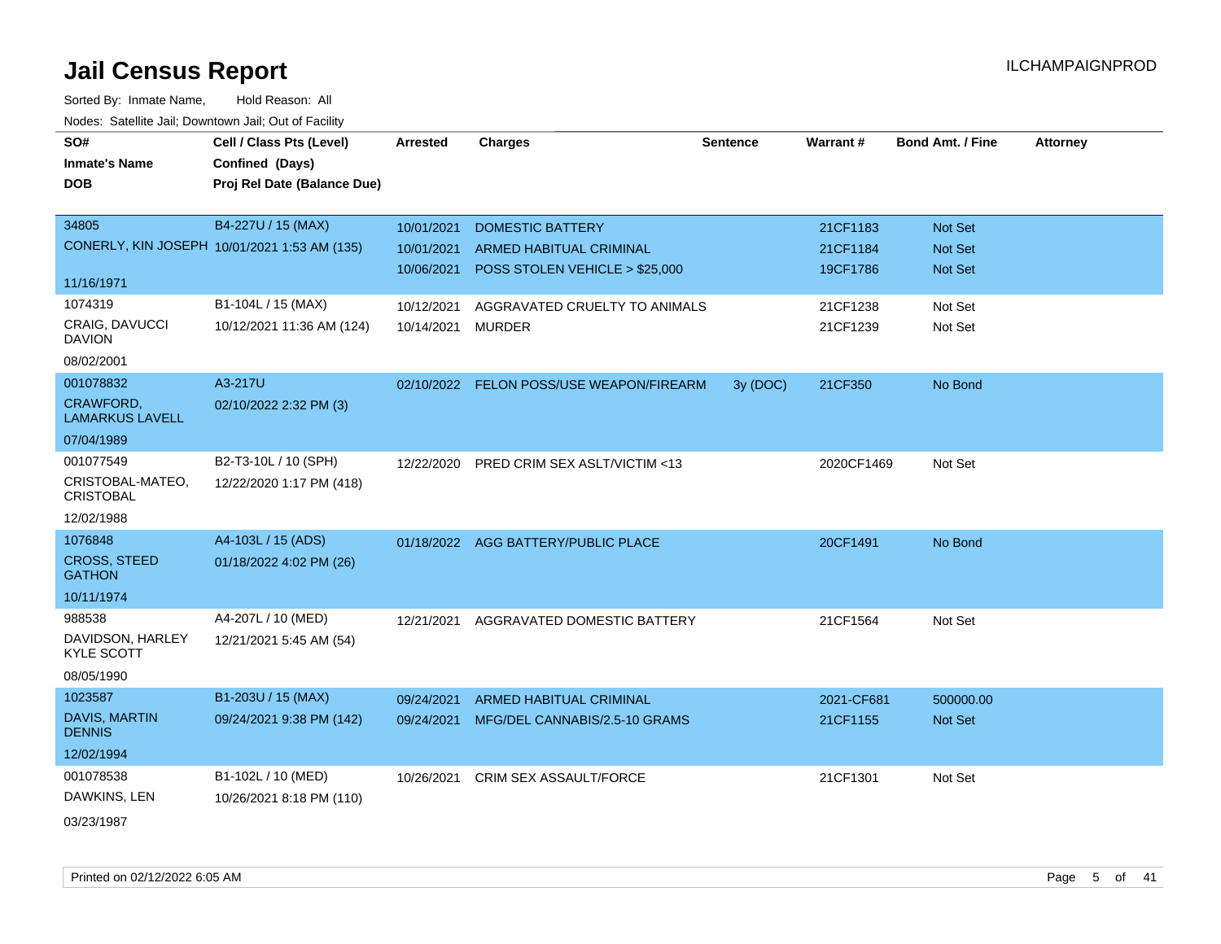# Jail Census Report

ILCHAMPAIGNPROD

Sorted By: Inmate Name, Hold Reason: All

Nodes: Satellite Jail; Downtown Jail; Out of Facility

| SO# / Inmate's Name / DOB | Cell / Class Pts (Level) / Confined (Days) / Proj Rel Date (Balance Due) | Arrested | Charges | Sentence | Warrant # | Bond Amt. / Fine | Attorney |
|---|---|---|---|---|---|---|---|
| 34805 CONERLY, KIN JOSEPH 11/16/1971 | B4-227U / 15 (MAX) 10/01/2021 1:53 AM (135) | 10/01/2021 | DOMESTIC BATTERY | | 21CF1183 | Not Set | |
| | | 10/01/2021 | ARMED HABITUAL CRIMINAL | | 21CF1184 | Not Set | |
| | | 10/06/2021 | POSS STOLEN VEHICLE > $25,000 | | 19CF1786 | Not Set | |
| 1074319 CRAIG, DAVUCCI DAVION 08/02/2001 | B1-104L / 15 (MAX) 10/12/2021 11:36 AM (124) | 10/12/2021 | AGGRAVATED CRUELTY TO ANIMALS | | 21CF1238 | Not Set | |
| | | 10/14/2021 | MURDER | | 21CF1239 | Not Set | |
| 001078832 CRAWFORD, LAMARKUS LAVELL 07/04/1989 | A3-217U 02/10/2022 2:32 PM (3) | 02/10/2022 | FELON POSS/USE WEAPON/FIREARM | 3y (DOC) | 21CF350 | No Bond | |
| 001077549 CRISTOBAL-MATEO, CRISTOBAL 12/02/1988 | B2-T3-10L / 10 (SPH) 12/22/2020 1:17 PM (418) | 12/22/2020 | PRED CRIM SEX ASLT/VICTIM <13 | | 2020CF1469 | Not Set | |
| 1076848 CROSS, STEED GATHON 10/11/1974 | A4-103L / 15 (ADS) 01/18/2022 4:02 PM (26) | 01/18/2022 | AGG BATTERY/PUBLIC PLACE | | 20CF1491 | No Bond | |
| 988538 DAVIDSON, HARLEY KYLE SCOTT 08/05/1990 | A4-207L / 10 (MED) 12/21/2021 5:45 AM (54) | 12/21/2021 | AGGRAVATED DOMESTIC BATTERY | | 21CF1564 | Not Set | |
| 1023587 DAVIS, MARTIN DENNIS 12/02/1994 | B1-203U / 15 (MAX) 09/24/2021 9:38 PM (142) | 09/24/2021 | ARMED HABITUAL CRIMINAL | | 2021-CF681 | 500000.00 | |
| | | 09/24/2021 | MFG/DEL CANNABIS/2.5-10 GRAMS | | 21CF1155 | Not Set | |
| 001078538 DAWKINS, LEN 03/23/1987 | B1-102L / 10 (MED) 10/26/2021 8:18 PM (110) | 10/26/2021 | CRIM SEX ASSAULT/FORCE | | 21CF1301 | Not Set | |

Printed on 02/12/2022 6:05 AM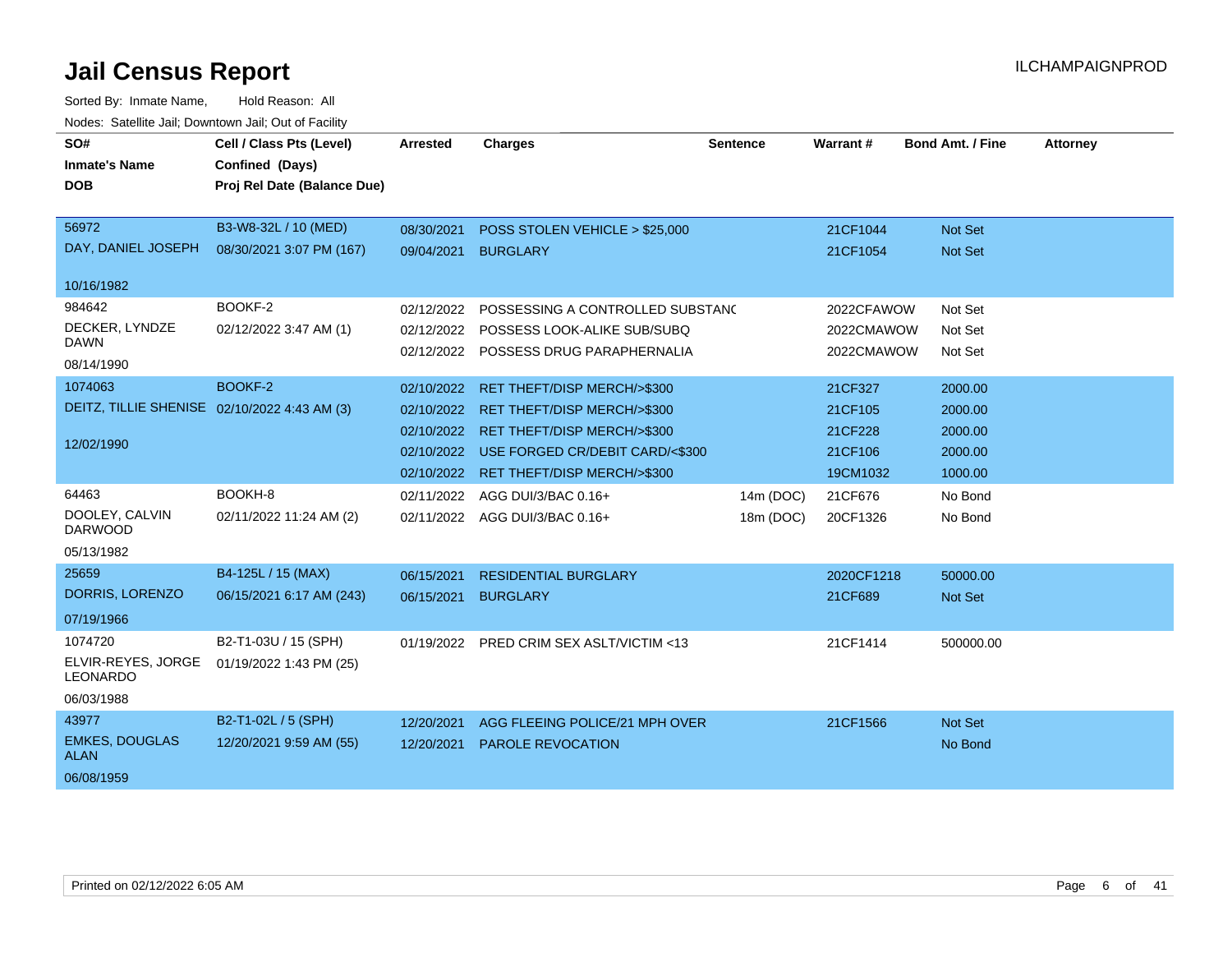# Jail Census Report

ILCHAMPAIGNPROD

Sorted By: Inmate Name, Hold Reason: All

Nodes: Satellite Jail; Downtown Jail; Out of Facility

| SO# / Inmate's Name / DOB | Cell / Class Pts (Level) / Confined (Days) / Proj Rel Date (Balance Due) | Arrested | Charges | Sentence | Warrant # | Bond Amt. / Fine | Attorney |
|---|---|---|---|---|---|---|---|
| 56972<br>DAY, DANIEL JOSEPH<br>10/16/1982 | B3-W8-32L / 10 (MED)<br>08/30/2021 3:07 PM (167) | 08/30/2021 | POSS STOLEN VEHICLE > $25,000 | | 21CF1044 | Not Set | |
| | | 09/04/2021 | BURGLARY | | 21CF1054 | Not Set | |
| 984642<br>DECKER, LYNDZE DAWN<br>08/14/1990 | BOOKF-2<br>02/12/2022 3:47 AM (1) | 02/12/2022 | POSSESSING A CONTROLLED SUBSTANC | | 2022CFAWOW | Not Set | |
| | | 02/12/2022 | POSSESS LOOK-ALIKE SUB/SUBQ | | 2022CMAWOW | Not Set | |
| | | 02/12/2022 | POSSESS DRUG PARAPHERNALIA | | 2022CMAWOW | Not Set | |
| 1074063<br>DEITZ, TILLIE SHENISE<br>12/02/1990 | BOOKF-2<br>02/10/2022 4:43 AM (3) | 02/10/2022 | RET THEFT/DISP MERCH/>$300 | | 21CF327 | 2000.00 | |
| | | 02/10/2022 | RET THEFT/DISP MERCH/>$300 | | 21CF105 | 2000.00 | |
| | | 02/10/2022 | RET THEFT/DISP MERCH/>$300 | | 21CF228 | 2000.00 | |
| | | 02/10/2022 | USE FORGED CR/DEBIT CARD/<$300 | | 21CF106 | 2000.00 | |
| | | 02/10/2022 | RET THEFT/DISP MERCH/>$300 | | 19CM1032 | 1000.00 | |
| 64463<br>DOOLEY, CALVIN DARWOOD<br>05/13/1982 | BOOKH-8<br>02/11/2022 11:24 AM (2) | 02/11/2022 | AGG DUI/3/BAC 0.16+ | 14m (DOC) | 21CF676 | No Bond | |
| | | 02/11/2022 | AGG DUI/3/BAC 0.16+ | 18m (DOC) | 20CF1326 | No Bond | |
| 25659<br>DORRIS, LORENZO<br>07/19/1966 | B4-125L / 15 (MAX)<br>06/15/2021 6:17 AM (243) | 06/15/2021 | RESIDENTIAL BURGLARY | | 2020CF1218 | 50000.00 | |
| | | 06/15/2021 | BURGLARY | | 21CF689 | Not Set | |
| 1074720<br>ELVIR-REYES, JORGE LEONARDO<br>06/03/1988 | B2-T1-03U / 15 (SPH)<br>01/19/2022 1:43 PM (25) | 01/19/2022 | PRED CRIM SEX ASLT/VICTIM <13 | | 21CF1414 | 500000.00 | |
| 43977<br>EMKES, DOUGLAS ALAN<br>06/08/1959 | B2-T1-02L / 5 (SPH)<br>12/20/2021 9:59 AM (55) | 12/20/2021 | AGG FLEEING POLICE/21 MPH OVER | | 21CF1566 | Not Set | |
| | | 12/20/2021 | PAROLE REVOCATION | | | No Bond | |

Printed on 02/12/2022 6:05 AM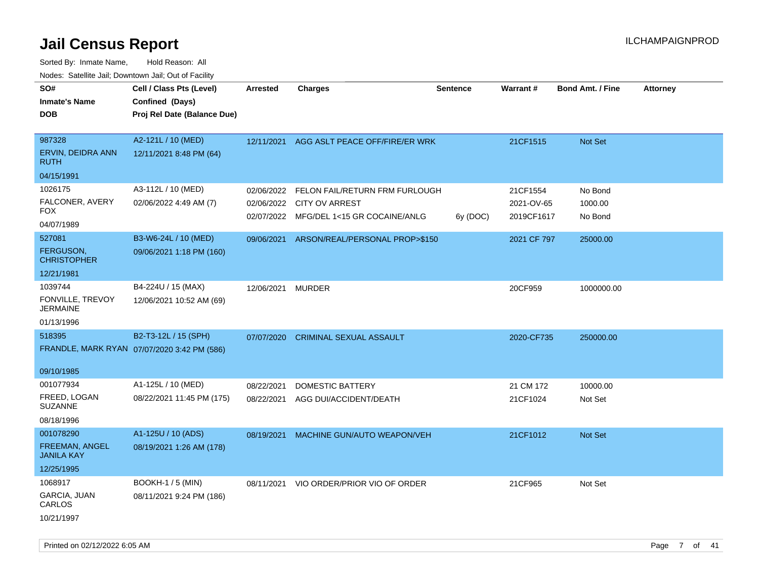# Jail Census Report

ILCHAMPAIGNPROD

Sorted By: Inmate Name, Hold Reason: All

Nodes: Satellite Jail; Downtown Jail; Out of Facility

| SO# / Inmate's Name / DOB | Cell / Class Pts (Level) / Confined (Days) / Proj Rel Date (Balance Due) | Arrested | Charges | Sentence | Warrant # | Bond Amt. / Fine | Attorney |
|---|---|---|---|---|---|---|---|
| 987328<br>ERVIN, DEIDRA ANN RUTH<br>04/15/1991 | A2-121L / 10 (MED)<br>12/11/2021 8:48 PM (64) | 12/11/2021 | AGG ASLT PEACE OFF/FIRE/ER WRK | | 21CF1515 | Not Set | |
| 1026175<br>FALCONER, AVERY FOX<br>04/07/1989 | A3-112L / 10 (MED)<br>02/06/2022 4:49 AM (7) | 02/06/2022 | FELON FAIL/RETURN FRM FURLOUGH | | 21CF1554 | No Bond | |
| | | 02/06/2022 | CITY OV ARREST | | 2021-OV-65 | 1000.00 | |
| | | 02/07/2022 | MFG/DEL 1<15 GR COCAINE/ANLG | 6y (DOC) | 2019CF1617 | No Bond | |
| 527081<br>FERGUSON, CHRISTOPHER<br>12/21/1981 | B3-W6-24L / 10 (MED)<br>09/06/2021 1:18 PM (160) | 09/06/2021 | ARSON/REAL/PERSONAL PROP>$150 | | 2021 CF 797 | 25000.00 | |
| 1039744<br>FONVILLE, TREVOY JERMAINE<br>01/13/1996 | B4-224U / 15 (MAX)<br>12/06/2021 10:52 AM (69) | 12/06/2021 | MURDER | | 20CF959 | 1000000.00 | |
| 518395<br>FRANDLE, MARK RYAN<br>09/10/1985 | B2-T3-12L / 15 (SPH)<br>07/07/2020 3:42 PM (586) | 07/07/2020 | CRIMINAL SEXUAL ASSAULT | | 2020-CF735 | 250000.00 | |
| 001077934<br>FREED, LOGAN SUZANNE<br>08/18/1996 | A1-125L / 10 (MED)<br>08/22/2021 11:45 PM (175) | 08/22/2021 | DOMESTIC BATTERY | | 21 CM 172 | 10000.00 | |
| | | 08/22/2021 | AGG DUI/ACCIDENT/DEATH | | 21CF1024 | Not Set | |
| 001078290<br>FREEMAN, ANGEL JANILA KAY<br>12/25/1995 | A1-125U / 10 (ADS)<br>08/19/2021 1:26 AM (178) | 08/19/2021 | MACHINE GUN/AUTO WEAPON/VEH | | 21CF1012 | Not Set | |
| 1068917<br>GARCIA, JUAN CARLOS<br>10/21/1997 | BOOKH-1 / 5 (MIN)<br>08/11/2021 9:24 PM (186) | 08/11/2021 | VIO ORDER/PRIOR VIO OF ORDER | | 21CF965 | Not Set | |

Printed on 02/12/2022 6:05 AM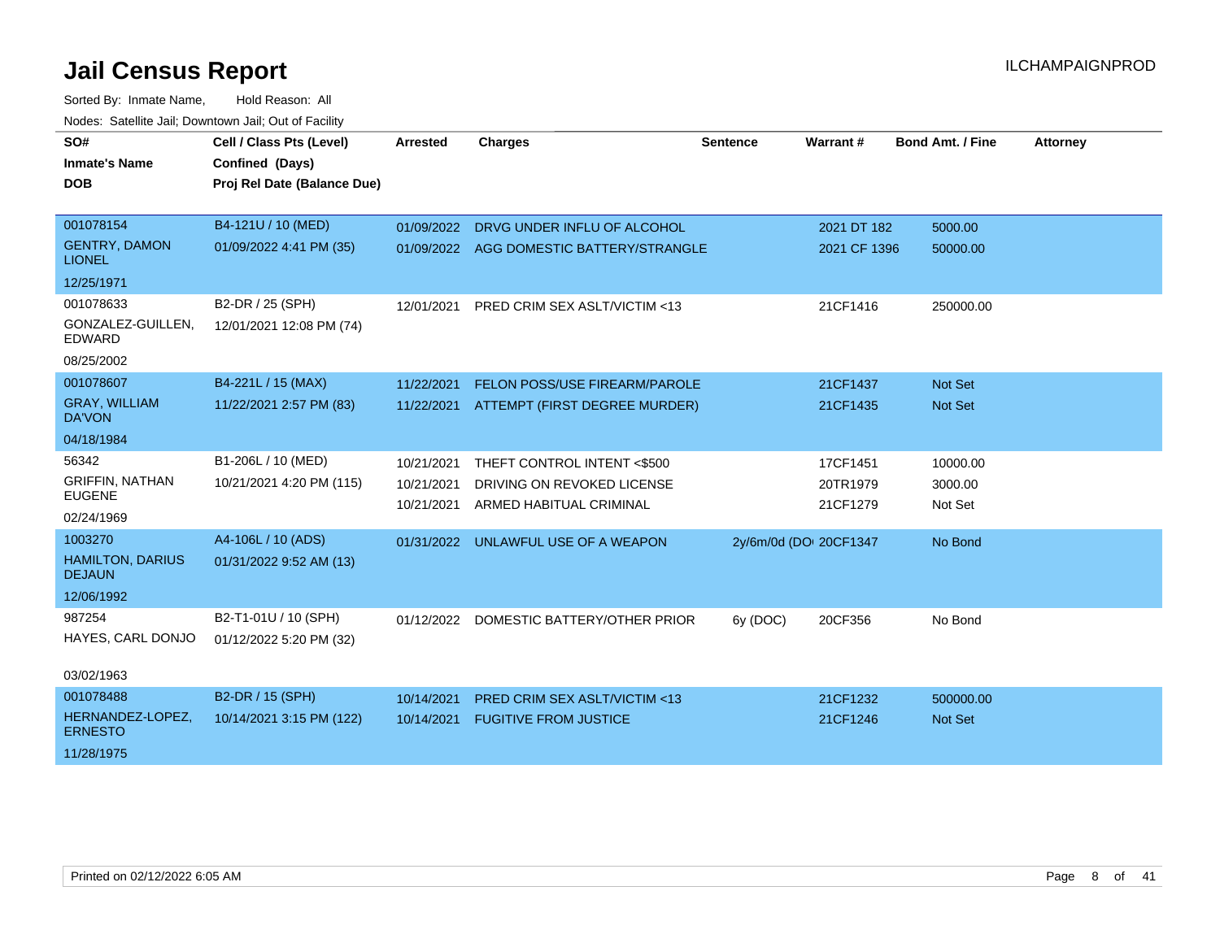# Jail Census Report

ILCHAMPAIGNPROD

Sorted By: Inmate Name, Hold Reason: All

Nodes: Satellite Jail; Downtown Jail; Out of Facility

| SO# / Inmate's Name / DOB | Cell / Class Pts (Level) / Confined (Days) / Proj Rel Date (Balance Due) | Arrested | Charges | Sentence | Warrant # | Bond Amt. / Fine | Attorney |
|---|---|---|---|---|---|---|---|
| 001078154<br>GENTRY, DAMON LIONEL<br>12/25/1971 | B4-121U / 10 (MED)<br>01/09/2022 4:41 PM (35) | 01/09/2022 | DRVG UNDER INFLU OF ALCOHOL | | 2021 DT 182 | 5000.00 | |
| | | 01/09/2022 | AGG DOMESTIC BATTERY/STRANGLE | | 2021 CF 1396 | 50000.00 | |
| 001078633<br>GONZALEZ-GUILLEN, EDWARD<br>08/25/2002 | B2-DR / 25 (SPH)<br>12/01/2021 12:08 PM (74) | 12/01/2021 | PRED CRIM SEX ASLT/VICTIM <13 | | 21CF1416 | 250000.00 | |
| 001078607<br>GRAY, WILLIAM DA'VON<br>04/18/1984 | B4-221L / 15 (MAX)<br>11/22/2021 2:57 PM (83) | 11/22/2021 | FELON POSS/USE FIREARM/PAROLE | | 21CF1437 | Not Set | |
| | | 11/22/2021 | ATTEMPT (FIRST DEGREE MURDER) | | 21CF1435 | Not Set | |
| 56342<br>GRIFFIN, NATHAN EUGENE<br>02/24/1969 | B1-206L / 10 (MED)<br>10/21/2021 4:20 PM (115) | 10/21/2021 | THEFT CONTROL INTENT <$500 | | 17CF1451 | 10000.00 | |
| | | 10/21/2021 | DRIVING ON REVOKED LICENSE | | 20TR1979 | 3000.00 | |
| | | 10/21/2021 | ARMED HABITUAL CRIMINAL | | 21CF1279 | Not Set | |
| 1003270<br>HAMILTON, DARIUS DEJAUN<br>12/06/1992 | A4-106L / 10 (ADS)<br>01/31/2022 9:52 AM (13) | 01/31/2022 | UNLAWFUL USE OF A WEAPON | 2y/6m/0d (DO | 20CF1347 | No Bond | |
| 987254<br>HAYES, CARL DONJO<br>03/02/1963 | B2-T1-01U / 10 (SPH)<br>01/12/2022 5:20 PM (32) | 01/12/2022 | DOMESTIC BATTERY/OTHER PRIOR | 6y (DOC) | 20CF356 | No Bond | |
| 001078488<br>HERNANDEZ-LOPEZ, ERNESTO<br>11/28/1975 | B2-DR / 15 (SPH)<br>10/14/2021 3:15 PM (122) | 10/14/2021 | PRED CRIM SEX ASLT/VICTIM <13 | | 21CF1232 | 500000.00 | |
| | | 10/14/2021 | FUGITIVE FROM JUSTICE | | 21CF1246 | Not Set | |

Printed on 02/12/2022 6:05 AM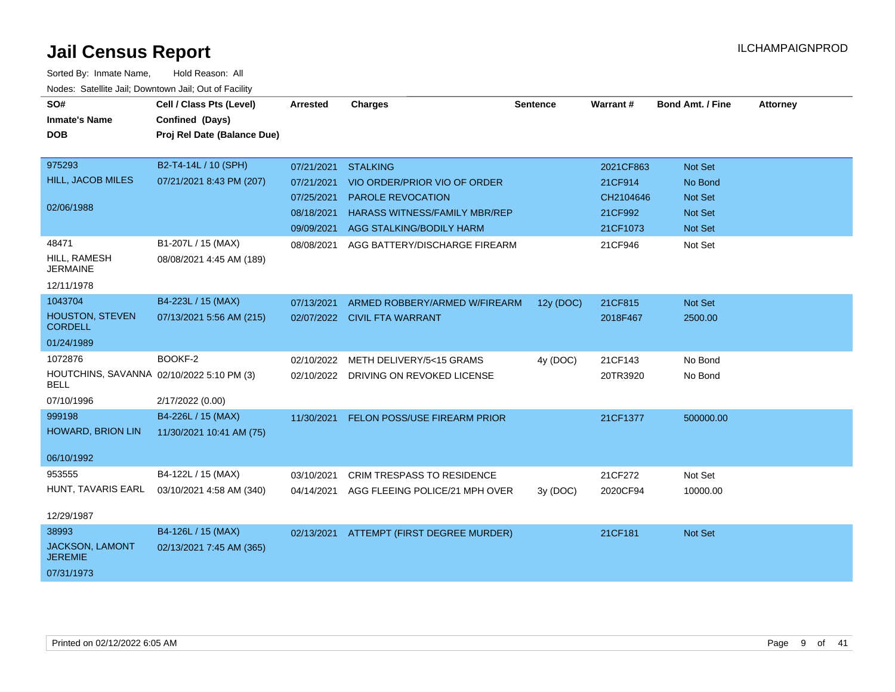# Jail Census Report

ILCHAMPAIGNPROD

Sorted By: Inmate Name, Hold Reason: All

Nodes: Satellite Jail; Downtown Jail; Out of Facility

| SO#<br>Inmate's Name<br>DOB | Cell / Class Pts (Level)<br>Confined (Days)<br>Proj Rel Date (Balance Due) | Arrested | Charges | Sentence | Warrant # | Bond Amt. / Fine | Attorney |
|---|---|---|---|---|---|---|---|
| 975293<br>HILL, JACOB MILES<br>02/06/1988 | B2-T4-14L / 10 (SPH)<br>07/21/2021 8:43 PM (207) | 07/21/2021 | STALKING | | 2021CF863 | Not Set | |
| | | 07/21/2021 | VIO ORDER/PRIOR VIO OF ORDER | | 21CF914 | No Bond | |
| | | 07/25/2021 | PAROLE REVOCATION | | CH2104646 | Not Set | |
| | | 08/18/2021 | HARASS WITNESS/FAMILY MBR/REP | | 21CF992 | Not Set | |
| | | 09/09/2021 | AGG STALKING/BODILY HARM | | 21CF1073 | Not Set | |
| 48471<br>HILL, RAMESH JERMAINE<br>12/11/1978 | B1-207L / 15 (MAX)<br>08/08/2021 4:45 AM (189) | 08/08/2021 | AGG BATTERY/DISCHARGE FIREARM | | 21CF946 | Not Set | |
| 1043704<br>HOUSTON, STEVEN CORDELL<br>01/24/1989 | B4-223L / 15 (MAX)<br>07/13/2021 5:56 AM (215) | 07/13/2021 | ARMED ROBBERY/ARMED W/FIREARM | 12y (DOC) | 21CF815 | Not Set | |
| | | 02/07/2022 | CIVIL FTA WARRANT | | 2018F467 | 2500.00 | |
| 1072876<br>HOUTCHINS, SAVANNA BELL<br>07/10/1996 | BOOKF-2<br>02/10/2022 5:10 PM (3)<br>2/17/2022 (0.00) | 02/10/2022 | METH DELIVERY/5<15 GRAMS | 4y (DOC) | 21CF143 | No Bond | |
| | | 02/10/2022 | DRIVING ON REVOKED LICENSE | | 20TR3920 | No Bond | |
| 999198<br>HOWARD, BRION LIN<br>06/10/1992 | B4-226L / 15 (MAX)<br>11/30/2021 10:41 AM (75) | 11/30/2021 | FELON POSS/USE FIREARM PRIOR | | 21CF1377 | 500000.00 | |
| 953555<br>HUNT, TAVARIS EARL<br>12/29/1987 | B4-122L / 15 (MAX)<br>03/10/2021 4:58 AM (340) | 03/10/2021 | CRIM TRESPASS TO RESIDENCE | | 21CF272 | Not Set | |
| | | 04/14/2021 | AGG FLEEING POLICE/21 MPH OVER | 3y (DOC) | 2020CF94 | 10000.00 | |
| 38993<br>JACKSON, LAMONT JEREMIE<br>07/31/1973 | B4-126L / 15 (MAX)<br>02/13/2021 7:45 AM (365) | 02/13/2021 | ATTEMPT (FIRST DEGREE MURDER) | | 21CF181 | Not Set | |

Printed on 02/12/2022 6:05 AM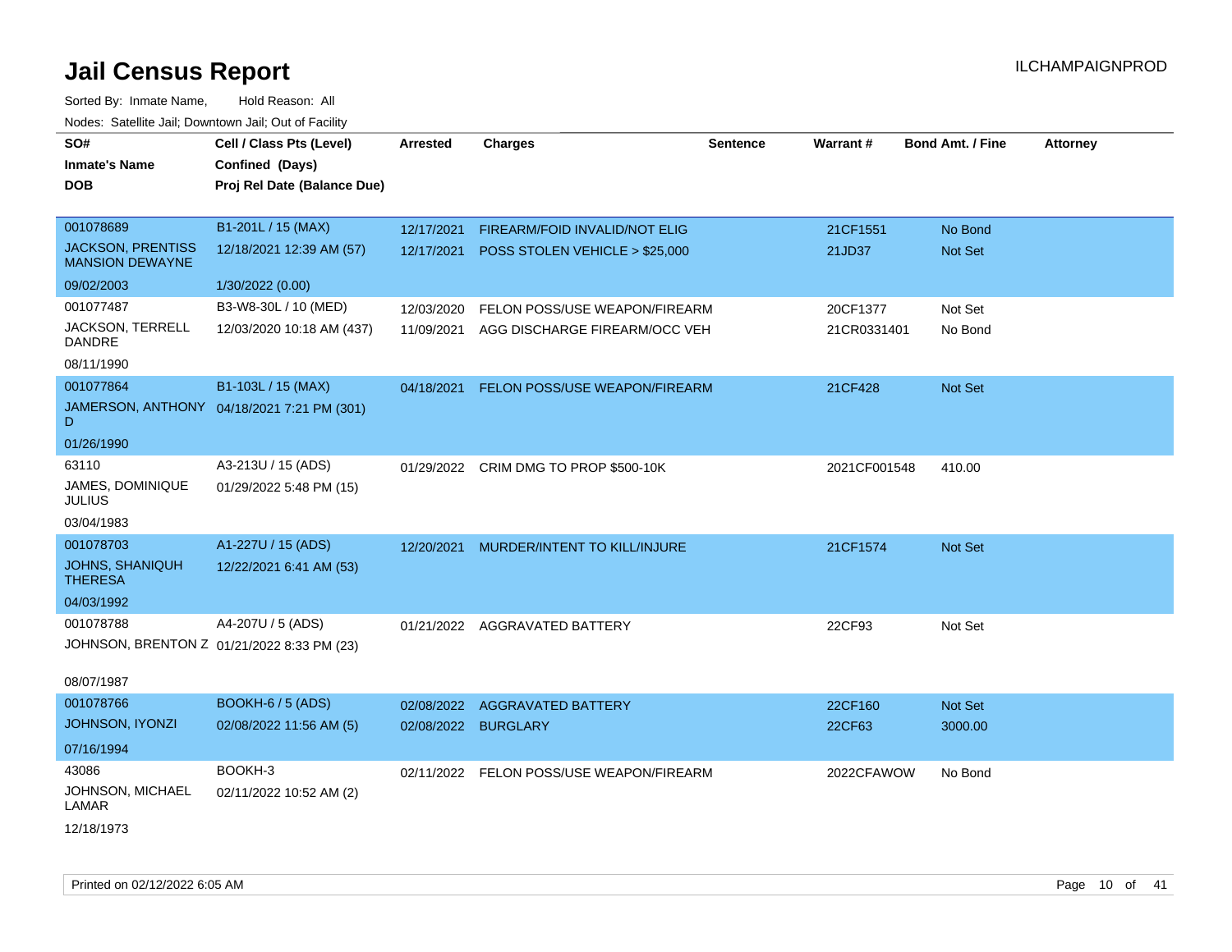# Jail Census Report

ILCHAMPAIGNPROD

Sorted By: Inmate Name, Hold Reason: All

Nodes: Satellite Jail; Downtown Jail; Out of Facility

| SO# / Inmate's Name / DOB | Cell / Class Pts (Level) / Confined (Days) / Proj Rel Date (Balance Due) | Arrested | Charges | Sentence | Warrant # | Bond Amt. / Fine | Attorney |
|---|---|---|---|---|---|---|---|
| 001078689<br>JACKSON, PRENTISS MANSION DEWAYNE<br>09/02/2003 | B1-201L / 15 (MAX)<br>12/18/2021 12:39 AM (57)<br>1/30/2022 (0.00) | 12/17/2021<br>12/17/2021 | FIREARM/FOID INVALID/NOT ELIG<br>POSS STOLEN VEHICLE > $25,000 | | 21CF1551<br>21JD37 | No Bond<br>Not Set | |
| 001077487<br>JACKSON, TERRELL DANDRE<br>08/11/1990 | B3-W8-30L / 10 (MED)<br>12/03/2020 10:18 AM (437) | 12/03/2020<br>11/09/2021 | FELON POSS/USE WEAPON/FIREARM<br>AGG DISCHARGE FIREARM/OCC VEH | | 20CF1377<br>21CR0331401 | Not Set<br>No Bond | |
| 001077864<br>JAMERSON, ANTHONY D<br>01/26/1990 | B1-103L / 15 (MAX)<br>04/18/2021 7:21 PM (301) | 04/18/2021 | FELON POSS/USE WEAPON/FIREARM | | 21CF428 | Not Set | |
| 63110<br>JAMES, DOMINIQUE JULIUS<br>03/04/1983 | A3-213U / 15 (ADS)<br>01/29/2022 5:48 PM (15) | 01/29/2022 | CRIM DMG TO PROP $500-10K | | 2021CF001548 | 410.00 | |
| 001078703<br>JOHNS, SHANIQUH THERESA<br>04/03/1992 | A1-227U / 15 (ADS)<br>12/22/2021 6:41 AM (53) | 12/20/2021 | MURDER/INTENT TO KILL/INJURE | | 21CF1574 | Not Set | |
| 001078788<br>JOHNSON, BRENTON Z<br>08/07/1987 | A4-207U / 5 (ADS)<br>01/21/2022 8:33 PM (23) | 01/21/2022 | AGGRAVATED BATTERY | | 22CF93 | Not Set | |
| 001078766<br>JOHNSON, IYONZI<br>07/16/1994 | BOOKH-6 / 5 (ADS)<br>02/08/2022 11:56 AM (5) | 02/08/2022<br>02/08/2022 | AGGRAVATED BATTERY<br>BURGLARY | | 22CF160<br>22CF63 | Not Set<br>3000.00 | |
| 43086<br>JOHNSON, MICHAEL LAMAR<br>12/18/1973 | BOOKH-3<br>02/11/2022 10:52 AM (2) | 02/11/2022 | FELON POSS/USE WEAPON/FIREARM | | 2022CFAWOW | No Bond | |

Printed on 02/12/2022 6:05 AM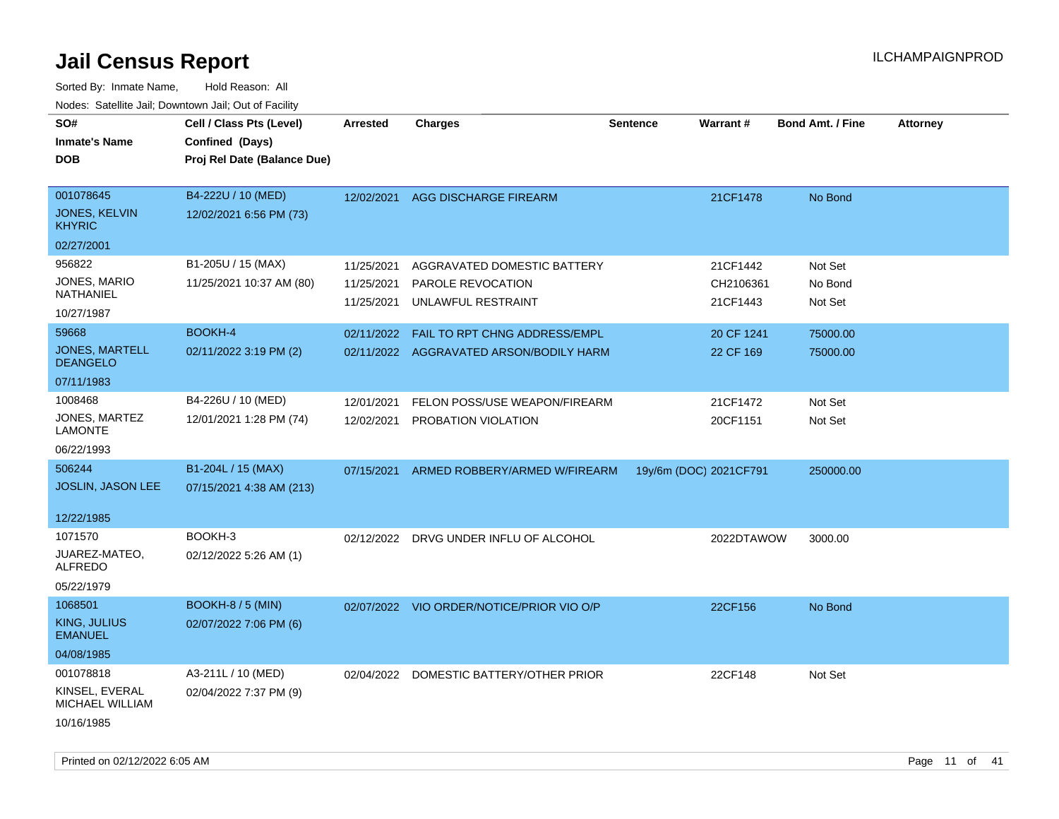# Jail Census Report

ILCHAMPAIGNPROD

Sorted By: Inmate Name, Hold Reason: All

Nodes: Satellite Jail; Downtown Jail; Out of Facility

| SO# / Inmate's Name / DOB | Cell / Class Pts (Level) / Confined (Days) / Proj Rel Date (Balance Due) | Arrested | Charges | Sentence | Warrant # | Bond Amt. / Fine | Attorney |
|---|---|---|---|---|---|---|---|
| 001078645<br>JONES, KELVIN KHYRIC<br>02/27/2001 | B4-222U / 10 (MED)<br>12/02/2021 6:56 PM (73) | 12/02/2021 | AGG DISCHARGE FIREARM | | 21CF1478 | No Bond | |
| 956822<br>JONES, MARIO NATHANIEL<br>10/27/1987 | B1-205U / 15 (MAX)<br>11/25/2021 10:37 AM (80) | 11/25/2021<br>11/25/2021<br>11/25/2021 | AGGRAVATED DOMESTIC BATTERY<br>PAROLE REVOCATION<br>UNLAWFUL RESTRAINT | | 21CF1442<br>CH2106361<br>21CF1443 | Not Set<br>No Bond<br>Not Set | |
| 59668<br>JONES, MARTELL DEANGELO<br>07/11/1983 | BOOKH-4<br>02/11/2022 3:19 PM (2) | 02/11/2022<br>02/11/2022 | FAIL TO RPT CHNG ADDRESS/EMPL<br>AGGRAVATED ARSON/BODILY HARM | | 20 CF 1241<br>22 CF 169 | 75000.00<br>75000.00 | |
| 1008468<br>JONES, MARTEZ LAMONTE<br>06/22/1993 | B4-226U / 10 (MED)<br>12/01/2021 1:28 PM (74) | 12/01/2021<br>12/02/2021 | FELON POSS/USE WEAPON/FIREARM<br>PROBATION VIOLATION | | 21CF1472<br>20CF1151 | Not Set<br>Not Set | |
| 506244<br>JOSLIN, JASON LEE<br>12/22/1985 | B1-204L / 15 (MAX)<br>07/15/2021 4:38 AM (213) | 07/15/2021 | ARMED ROBBERY/ARMED W/FIREARM | 19y/6m (DOC) | 2021CF791 | 250000.00 | |
| 1071570<br>JUAREZ-MATEO, ALFREDO<br>05/22/1979 | BOOKH-3<br>02/12/2022 5:26 AM (1) | 02/12/2022 | DRVG UNDER INFLU OF ALCOHOL | | 2022DTAWOW | 3000.00 | |
| 1068501<br>KING, JULIUS EMANUEL<br>04/08/1985 | BOOKH-8 / 5 (MIN)<br>02/07/2022 7:06 PM (6) | 02/07/2022 | VIO ORDER/NOTICE/PRIOR VIO O/P | | 22CF156 | No Bond | |
| 001078818<br>KINSEL, EVERAL MICHAEL WILLIAM<br>10/16/1985 | A3-211L / 10 (MED)<br>02/04/2022 7:37 PM (9) | 02/04/2022 | DOMESTIC BATTERY/OTHER PRIOR | | 22CF148 | Not Set | |

Printed on 02/12/2022 6:05 AM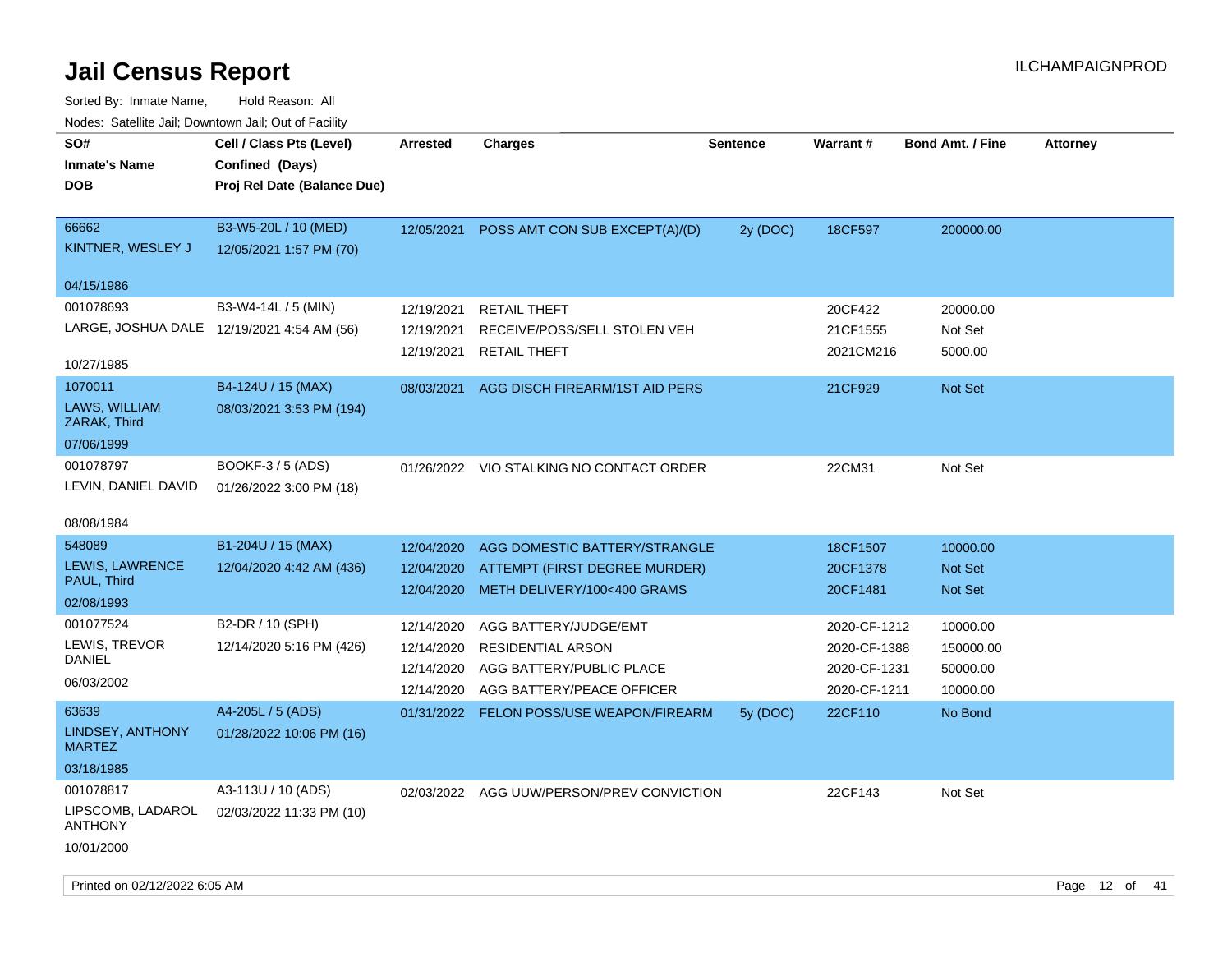# Jail Census Report

ILCHAMPAIGNPROD

Sorted By: Inmate Name, Hold Reason: All

Nodes: Satellite Jail; Downtown Jail; Out of Facility

| SO# / Inmate's Name / DOB | Cell / Class Pts (Level) / Confined (Days) / Proj Rel Date (Balance Due) | Arrested | Charges | Sentence | Warrant # | Bond Amt. / Fine | Attorney |
|---|---|---|---|---|---|---|---|
| 66662<br>KINTNER, WESLEY J<br>04/15/1986 | B3-W5-20L / 10 (MED)<br>12/05/2021 1:57 PM (70) | 12/05/2021 | POSS AMT CON SUB EXCEPT(A)/(D) | 2y (DOC) | 18CF597 | 200000.00 | |
| 001078693<br>LARGE, JOSHUA DALE<br>10/27/1985 | B3-W4-14L / 5 (MIN)<br>12/19/2021 4:54 AM (56) | 12/19/2021 | RETAIL THEFT | | 20CF422 | 20000.00 | |
| | | 12/19/2021 | RECEIVE/POSS/SELL STOLEN VEH | | 21CF1555 | Not Set | |
| | | 12/19/2021 | RETAIL THEFT | | 2021CM216 | 5000.00 | |
| 1070011<br>LAWS, WILLIAM ZARAK, Third<br>07/06/1999 | B4-124U / 15 (MAX)<br>08/03/2021 3:53 PM (194) | 08/03/2021 | AGG DISCH FIREARM/1ST AID PERS | | 21CF929 | Not Set | |
| 001078797<br>LEVIN, DANIEL DAVID<br>08/08/1984 | BOOKF-3 / 5 (ADS)<br>01/26/2022 3:00 PM (18) | 01/26/2022 | VIO STALKING NO CONTACT ORDER | | 22CM31 | Not Set | |
| 548089<br>LEWIS, LAWRENCE PAUL, Third<br>02/08/1993 | B1-204U / 15 (MAX)<br>12/04/2020 4:42 AM (436) | 12/04/2020 | AGG DOMESTIC BATTERY/STRANGLE | | 18CF1507 | 10000.00 | |
| | | 12/04/2020 | ATTEMPT (FIRST DEGREE MURDER) | | 20CF1378 | Not Set | |
| | | 12/04/2020 | METH DELIVERY/100<400 GRAMS | | 20CF1481 | Not Set | |
| 001077524<br>LEWIS, TREVOR DANIEL<br>06/03/2002 | B2-DR / 10 (SPH)<br>12/14/2020 5:16 PM (426) | 12/14/2020 | AGG BATTERY/JUDGE/EMT | | 2020-CF-1212 | 10000.00 | |
| | | 12/14/2020 | RESIDENTIAL ARSON | | 2020-CF-1388 | 150000.00 | |
| | | 12/14/2020 | AGG BATTERY/PUBLIC PLACE | | 2020-CF-1231 | 50000.00 | |
| | | 12/14/2020 | AGG BATTERY/PEACE OFFICER | | 2020-CF-1211 | 10000.00 | |
| 63639<br>LINDSEY, ANTHONY MARTEZ<br>03/18/1985 | A4-205L / 5 (ADS)<br>01/28/2022 10:06 PM (16) | 01/31/2022 | FELON POSS/USE WEAPON/FIREARM | 5y (DOC) | 22CF110 | No Bond | |
| 001078817<br>LIPSCOMB, LADAROL ANTHONY<br>10/01/2000 | A3-113U / 10 (ADS)<br>02/03/2022 11:33 PM (10) | 02/03/2022 | AGG UUW/PERSON/PREV CONVICTION | | 22CF143 | Not Set | |

Printed on 02/12/2022 6:05 AM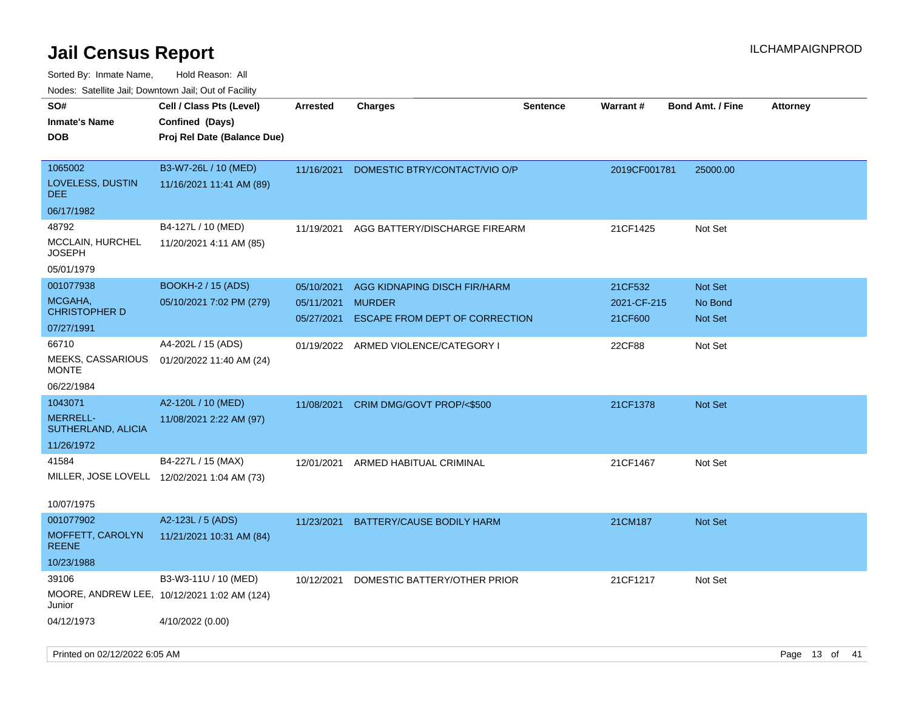# Jail Census Report

ILCHAMPAIGNPROD

Sorted By: Inmate Name, Hold Reason: All

Nodes: Satellite Jail; Downtown Jail; Out of Facility

| SO# / Inmate's Name / DOB | Cell / Class Pts (Level) / Confined (Days) / Proj Rel Date (Balance Due) | Arrested | Charges | Sentence | Warrant # | Bond Amt. / Fine | Attorney |
|---|---|---|---|---|---|---|---|
| 1065002<br>LOVELESS, DUSTIN DEE<br>06/17/1982 | B3-W7-26L / 10 (MED)<br>11/16/2021 11:41 AM (89) | 11/16/2021 | DOMESTIC BTRY/CONTACT/VIO O/P | | 2019CF001781 | 25000.00 | |
| 48792<br>MCCLAIN, HURCHEL JOSEPH<br>05/01/1979 | B4-127L / 10 (MED)<br>11/20/2021 4:11 AM (85) | 11/19/2021 | AGG BATTERY/DISCHARGE FIREARM | | 21CF1425 | Not Set | |
| 001077938<br>MCGAHA, CHRISTOPHER D<br>07/27/1991 | BOOKH-2 / 15 (ADS)<br>05/10/2021 7:02 PM (279) | 05/10/2021<br>05/11/2021<br>05/27/2021 | AGG KIDNAPING DISCH FIR/HARM<br>MURDER<br>ESCAPE FROM DEPT OF CORRECTION | | 21CF532<br>2021-CF-215<br>21CF600 | Not Set<br>No Bond<br>Not Set | |
| 66710<br>MEEKS, CASSARIOUS MONTE<br>06/22/1984 | A4-202L / 15 (ADS)<br>01/20/2022 11:40 AM (24) | 01/19/2022 | ARMED VIOLENCE/CATEGORY I | | 22CF88 | Not Set | |
| 1043071<br>MERRELL-SUTHERLAND, ALICIA<br>11/26/1972 | A2-120L / 10 (MED)<br>11/08/2021 2:22 AM (97) | 11/08/2021 | CRIM DMG/GOVT PROP/<$500 | | 21CF1378 | Not Set | |
| 41584<br>MILLER, JOSE LOVELL<br>10/07/1975 | B4-227L / 15 (MAX)<br>12/02/2021 1:04 AM (73) | 12/01/2021 | ARMED HABITUAL CRIMINAL | | 21CF1467 | Not Set | |
| 001077902<br>MOFFETT, CAROLYN REENE<br>10/23/1988 | A2-123L / 5 (ADS)<br>11/21/2021 10:31 AM (84) | 11/23/2021 | BATTERY/CAUSE BODILY HARM | | 21CM187 | Not Set | |
| 39106<br>MOORE, ANDREW LEE, Junior<br>04/12/1973 | B3-W3-11U / 10 (MED)<br>10/12/2021 1:02 AM (124)<br>4/10/2022 (0.00) | 10/12/2021 | DOMESTIC BATTERY/OTHER PRIOR | | 21CF1217 | Not Set | |

Printed on 02/12/2022 6:05 AM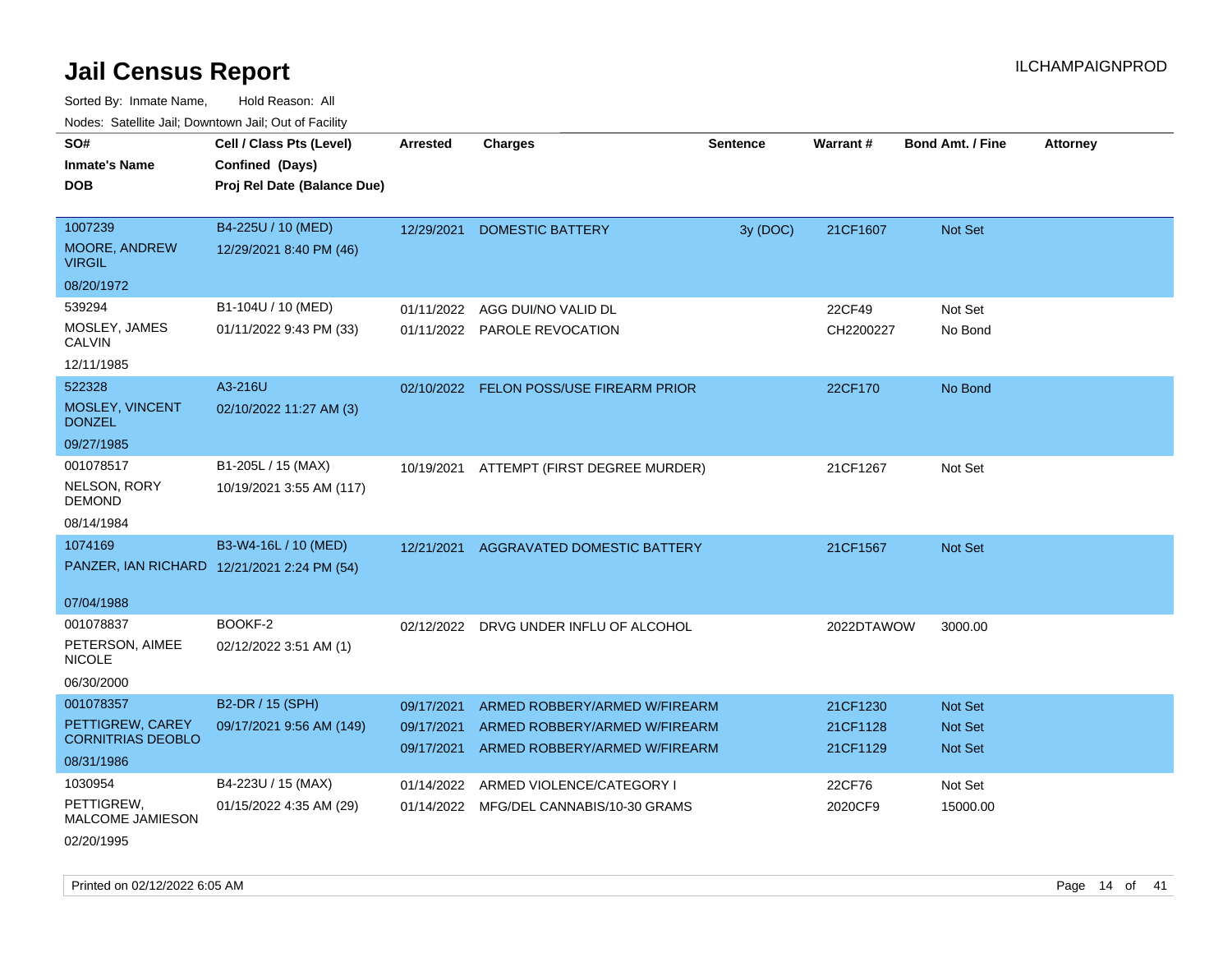# Jail Census Report

ILCHAMPAIGNPROD

Sorted By: Inmate Name, Hold Reason: All

Nodes: Satellite Jail; Downtown Jail; Out of Facility

| SO# / Inmate's Name / DOB | Cell / Class Pts (Level) / Confined (Days) / Proj Rel Date (Balance Due) | Arrested | Charges | Sentence | Warrant # | Bond Amt. / Fine | Attorney |
|---|---|---|---|---|---|---|---|
| 1007239<br>MOORE, ANDREW VIRGIL<br>08/20/1972 | B4-225U / 10 (MED)<br>12/29/2021 8:40 PM (46) | 12/29/2021 | DOMESTIC BATTERY | 3y (DOC) | 21CF1607 | Not Set | |
| 539294<br>MOSLEY, JAMES CALVIN<br>12/11/1985 | B1-104U / 10 (MED)<br>01/11/2022 9:43 PM (33) | 01/11/2022 | AGG DUI/NO VALID DL | | 22CF49 | Not Set | |
| | | 01/11/2022 | PAROLE REVOCATION | | CH2200227 | No Bond | |
| 522328<br>MOSLEY, VINCENT DONZEL<br>09/27/1985 | A3-216U<br>02/10/2022 11:27 AM (3) | 02/10/2022 | FELON POSS/USE FIREARM PRIOR | | 22CF170 | No Bond | |
| 001078517<br>NELSON, RORY DEMOND<br>08/14/1984 | B1-205L / 15 (MAX)<br>10/19/2021 3:55 AM (117) | 10/19/2021 | ATTEMPT (FIRST DEGREE MURDER) | | 21CF1267 | Not Set | |
| 1074169<br>PANZER, IAN RICHARD<br>07/04/1988 | B3-W4-16L / 10 (MED)<br>12/21/2021 2:24 PM (54) | 12/21/2021 | AGGRAVATED DOMESTIC BATTERY | | 21CF1567 | Not Set | |
| 001078837<br>PETERSON, AIMEE NICOLE<br>06/30/2000 | BOOKF-2<br>02/12/2022 3:51 AM (1) | 02/12/2022 | DRVG UNDER INFLU OF ALCOHOL | | 2022DTAWOW | 3000.00 | |
| 001078357<br>PETTIGREW, CAREY CORNITRIAS DEOBLO<br>08/31/1986 | B2-DR / 15 (SPH)<br>09/17/2021 9:56 AM (149) | 09/17/2021 | ARMED ROBBERY/ARMED W/FIREARM | | 21CF1230 | Not Set | |
| | | 09/17/2021 | ARMED ROBBERY/ARMED W/FIREARM | | 21CF1128 | Not Set | |
| | | 09/17/2021 | ARMED ROBBERY/ARMED W/FIREARM | | 21CF1129 | Not Set | |
| 1030954<br>PETTIGREW, MALCOME JAMIESON<br>02/20/1995 | B4-223U / 15 (MAX)<br>01/15/2022 4:35 AM (29) | 01/14/2022 | ARMED VIOLENCE/CATEGORY I | | 22CF76 | Not Set | |
| | | 01/14/2022 | MFG/DEL CANNABIS/10-30 GRAMS | | 2020CF9 | 15000.00 | |

Printed on 02/12/2022 6:05 AM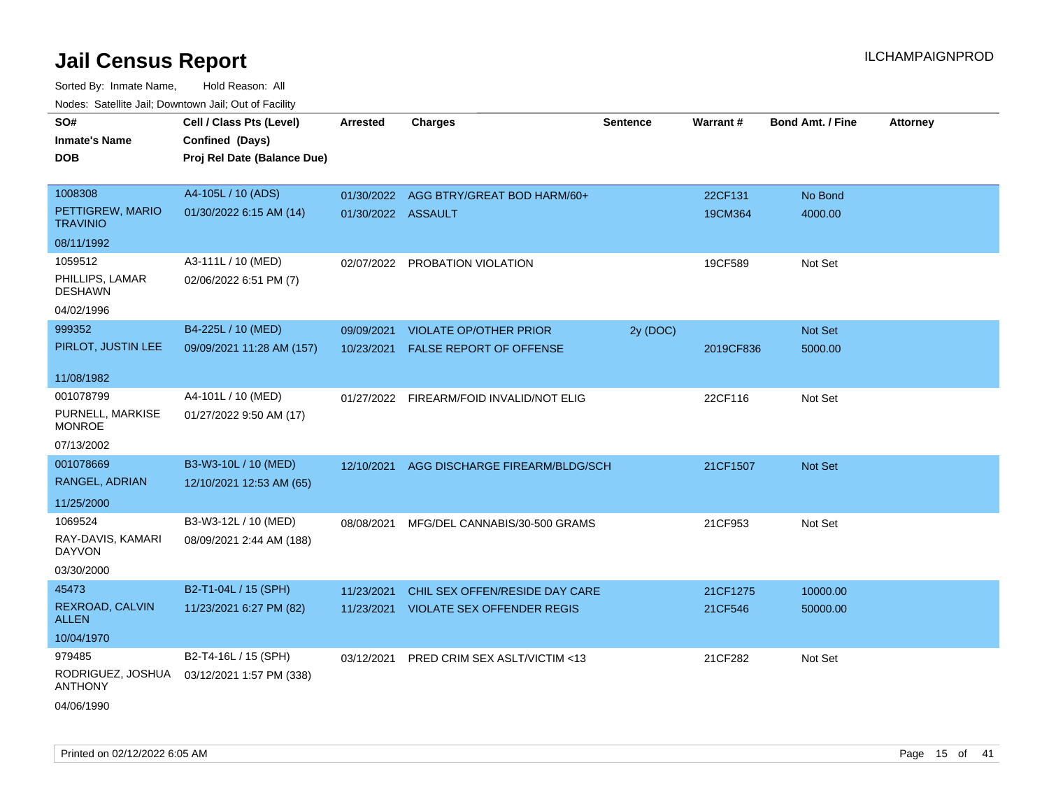# Jail Census Report

Sorted By: Inmate Name, Hold Reason: All

Nodes: Satellite Jail; Downtown Jail; Out of Facility

| SO# / Inmate's Name / DOB | Cell / Class Pts (Level) / Confined (Days) / Proj Rel Date (Balance Due) | Arrested | Charges | Sentence | Warrant # | Bond Amt. / Fine | Attorney |
|---|---|---|---|---|---|---|---|
| 1008308 PETTIGREW, MARIO TRAVINIO 08/11/1992 | A4-105L / 10 (ADS) 01/30/2022 6:15 AM (14) | 01/30/2022 | AGG BTRY/GREAT BOD HARM/60+ | | 22CF131 | No Bond | |
| | | 01/30/2022 | ASSAULT | | 19CM364 | 4000.00 | |
| 1059512 PHILLIPS, LAMAR DESHAWN 04/02/1996 | A3-111L / 10 (MED) 02/06/2022 6:51 PM (7) | 02/07/2022 | PROBATION VIOLATION | | 19CF589 | Not Set | |
| 999352 PIRLOT, JUSTIN LEE 11/08/1982 | B4-225L / 10 (MED) 09/09/2021 11:28 AM (157) | 09/09/2021 | VIOLATE OP/OTHER PRIOR | 2y (DOC) | | Not Set | |
| | | 10/23/2021 | FALSE REPORT OF OFFENSE | | 2019CF836 | 5000.00 | |
| 001078799 PURNELL, MARKISE MONROE 07/13/2002 | A4-101L / 10 (MED) 01/27/2022 9:50 AM (17) | 01/27/2022 | FIREARM/FOID INVALID/NOT ELIG | | 22CF116 | Not Set | |
| 001078669 RANGEL, ADRIAN 11/25/2000 | B3-W3-10L / 10 (MED) 12/10/2021 12:53 AM (65) | 12/10/2021 | AGG DISCHARGE FIREARM/BLDG/SCH | | 21CF1507 | Not Set | |
| 1069524 RAY-DAVIS, KAMARI DAYVON 03/30/2000 | B3-W3-12L / 10 (MED) 08/09/2021 2:44 AM (188) | 08/08/2021 | MFG/DEL CANNABIS/30-500 GRAMS | | 21CF953 | Not Set | |
| 45473 REXROAD, CALVIN ALLEN 10/04/1970 | B2-T1-04L / 15 (SPH) 11/23/2021 6:27 PM (82) | 11/23/2021 | CHIL SEX OFFEN/RESIDE DAY CARE | | 21CF1275 | 10000.00 | |
| | | 11/23/2021 | VIOLATE SEX OFFENDER REGIS | | 21CF546 | 50000.00 | |
| 979485 RODRIGUEZ, JOSHUA ANTHONY 04/06/1990 | B2-T4-16L / 15 (SPH) 03/12/2021 1:57 PM (338) | 03/12/2021 | PRED CRIM SEX ASLT/VICTIM <13 | | 21CF282 | Not Set | |

Printed on 02/12/2022 6:05 AM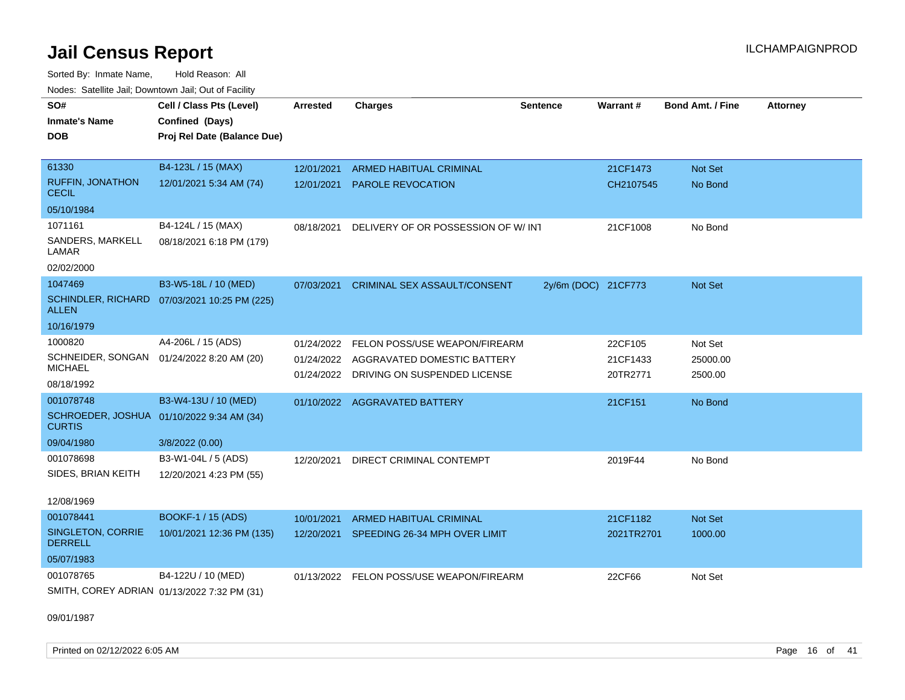# Jail Census Report

ILCHAMPAIGNPROD

Sorted By: Inmate Name, Hold Reason: All

Nodes: Satellite Jail; Downtown Jail; Out of Facility

| SO# / Inmate's Name / DOB | Cell / Class Pts (Level) / Confined (Days) / Proj Rel Date (Balance Due) | Arrested | Charges | Sentence | Warrant # | Bond Amt. / Fine | Attorney |
|---|---|---|---|---|---|---|---|
| 61330<br>RUFFIN, JONATHON CECIL<br>05/10/1984 | B4-123L / 15 (MAX)<br>12/01/2021 5:34 AM (74) | 12/01/2021<br>12/01/2021 | ARMED HABITUAL CRIMINAL<br>PAROLE REVOCATION | | 21CF1473<br>CH2107545 | Not Set<br>No Bond | |
| 1071161<br>SANDERS, MARKELL LAMAR<br>02/02/2000 | B4-124L / 15 (MAX)<br>08/18/2021 6:18 PM (179) | 08/18/2021 | DELIVERY OF OR POSSESSION OF W/ INT | | 21CF1008 | No Bond | |
| 1047469<br>SCHINDLER, RICHARD ALLEN<br>10/16/1979 | B3-W5-18L / 10 (MED)<br>07/03/2021 10:25 PM (225) | 07/03/2021 | CRIMINAL SEX ASSAULT/CONSENT | 2y/6m (DOC) | 21CF773 | Not Set | |
| 1000820<br>SCHNEIDER, SONGAN MICHAEL<br>08/18/1992 | A4-206L / 15 (ADS)<br>01/24/2022 8:20 AM (20) | 01/24/2022<br>01/24/2022<br>01/24/2022 | FELON POSS/USE WEAPON/FIREARM<br>AGGRAVATED DOMESTIC BATTERY<br>DRIVING ON SUSPENDED LICENSE | | 22CF105<br>21CF1433<br>20TR2771 | Not Set<br>25000.00<br>2500.00 | |
| 001078748<br>SCHROEDER, JOSHUA CURTIS<br>09/04/1980 | B3-W4-13U / 10 (MED)<br>01/10/2022 9:34 AM (34)<br>3/8/2022 (0.00) | 01/10/2022 | AGGRAVATED BATTERY | | 21CF151 | No Bond | |
| 001078698<br>SIDES, BRIAN KEITH<br>12/08/1969 | B3-W1-04L / 5 (ADS)<br>12/20/2021 4:23 PM (55) | 12/20/2021 | DIRECT CRIMINAL CONTEMPT | | 2019F44 | No Bond | |
| 001078441<br>SINGLETON, CORRIE DERRELL<br>05/07/1983 | BOOKF-1 / 15 (ADS)<br>10/01/2021 12:36 PM (135) | 10/01/2021<br>12/20/2021 | ARMED HABITUAL CRIMINAL<br>SPEEDING 26-34 MPH OVER LIMIT | | 21CF1182<br>2021TR2701 | Not Set<br>1000.00 | |
| 001078765<br>SMITH, COREY ADRIAN<br>09/01/1987 | B4-122U / 10 (MED)<br>01/13/2022 7:32 PM (31) | 01/13/2022 | FELON POSS/USE WEAPON/FIREARM | | 22CF66 | Not Set | |

Printed on 02/12/2022 6:05 AM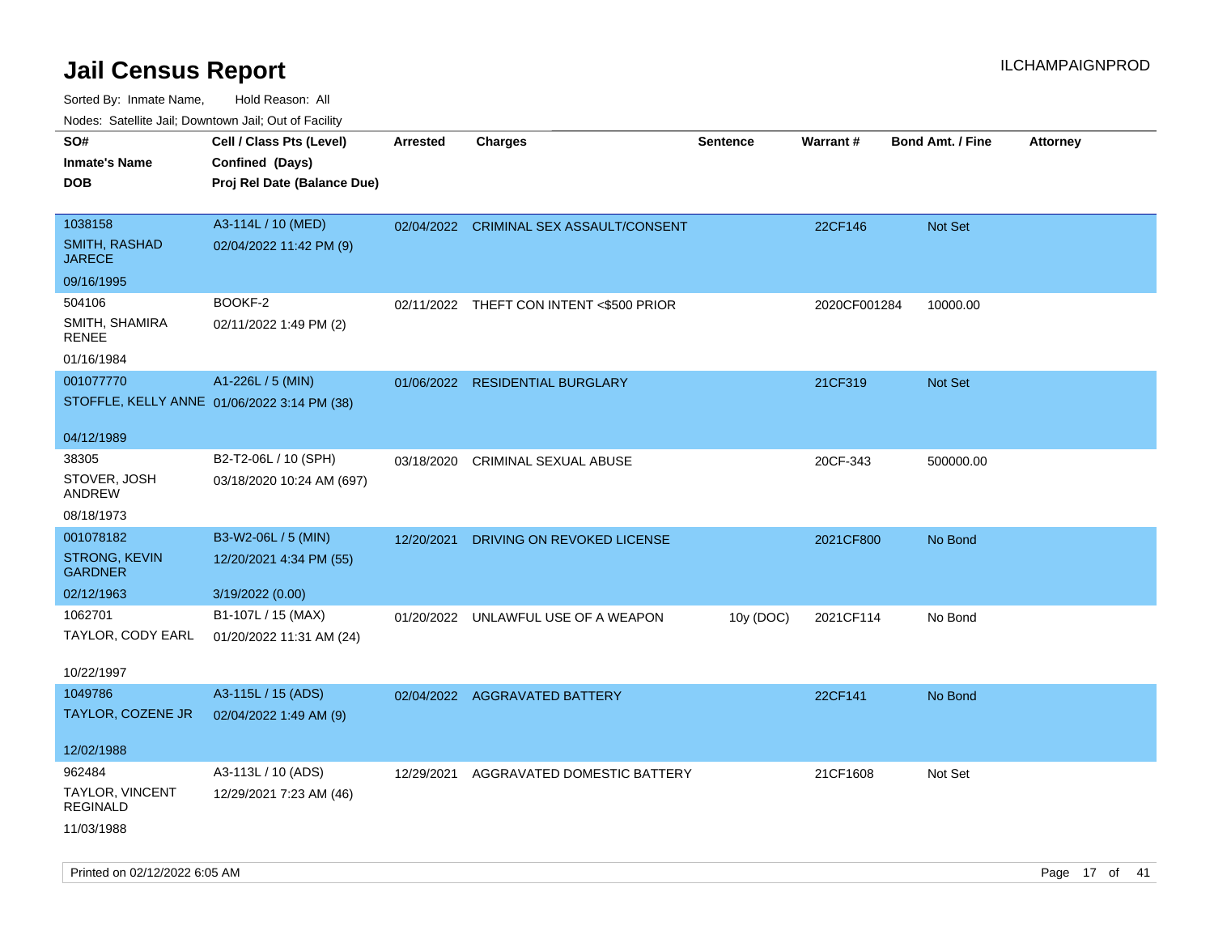# Jail Census Report

ILCHAMPAIGNPROD

Sorted By: Inmate Name, Hold Reason: All

Nodes: Satellite Jail; Downtown Jail; Out of Facility

| SO# / Inmate's Name / DOB | Cell / Class Pts (Level) / Confined (Days) / Proj Rel Date (Balance Due) | Arrested | Charges | Sentence | Warrant # | Bond Amt. / Fine | Attorney |
|---|---|---|---|---|---|---|---|
| 1038158<br>SMITH, RASHAD JARECE<br>09/16/1995 | A3-114L / 10 (MED)<br>02/04/2022 11:42 PM (9) | 02/04/2022 | CRIMINAL SEX ASSAULT/CONSENT | | 22CF146 | Not Set | |
| 504106<br>SMITH, SHAMIRA RENEE<br>01/16/1984 | BOOKF-2<br>02/11/2022 1:49 PM (2) | 02/11/2022 | THEFT CON INTENT <$500 PRIOR | | 2020CF001284 | 10000.00 | |
| 001077770<br>STOFFLE, KELLY ANNE<br>04/12/1989 | A1-226L / 5 (MIN)<br>01/06/2022 3:14 PM (38) | 01/06/2022 | RESIDENTIAL BURGLARY | | 21CF319 | Not Set | |
| 38305<br>STOVER, JOSH ANDREW<br>08/18/1973 | B2-T2-06L / 10 (SPH)<br>03/18/2020 10:24 AM (697) | 03/18/2020 | CRIMINAL SEXUAL ABUSE | | 20CF-343 | 500000.00 | |
| 001078182<br>STRONG, KEVIN GARDNER<br>02/12/1963 | B3-W2-06L / 5 (MIN)<br>12/20/2021 4:34 PM (55)<br>3/19/2022 (0.00) | 12/20/2021 | DRIVING ON REVOKED LICENSE | | 2021CF800 | No Bond | |
| 1062701<br>TAYLOR, CODY EARL<br>10/22/1997 | B1-107L / 15 (MAX)<br>01/20/2022 11:31 AM (24) | 01/20/2022 | UNLAWFUL USE OF A WEAPON | 10y (DOC) | 2021CF114 | No Bond | |
| 1049786<br>TAYLOR, COZENE JR<br>12/02/1988 | A3-115L / 15 (ADS)<br>02/04/2022 1:49 AM (9) | 02/04/2022 | AGGRAVATED BATTERY | | 22CF141 | No Bond | |
| 962484<br>TAYLOR, VINCENT REGINALD<br>11/03/1988 | A3-113L / 10 (ADS)<br>12/29/2021 7:23 AM (46) | 12/29/2021 | AGGRAVATED DOMESTIC BATTERY | | 21CF1608 | Not Set | |

Printed on 02/12/2022 6:05 AM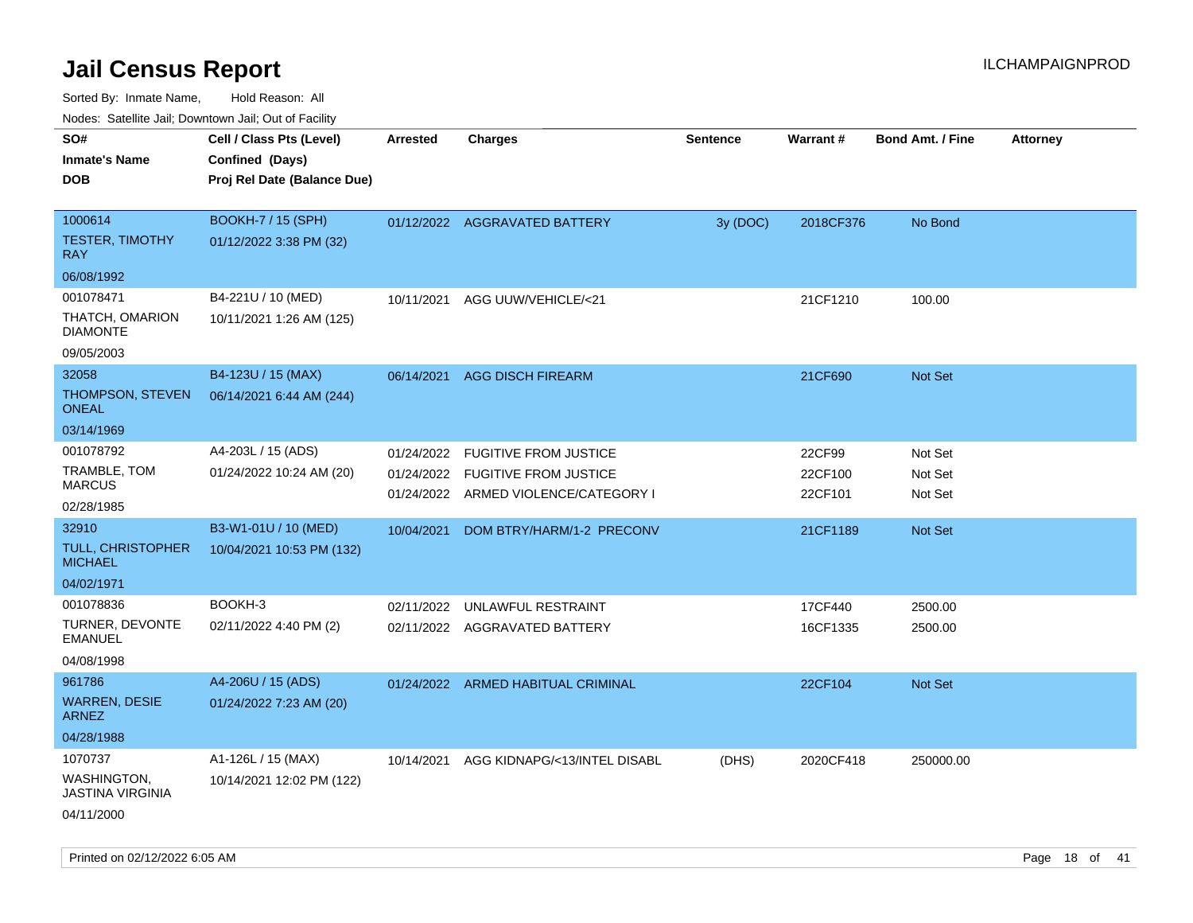# Jail Census Report

ILCHAMPAIGNPROD

Sorted By: Inmate Name, Hold Reason: All

Nodes: Satellite Jail; Downtown Jail; Out of Facility

| SO# / Inmate's Name / DOB | Cell / Class Pts (Level) / Confined (Days) / Proj Rel Date (Balance Due) | Arrested | Charges | Sentence | Warrant # | Bond Amt. / Fine | Attorney |
|---|---|---|---|---|---|---|---|
| 1000614<br>TESTER, TIMOTHY RAY<br>06/08/1992 | BOOKH-7 / 15 (SPH)<br>01/12/2022 3:38 PM (32) | 01/12/2022 | AGGRAVATED BATTERY | 3y (DOC) | 2018CF376 | No Bond | |
| 001078471<br>THATCH, OMARION DIAMONTE<br>09/05/2003 | B4-221U / 10 (MED)<br>10/11/2021 1:26 AM (125) | 10/11/2021 | AGG UUW/VEHICLE/<21 | | 21CF1210 | 100.00 | |
| 32058<br>THOMPSON, STEVEN ONEAL<br>03/14/1969 | B4-123U / 15 (MAX)<br>06/14/2021 6:44 AM (244) | 06/14/2021 | AGG DISCH FIREARM | | 21CF690 | Not Set | |
| 001078792<br>TRAMBLE, TOM MARCUS<br>02/28/1985 | A4-203L / 15 (ADS)<br>01/24/2022 10:24 AM (20) | 01/24/2022<br>01/24/2022<br>01/24/2022 | FUGITIVE FROM JUSTICE<br>FUGITIVE FROM JUSTICE<br>ARMED VIOLENCE/CATEGORY I | | 22CF99<br>22CF100<br>22CF101 | Not Set<br>Not Set<br>Not Set | |
| 32910<br>TULL, CHRISTOPHER MICHAEL<br>04/02/1971 | B3-W1-01U / 10 (MED)<br>10/04/2021 10:53 PM (132) | 10/04/2021 | DOM BTRY/HARM/1-2 PRECONV | | 21CF1189 | Not Set | |
| 001078836<br>TURNER, DEVONTE EMANUEL<br>04/08/1998 | BOOKH-3<br>02/11/2022 4:40 PM (2) | 02/11/2022<br>02/11/2022 | UNLAWFUL RESTRAINT<br>AGGRAVATED BATTERY | | 17CF440<br>16CF1335 | 2500.00<br>2500.00 | |
| 961786<br>WARREN, DESIE ARNEZ<br>04/28/1988 | A4-206U / 15 (ADS)<br>01/24/2022 7:23 AM (20) | 01/24/2022 | ARMED HABITUAL CRIMINAL | | 22CF104 | Not Set | |
| 1070737<br>WASHINGTON, JASTINA VIRGINIA<br>04/11/2000 | A1-126L / 15 (MAX)<br>10/14/2021 12:02 PM (122) | 10/14/2021 | AGG KIDNAPG/<13/INTEL DISABL | (DHS) | 2020CF418 | 250000.00 | |

Printed on 02/12/2022 6:05 AM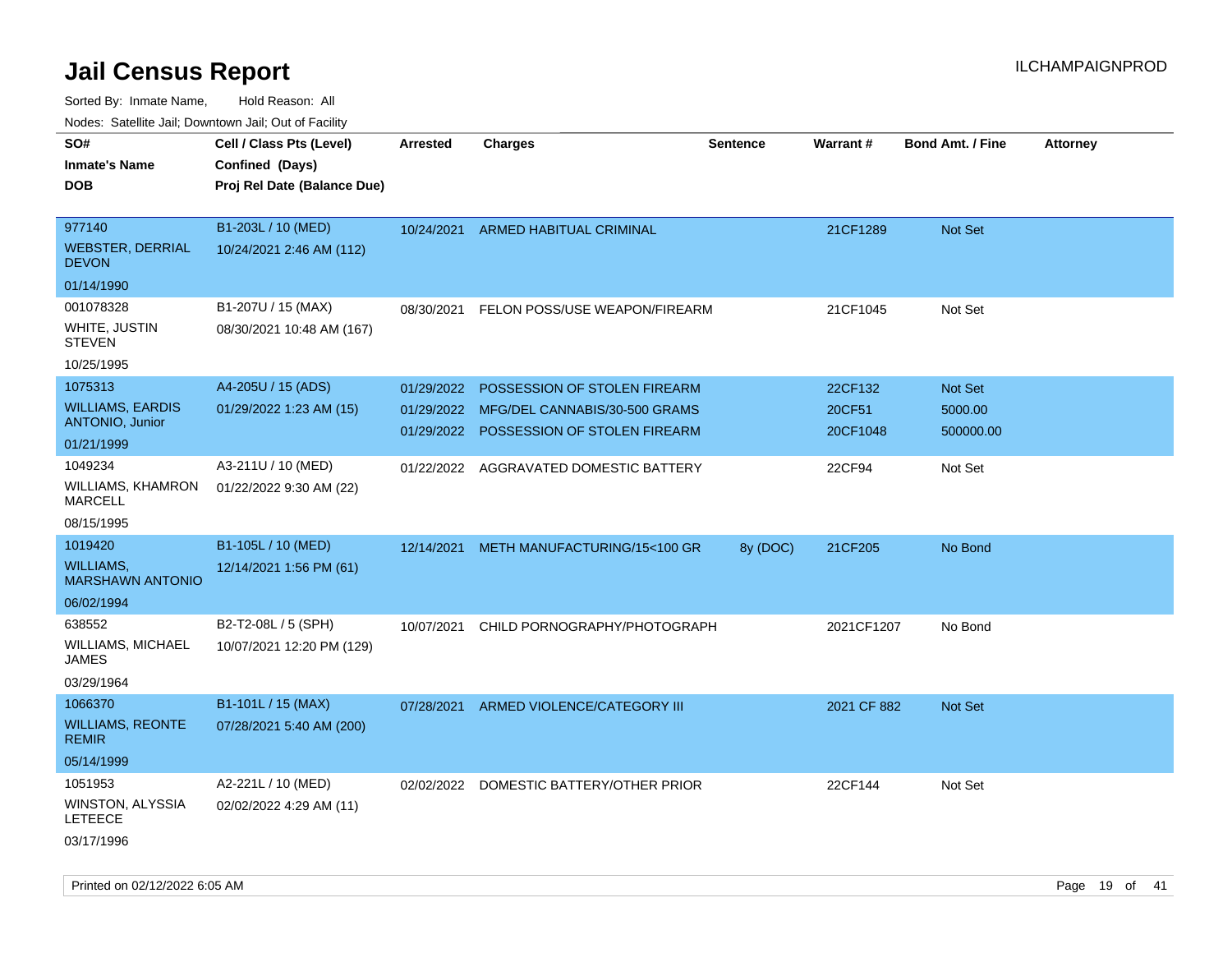# Jail Census Report

Sorted By: Inmate Name, Hold Reason: All

Nodes: Satellite Jail; Downtown Jail; Out of Facility

| SO# / Inmate's Name / DOB | Cell / Class Pts (Level) / Confined (Days) / Proj Rel Date (Balance Due) | Arrested | Charges | Sentence | Warrant # | Bond Amt. / Fine | Attorney |
|---|---|---|---|---|---|---|---|
| 977140<br>WEBSTER, DERRIAL DEVON<br>01/14/1990 | B1-203L / 10 (MED)<br>10/24/2021 2:46 AM (112) | 10/24/2021 | ARMED HABITUAL CRIMINAL | | 21CF1289 | Not Set | |
| 001078328<br>WHITE, JUSTIN STEVEN<br>10/25/1995 | B1-207U / 15 (MAX)<br>08/30/2021 10:48 AM (167) | 08/30/2021 | FELON POSS/USE WEAPON/FIREARM | | 21CF1045 | Not Set | |
| 1075313<br>WILLIAMS, EARDIS ANTONIO, Junior<br>01/21/1999 | A4-205U / 15 (ADS)<br>01/29/2022 1:23 AM (15) | 01/29/2022 | POSSESSION OF STOLEN FIREARM | | 22CF132 | Not Set | |
| | | 01/29/2022 | MFG/DEL CANNABIS/30-500 GRAMS | | 20CF51 | 5000.00 | |
| | | 01/29/2022 | POSSESSION OF STOLEN FIREARM | | 20CF1048 | 500000.00 | |
| 1049234<br>WILLIAMS, KHAMRON MARCELL<br>08/15/1995 | A3-211U / 10 (MED)<br>01/22/2022 9:30 AM (22) | 01/22/2022 | AGGRAVATED DOMESTIC BATTERY | | 22CF94 | Not Set | |
| 1019420<br>WILLIAMS, MARSHAWN ANTONIO<br>06/02/1994 | B1-105L / 10 (MED)<br>12/14/2021 1:56 PM (61) | 12/14/2021 | METH MANUFACTURING/15<100 GR | 8y (DOC) | 21CF205 | No Bond | |
| 638552<br>WILLIAMS, MICHAEL JAMES<br>03/29/1964 | B2-T2-08L / 5 (SPH)<br>10/07/2021 12:20 PM (129) | 10/07/2021 | CHILD PORNOGRAPHY/PHOTOGRAPH | | 2021CF1207 | No Bond | |
| 1066370<br>WILLIAMS, REONTE REMIR<br>05/14/1999 | B1-101L / 15 (MAX)<br>07/28/2021 5:40 AM (200) | 07/28/2021 | ARMED VIOLENCE/CATEGORY III | | 2021 CF 882 | Not Set | |
| 1051953<br>WINSTON, ALYSSIA LETEECE<br>03/17/1996 | A2-221L / 10 (MED)<br>02/02/2022 4:29 AM (11) | 02/02/2022 | DOMESTIC BATTERY/OTHER PRIOR | | 22CF144 | Not Set | |

Printed on 02/12/2022 6:05 AM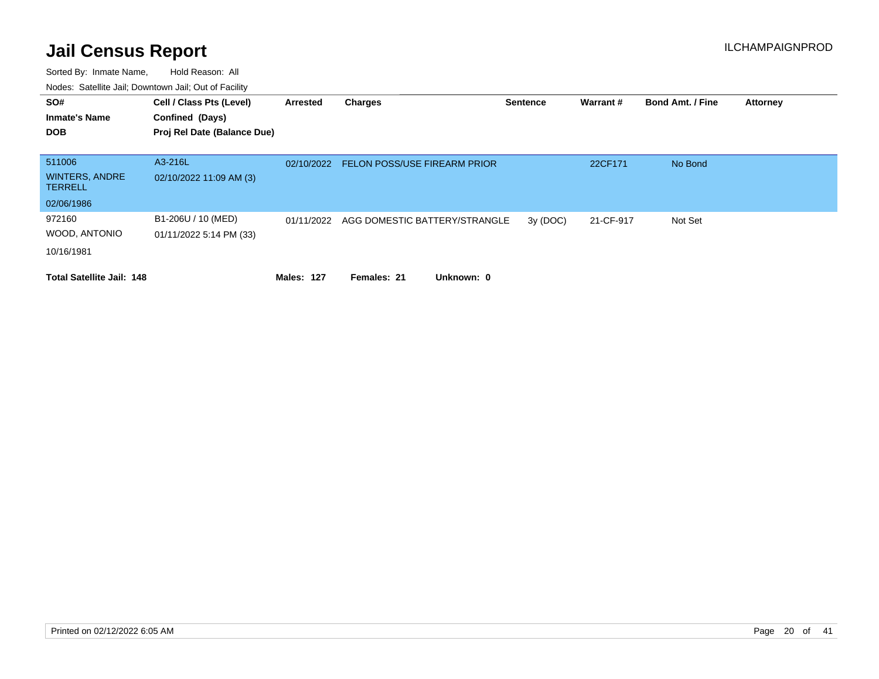# Jail Census Report

ILCHAMPAIGNPROD

Sorted By: Inmate Name, Hold Reason: All

Nodes: Satellite Jail; Downtown Jail; Out of Facility

| SO# / Inmate's Name / DOB | Cell / Class Pts (Level) / Confined (Days) / Proj Rel Date (Balance Due) | Arrested | Charges | Sentence | Warrant # | Bond Amt. / Fine | Attorney |
|---|---|---|---|---|---|---|---|
| 511006 WINTERS, ANDRE TERRELL 02/06/1986 | A3-216L 02/10/2022 11:09 AM (3) | 02/10/2022 | FELON POSS/USE FIREARM PRIOR | | 22CF171 | No Bond | |
| 972160 WOOD, ANTONIO 10/16/1981 | B1-206U / 10 (MED) 01/11/2022 5:14 PM (33) | 01/11/2022 | AGG DOMESTIC BATTERY/STRANGLE | 3y (DOC) | 21-CF-917 | Not Set | |

**Total Satellite Jail: 148** **Males: 127** **Females: 21** **Unknown: 0**

Printed on 02/12/2022 6:05 AM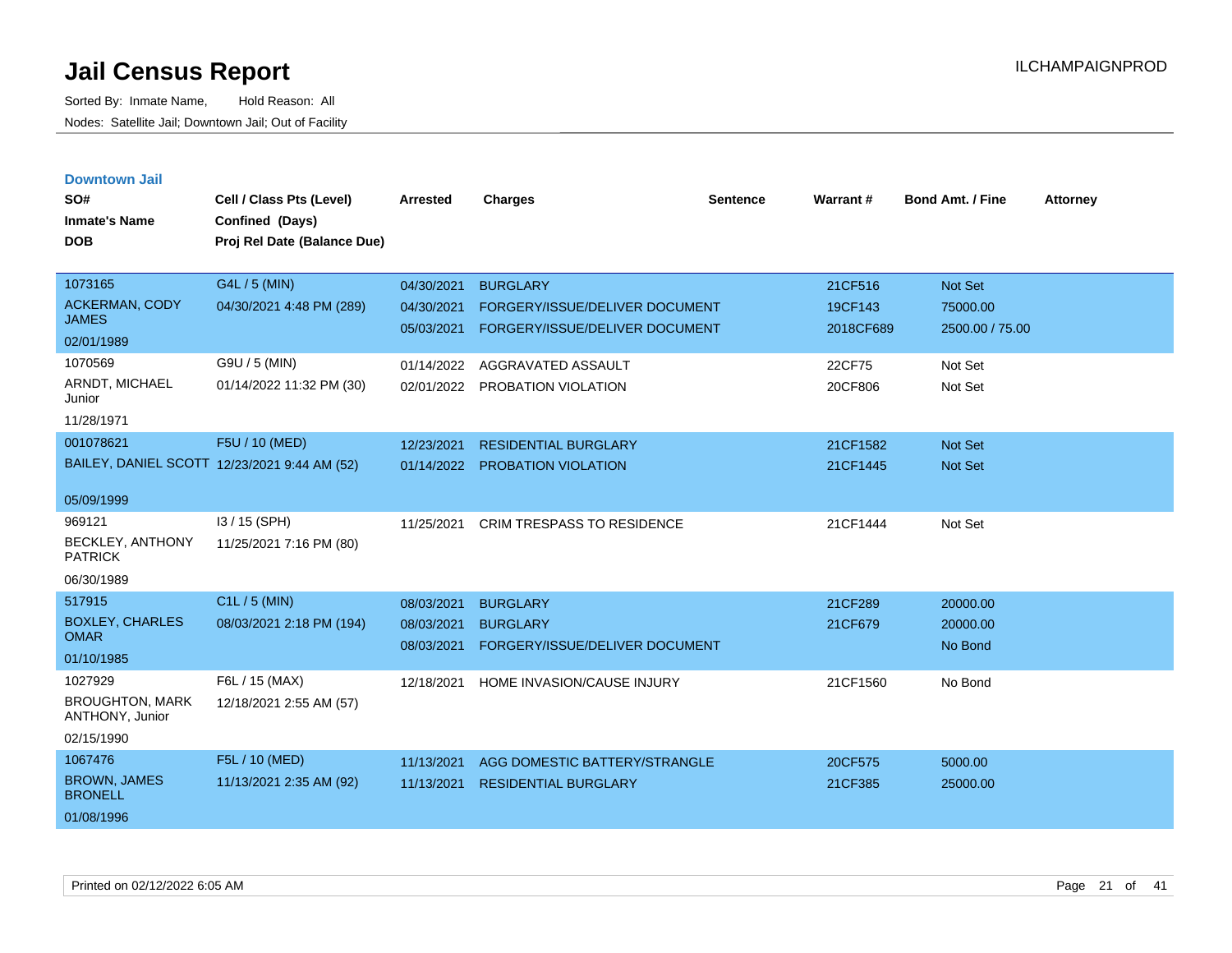# Jail Census Report

Sorted By: Inmate Name, Hold Reason: All

Nodes: Satellite Jail; Downtown Jail; Out of Facility

ILCHAMPAIGNPROD

## Downtown Jail

| SO# / Inmate's Name / DOB | Cell / Class Pts (Level) / Confined (Days) / Proj Rel Date (Balance Due) | Arrested | Charges | Sentence | Warrant # | Bond Amt. / Fine | Attorney |
|---|---|---|---|---|---|---|---|
| 1073165<br>ACKERMAN, CODY JAMES<br>02/01/1989 | G4L / 5 (MIN)<br>04/30/2021 4:48 PM (289) | 04/30/2021<br>04/30/2021<br>05/03/2021 | BURGLARY<br>FORGERY/ISSUE/DELIVER DOCUMENT<br>FORGERY/ISSUE/DELIVER DOCUMENT | | 21CF516<br>19CF143<br>2018CF689 | Not Set<br>75000.00<br>2500.00 / 75.00 | |
| 1070569<br>ARNDT, MICHAEL Junior<br>11/28/1971 | G9U / 5 (MIN)<br>01/14/2022 11:32 PM (30) | 01/14/2022<br>02/01/2022 | AGGRAVATED ASSAULT<br>PROBATION VIOLATION | | 22CF75<br>20CF806 | Not Set<br>Not Set | |
| 001078621<br>BAILEY, DANIEL SCOTT<br>05/09/1999 | F5U / 10 (MED)<br>12/23/2021 9:44 AM (52) | 12/23/2021<br>01/14/2022 | RESIDENTIAL BURGLARY<br>PROBATION VIOLATION | | 21CF1582<br>21CF1445 | Not Set<br>Not Set | |
| 969121<br>BECKLEY, ANTHONY PATRICK<br>06/30/1989 | I3 / 15 (SPH)<br>11/25/2021 7:16 PM (80) | 11/25/2021 | CRIM TRESPASS TO RESIDENCE | | 21CF1444 | Not Set | |
| 517915<br>BOXLEY, CHARLES OMAR<br>01/10/1985 | C1L / 5 (MIN)<br>08/03/2021 2:18 PM (194) | 08/03/2021<br>08/03/2021<br>08/03/2021 | BURGLARY<br>BURGLARY<br>FORGERY/ISSUE/DELIVER DOCUMENT | | 21CF289<br>21CF679 | 20000.00<br>20000.00<br>No Bond | |
| 1027929<br>BROUGHTON, MARK ANTHONY, Junior<br>02/15/1990 | F6L / 15 (MAX)<br>12/18/2021 2:55 AM (57) | 12/18/2021 | HOME INVASION/CAUSE INJURY | | 21CF1560 | No Bond | |
| 1067476<br>BROWN, JAMES BRONELL<br>01/08/1996 | F5L / 10 (MED)<br>11/13/2021 2:35 AM (92) | 11/13/2021<br>11/13/2021 | AGG DOMESTIC BATTERY/STRANGLE<br>RESIDENTIAL BURGLARY | | 20CF575<br>21CF385 | 5000.00<br>25000.00 | |

Printed on 02/12/2022 6:05 AM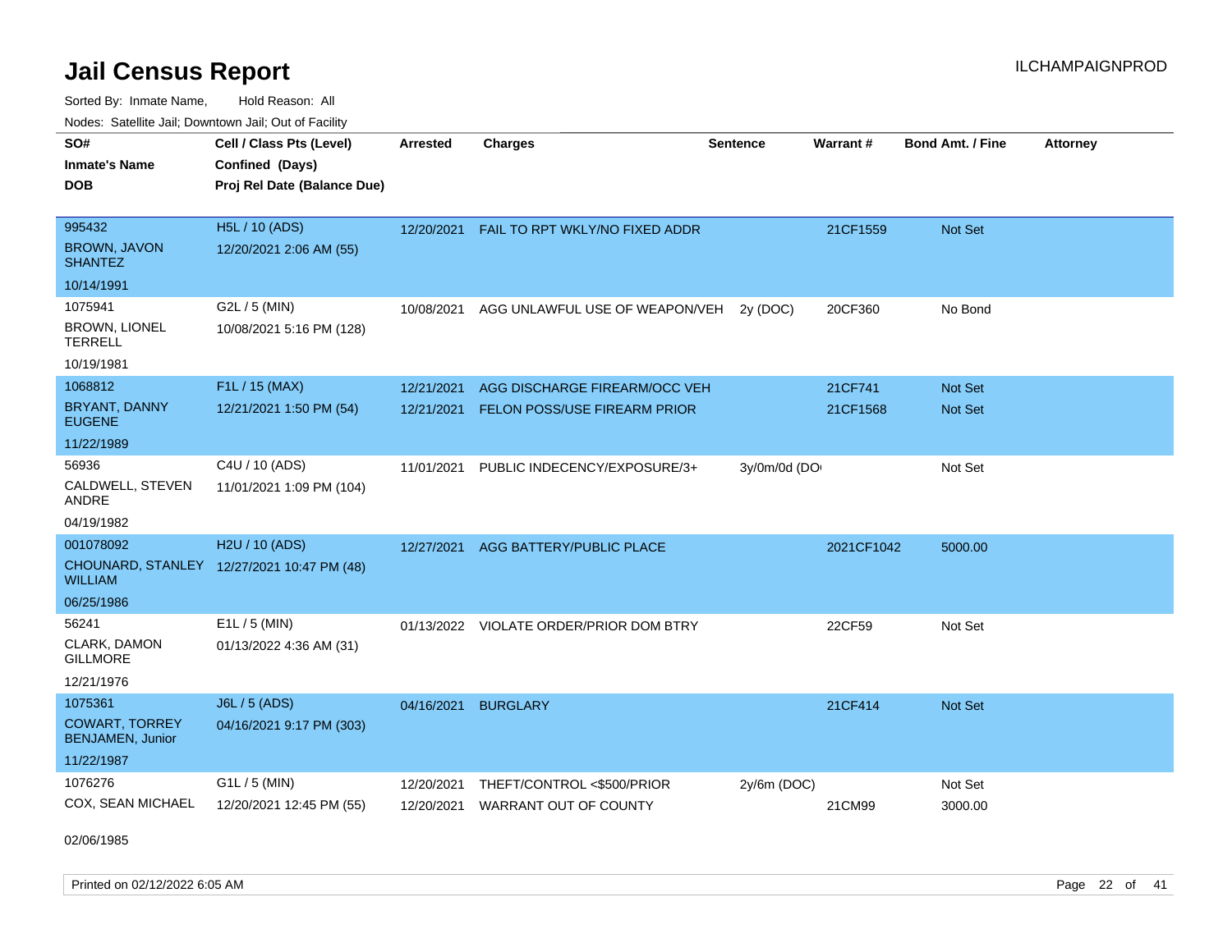# Jail Census Report

ILCHAMPAIGNPROD

Sorted By: Inmate Name, Hold Reason: All

Nodes: Satellite Jail; Downtown Jail; Out of Facility

| SO#<br>Inmate's Name<br>DOB | Cell / Class Pts (Level)<br>Confined (Days)<br>Proj Rel Date (Balance Due) | Arrested | Charges | Sentence | Warrant # | Bond Amt. / Fine | Attorney |
|---|---|---|---|---|---|---|---|
| 995432<br>BROWN, JAVON SHANTEZ<br>10/14/1991 | H5L / 10 (ADS)<br>12/20/2021 2:06 AM (55) | 12/20/2021 | FAIL TO RPT WKLY/NO FIXED ADDR | | 21CF1559 | Not Set | |
| 1075941<br>BROWN, LIONEL TERRELL<br>10/19/1981 | G2L / 5 (MIN)<br>10/08/2021 5:16 PM (128) | 10/08/2021 | AGG UNLAWFUL USE OF WEAPON/VEH | 2y (DOC) | 20CF360 | No Bond | |
| 1068812<br>BRYANT, DANNY EUGENE<br>11/22/1989 | F1L / 15 (MAX)<br>12/21/2021 1:50 PM (54) | 12/21/2021<br>12/21/2021 | AGG DISCHARGE FIREARM/OCC VEH<br>FELON POSS/USE FIREARM PRIOR | | 21CF741<br>21CF1568 | Not Set<br>Not Set | |
| 56936<br>CALDWELL, STEVEN ANDRE<br>04/19/1982 | C4U / 10 (ADS)<br>11/01/2021 1:09 PM (104) | 11/01/2021 | PUBLIC INDECENCY/EXPOSURE/3+ | 3y/0m/0d (DO | | Not Set | |
| 001078092<br>CHOUNARD, STANLEY WILLIAM<br>06/25/1986 | H2U / 10 (ADS)<br>12/27/2021 10:47 PM (48) | 12/27/2021 | AGG BATTERY/PUBLIC PLACE | | 2021CF1042 | 5000.00 | |
| 56241<br>CLARK, DAMON GILLMORE<br>12/21/1976 | E1L / 5 (MIN)<br>01/13/2022 4:36 AM (31) | 01/13/2022 | VIOLATE ORDER/PRIOR DOM BTRY | | 22CF59 | Not Set | |
| 1075361<br>COWART, TORREY BENJAMEN, Junior<br>11/22/1987 | J6L / 5 (ADS)<br>04/16/2021 9:17 PM (303) | 04/16/2021 | BURGLARY | | 21CF414 | Not Set | |
| 1076276<br>COX, SEAN MICHAEL<br>02/06/1985 | G1L / 5 (MIN)<br>12/20/2021 12:45 PM (55) | 12/20/2021<br>12/20/2021 | THEFT/CONTROL <$500/PRIOR<br>WARRANT OUT OF COUNTY | 2y/6m (DOC) | <br>21CM99 | Not Set<br>3000.00 | |

Printed on 02/12/2022 6:05 AM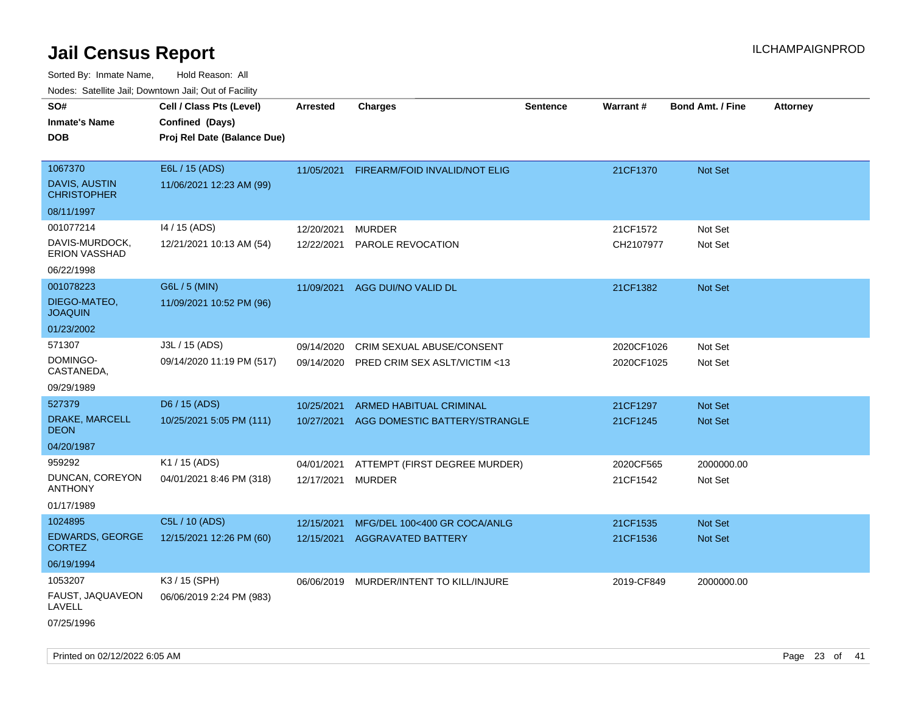# Jail Census Report

ILCHAMPAIGNPROD

Sorted By: Inmate Name, Hold Reason: All

Nodes: Satellite Jail; Downtown Jail; Out of Facility

| SO# / Inmate's Name / DOB | Cell / Class Pts (Level) / Confined (Days) / Proj Rel Date (Balance Due) | Arrested | Charges | Sentence | Warrant # | Bond Amt. / Fine | Attorney |
|---|---|---|---|---|---|---|---|
| 1067370<br>DAVIS, AUSTIN CHRISTOPHER<br>08/11/1997 | E6L / 15 (ADS)<br>11/06/2021 12:23 AM (99) | 11/05/2021 | FIREARM/FOID INVALID/NOT ELIG | | 21CF1370 | Not Set | |
| 001077214<br>DAVIS-MURDOCK, ERION VASSHAD<br>06/22/1998 | I4 / 15 (ADS)<br>12/21/2021 10:13 AM (54) | 12/20/2021<br>12/22/2021 | MURDER<br>PAROLE REVOCATION | | 21CF1572<br>CH2107977 | Not Set<br>Not Set | |
| 001078223<br>DIEGO-MATEO, JOAQUIN<br>01/23/2002 | G6L / 5 (MIN)<br>11/09/2021 10:52 PM (96) | 11/09/2021 | AGG DUI/NO VALID DL | | 21CF1382 | Not Set | |
| 571307<br>DOMINGO-CASTANEDA,<br>09/29/1989 | J3L / 15 (ADS)<br>09/14/2020 11:19 PM (517) | 09/14/2020<br>09/14/2020 | CRIM SEXUAL ABUSE/CONSENT<br>PRED CRIM SEX ASLT/VICTIM <13 | | 2020CF1026<br>2020CF1025 | Not Set<br>Not Set | |
| 527379<br>DRAKE, MARCELL DEON<br>04/20/1987 | D6 / 15 (ADS)<br>10/25/2021 5:05 PM (111) | 10/25/2021<br>10/27/2021 | ARMED HABITUAL CRIMINAL<br>AGG DOMESTIC BATTERY/STRANGLE | | 21CF1297<br>21CF1245 | Not Set<br>Not Set | |
| 959292<br>DUNCAN, COREYON ANTHONY<br>01/17/1989 | K1 / 15 (ADS)<br>04/01/2021 8:46 PM (318) | 04/01/2021<br>12/17/2021 | ATTEMPT (FIRST DEGREE MURDER)<br>MURDER | | 2020CF565<br>21CF1542 | 2000000.00<br>Not Set | |
| 1024895<br>EDWARDS, GEORGE CORTEZ<br>06/19/1994 | C5L / 10 (ADS)<br>12/15/2021 12:26 PM (60) | 12/15/2021<br>12/15/2021 | MFG/DEL 100<400 GR COCA/ANLG<br>AGGRAVATED BATTERY | | 21CF1535<br>21CF1536 | Not Set<br>Not Set | |
| 1053207<br>FAUST, JAQUAVEON LAVELL<br>07/25/1996 | K3 / 15 (SPH)<br>06/06/2019 2:24 PM (983) | 06/06/2019 | MURDER/INTENT TO KILL/INJURE | | 2019-CF849 | 2000000.00 | |

Printed on 02/12/2022 6:05 AM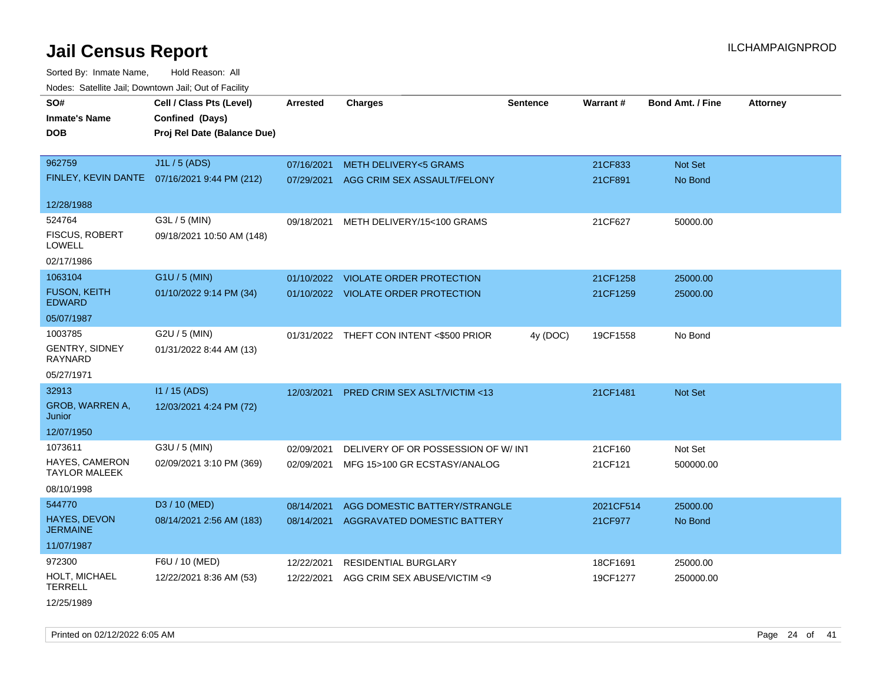# Jail Census Report

ILCHAMPAIGNPROD

Sorted By: Inmate Name,    Hold Reason: All

Nodes: Satellite Jail; Downtown Jail; Out of Facility

| SO# / Inmate's Name / DOB | Cell / Class Pts (Level) / Confined (Days) / Proj Rel Date (Balance Due) | Arrested | Charges | Sentence | Warrant # | Bond Amt. / Fine | Attorney |
|---|---|---|---|---|---|---|---|
| 962759 FINLEY, KEVIN DANTE 12/28/1988 | J1L / 5 (ADS) 07/16/2021 9:44 PM (212) | 07/16/2021 | METH DELIVERY<5 GRAMS | | 21CF833 | Not Set | |
| | | 07/29/2021 | AGG CRIM SEX ASSAULT/FELONY | | 21CF891 | No Bond | |
| 524764 FISCUS, ROBERT LOWELL 02/17/1986 | G3L / 5 (MIN) 09/18/2021 10:50 AM (148) | 09/18/2021 | METH DELIVERY/15<100 GRAMS | | 21CF627 | 50000.00 | |
| 1063104 FUSON, KEITH EDWARD 05/07/1987 | G1U / 5 (MIN) 01/10/2022 9:14 PM (34) | 01/10/2022 | VIOLATE ORDER PROTECTION | | 21CF1258 | 25000.00 | |
| | | 01/10/2022 | VIOLATE ORDER PROTECTION | | 21CF1259 | 25000.00 | |
| 1003785 GENTRY, SIDNEY RAYNARD 05/27/1971 | G2U / 5 (MIN) 01/31/2022 8:44 AM (13) | 01/31/2022 | THEFT CON INTENT <$500 PRIOR | 4y (DOC) | 19CF1558 | No Bond | |
| 32913 GROB, WARREN A, Junior 12/07/1950 | I1 / 15 (ADS) 12/03/2021 4:24 PM (72) | 12/03/2021 | PRED CRIM SEX ASLT/VICTIM <13 | | 21CF1481 | Not Set | |
| 1073611 HAYES, CAMERON TAYLOR MALEEK 08/10/1998 | G3U / 5 (MIN) 02/09/2021 3:10 PM (369) | 02/09/2021 | DELIVERY OF OR POSSESSION OF W/ INT | | 21CF160 | Not Set | |
| | | 02/09/2021 | MFG 15>100 GR ECSTASY/ANALOG | | 21CF121 | 500000.00 | |
| 544770 HAYES, DEVON JERMAINE 11/07/1987 | D3 / 10 (MED) 08/14/2021 2:56 AM (183) | 08/14/2021 | AGG DOMESTIC BATTERY/STRANGLE | | 2021CF514 | 25000.00 | |
| | | 08/14/2021 | AGGRAVATED DOMESTIC BATTERY | | 21CF977 | No Bond | |
| 972300 HOLT, MICHAEL TERRELL 12/25/1989 | F6U / 10 (MED) 12/22/2021 8:36 AM (53) | 12/22/2021 | RESIDENTIAL BURGLARY | | 18CF1691 | 25000.00 | |
| | | 12/22/2021 | AGG CRIM SEX ABUSE/VICTIM <9 | | 19CF1277 | 250000.00 | |

Printed on 02/12/2022 6:05 AM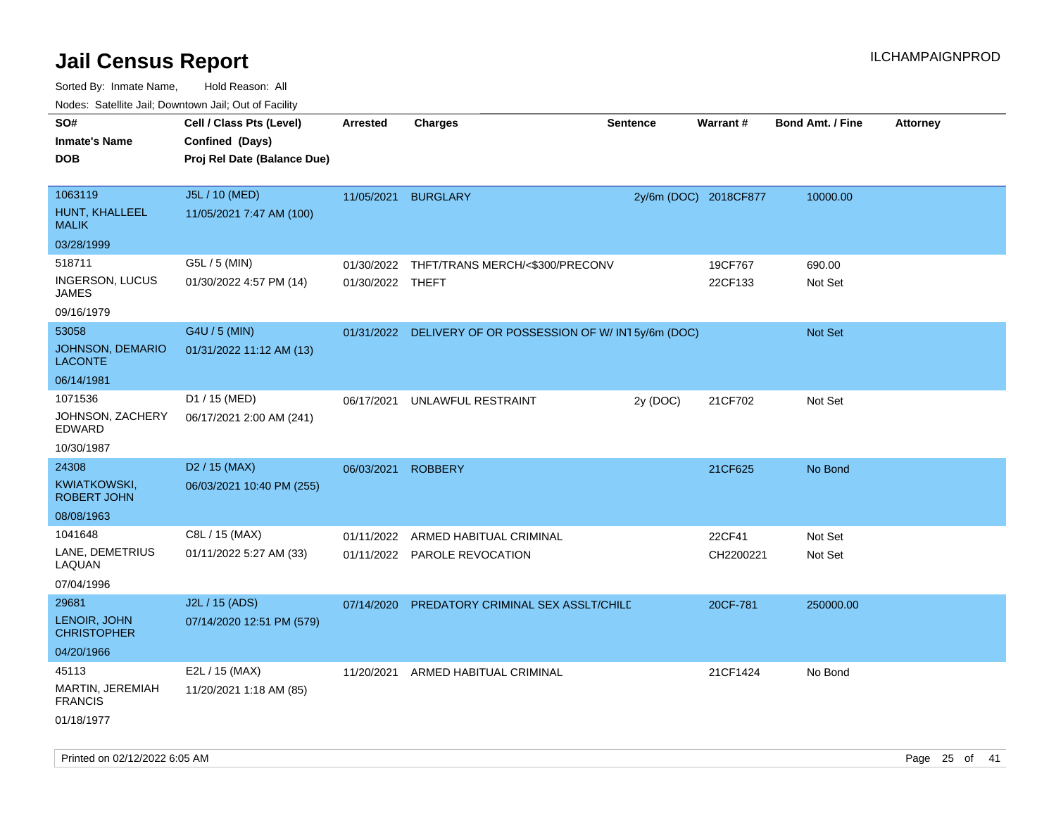# Jail Census Report

ILCHAMPAIGNPROD

Sorted By: Inmate Name, Hold Reason: All

Nodes: Satellite Jail; Downtown Jail; Out of Facility

| SO# / Inmate's Name / DOB | Cell / Class Pts (Level) / Confined (Days) / Proj Rel Date (Balance Due) | Arrested | Charges | Sentence | Warrant # | Bond Amt. / Fine | Attorney |
|---|---|---|---|---|---|---|---|
| 1063119 HUNT, KHALLEEL MALIK 03/28/1999 | J5L / 10 (MED) 11/05/2021 7:47 AM (100) | 11/05/2021 | BURGLARY | 2y/6m (DOC) | 2018CF877 | 10000.00 | |
| 518711 INGERSON, LUCUS JAMES 09/16/1979 | G5L / 5 (MIN) 01/30/2022 4:57 PM (14) | 01/30/2022 | THFT/TRANS MERCH/<$300/PRECONV | | 19CF767 | 690.00 | |
| | | 01/30/2022 | THEFT | | 22CF133 | Not Set | |
| 53058 JOHNSON, DEMARIO LACONTE 06/14/1981 | G4U / 5 (MIN) 01/31/2022 11:12 AM (13) | 01/31/2022 | DELIVERY OF OR POSSESSION OF W/ INT | 5y/6m (DOC) | | Not Set | |
| 1071536 JOHNSON, ZACHERY EDWARD 10/30/1987 | D1 / 15 (MED) 06/17/2021 2:00 AM (241) | 06/17/2021 | UNLAWFUL RESTRAINT | 2y (DOC) | 21CF702 | Not Set | |
| 24308 KWIATKOWSKI, ROBERT JOHN 08/08/1963 | D2 / 15 (MAX) 06/03/2021 10:40 PM (255) | 06/03/2021 | ROBBERY | | 21CF625 | No Bond | |
| 1041648 LANE, DEMETRIUS LAQUAN 07/04/1996 | C8L / 15 (MAX) 01/11/2022 5:27 AM (33) | 01/11/2022 | ARMED HABITUAL CRIMINAL | | 22CF41 | Not Set | |
| | | 01/11/2022 | PAROLE REVOCATION | | CH2200221 | Not Set | |
| 29681 LENOIR, JOHN CHRISTOPHER 04/20/1966 | J2L / 15 (ADS) 07/14/2020 12:51 PM (579) | 07/14/2020 | PREDATORY CRIMINAL SEX ASSLT/CHILD | | 20CF-781 | 250000.00 | |
| 45113 MARTIN, JEREMIAH FRANCIS 01/18/1977 | E2L / 15 (MAX) 11/20/2021 1:18 AM (85) | 11/20/2021 | ARMED HABITUAL CRIMINAL | | 21CF1424 | No Bond | |

Printed on 02/12/2022 6:05 AM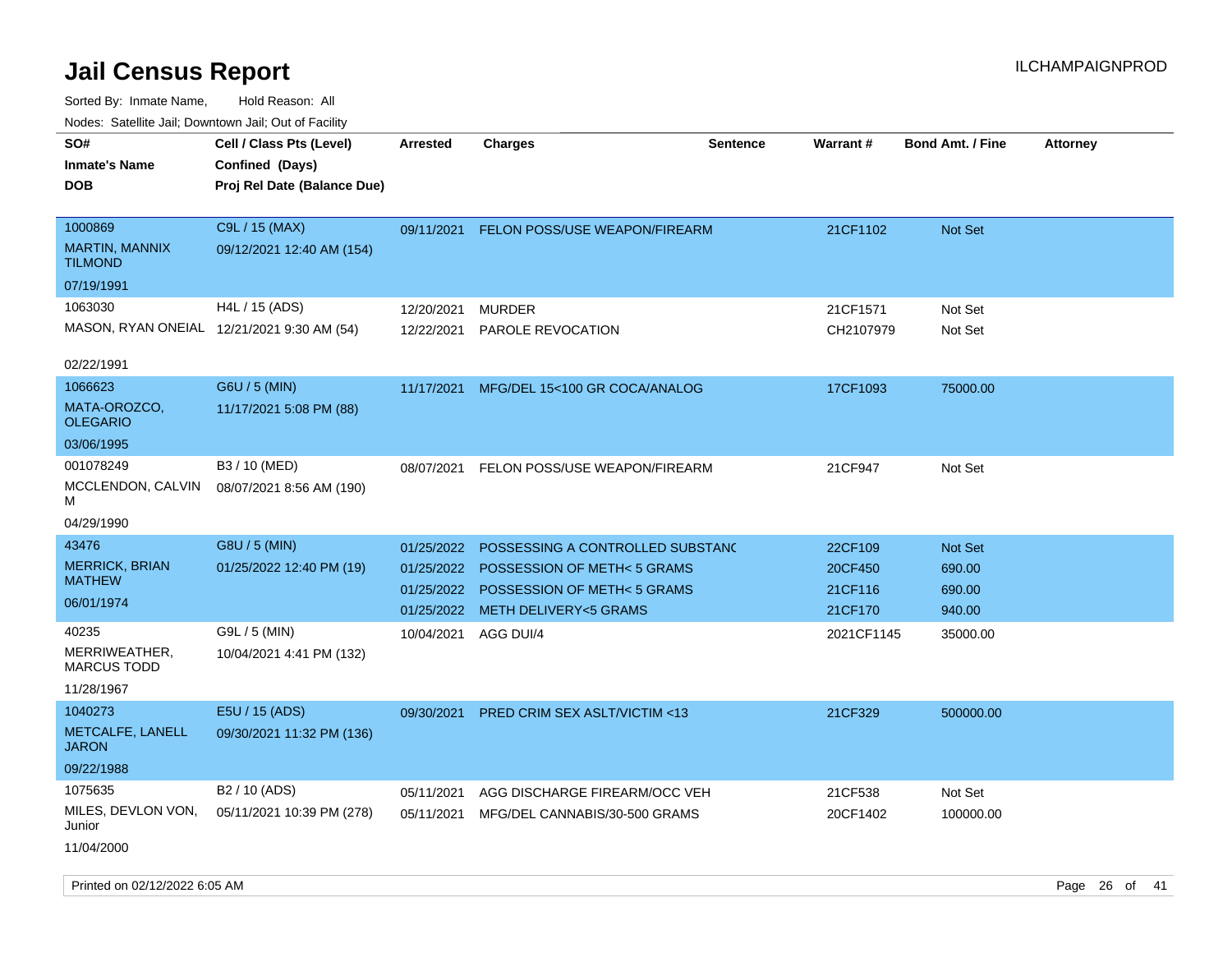# Jail Census Report

Sorted By: Inmate Name, Hold Reason: All

Nodes: Satellite Jail; Downtown Jail; Out of Facility

| SO# / Inmate's Name / DOB | Cell / Class Pts (Level) / Confined (Days) / Proj Rel Date (Balance Due) | Arrested | Charges | Sentence | Warrant # | Bond Amt. / Fine | Attorney |
|---|---|---|---|---|---|---|---|
| 1000869<br>MARTIN, MANNIX TILMOND<br>07/19/1991 | C9L / 15 (MAX)<br>09/12/2021 12:40 AM (154) | 09/11/2021 | FELON POSS/USE WEAPON/FIREARM | | 21CF1102 | Not Set | |
| 1063030<br>MASON, RYAN ONEIAL<br>02/22/1991 | H4L / 15 (ADS)<br>12/21/2021 9:30 AM (54) | 12/20/2021 | MURDER | | 21CF1571 | Not Set | |
| | | 12/22/2021 | PAROLE REVOCATION | | CH2107979 | Not Set | |
| 1066623<br>MATA-OROZCO, OLEGARIO<br>03/06/1995 | G6U / 5 (MIN)<br>11/17/2021 5:08 PM (88) | 11/17/2021 | MFG/DEL 15<100 GR COCA/ANALOG | | 17CF1093 | 75000.00 | |
| 001078249<br>MCCLENDON, CALVIN M<br>04/29/1990 | B3 / 10 (MED)<br>08/07/2021 8:56 AM (190) | 08/07/2021 | FELON POSS/USE WEAPON/FIREARM | | 21CF947 | Not Set | |
| 43476<br>MERRICK, BRIAN MATHEW<br>06/01/1974 | G8U / 5 (MIN)<br>01/25/2022 12:40 PM (19) | 01/25/2022 | POSSESSING A CONTROLLED SUBSTANC | | 22CF109 | Not Set | |
| | | 01/25/2022 | POSSESSION OF METH< 5 GRAMS | | 20CF450 | 690.00 | |
| | | 01/25/2022 | POSSESSION OF METH< 5 GRAMS | | 21CF116 | 690.00 | |
| | | 01/25/2022 | METH DELIVERY<5 GRAMS | | 21CF170 | 940.00 | |
| 40235<br>MERRIWEATHER, MARCUS TODD<br>11/28/1967 | G9L / 5 (MIN)<br>10/04/2021 4:41 PM (132) | 10/04/2021 | AGG DUI/4 | | 2021CF1145 | 35000.00 | |
| 1040273<br>METCALFE, LANELL JARON<br>09/22/1988 | E5U / 15 (ADS)<br>09/30/2021 11:32 PM (136) | 09/30/2021 | PRED CRIM SEX ASLT/VICTIM <13 | | 21CF329 | 500000.00 | |
| 1075635<br>MILES, DEVLON VON, Junior<br>11/04/2000 | B2 / 10 (ADS)<br>05/11/2021 10:39 PM (278) | 05/11/2021 | AGG DISCHARGE FIREARM/OCC VEH | | 21CF538 | Not Set | |
| | | 05/11/2021 | MFG/DEL CANNABIS/30-500 GRAMS | | 20CF1402 | 100000.00 | |

Printed on 02/12/2022 6:05 AM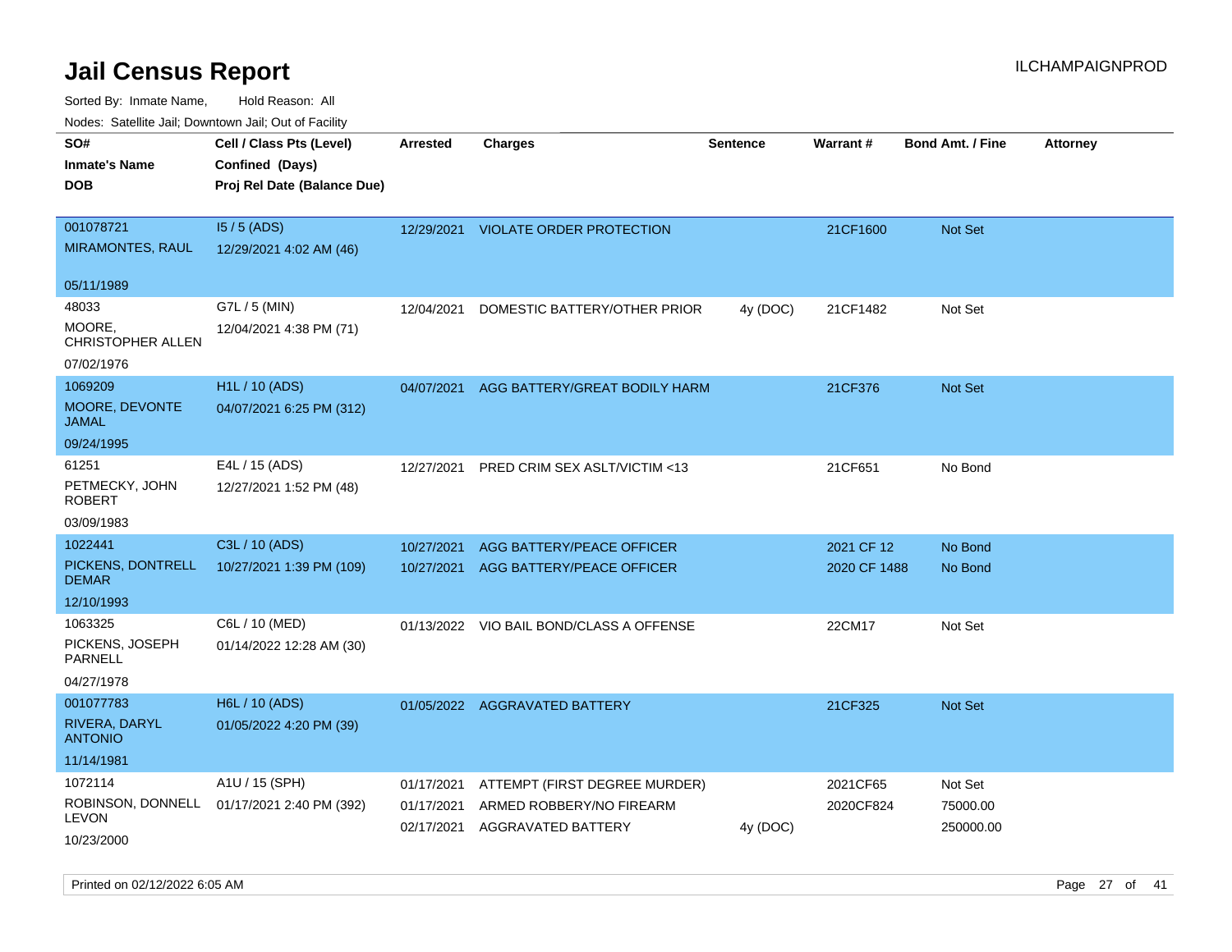# Jail Census Report

ILCHAMPAIGNPROD

Sorted By: Inmate Name, Hold Reason: All

Nodes: Satellite Jail; Downtown Jail; Out of Facility

| SO# / Inmate's Name / DOB | Cell / Class Pts (Level) / Confined (Days) / Proj Rel Date (Balance Due) | Arrested | Charges | Sentence | Warrant # | Bond Amt. / Fine | Attorney |
|---|---|---|---|---|---|---|---|
| 001078721 MIRAMONTES, RAUL 05/11/1989 | I5 / 5 (ADS) 12/29/2021 4:02 AM (46) | 12/29/2021 | VIOLATE ORDER PROTECTION | | 21CF1600 | Not Set | |
| 48033 MOORE, CHRISTOPHER ALLEN 07/02/1976 | G7L / 5 (MIN) 12/04/2021 4:38 PM (71) | 12/04/2021 | DOMESTIC BATTERY/OTHER PRIOR | 4y (DOC) | 21CF1482 | Not Set | |
| 1069209 MOORE, DEVONTE JAMAL 09/24/1995 | H1L / 10 (ADS) 04/07/2021 6:25 PM (312) | 04/07/2021 | AGG BATTERY/GREAT BODILY HARM | | 21CF376 | Not Set | |
| 61251 PETMECKY, JOHN ROBERT 03/09/1983 | E4L / 15 (ADS) 12/27/2021 1:52 PM (48) | 12/27/2021 | PRED CRIM SEX ASLT/VICTIM <13 | | 21CF651 | No Bond | |
| 1022441 PICKENS, DONTRELL DEMAR 12/10/1993 | C3L / 10 (ADS) 10/27/2021 1:39 PM (109) | 10/27/2021 | AGG BATTERY/PEACE OFFICER | | 2021 CF 12 | No Bond | |
| | | 10/27/2021 | AGG BATTERY/PEACE OFFICER | | 2020 CF 1488 | No Bond | |
| 1063325 PICKENS, JOSEPH PARNELL 04/27/1978 | C6L / 10 (MED) 01/14/2022 12:28 AM (30) | 01/13/2022 | VIO BAIL BOND/CLASS A OFFENSE | | 22CM17 | Not Set | |
| 001077783 RIVERA, DARYL ANTONIO 11/14/1981 | H6L / 10 (ADS) 01/05/2022 4:20 PM (39) | 01/05/2022 | AGGRAVATED BATTERY | | 21CF325 | Not Set | |
| 1072114 ROBINSON, DONNELL LEVON 10/23/2000 | A1U / 15 (SPH) 01/17/2021 2:40 PM (392) | 01/17/2021 | ATTEMPT (FIRST DEGREE MURDER) | | 2021CF65 | Not Set | |
| | | 01/17/2021 | ARMED ROBBERY/NO FIREARM | | 2020CF824 | 75000.00 | |
| | | 02/17/2021 | AGGRAVATED BATTERY | 4y (DOC) | | 250000.00 | |

Printed on 02/12/2022 6:05 AM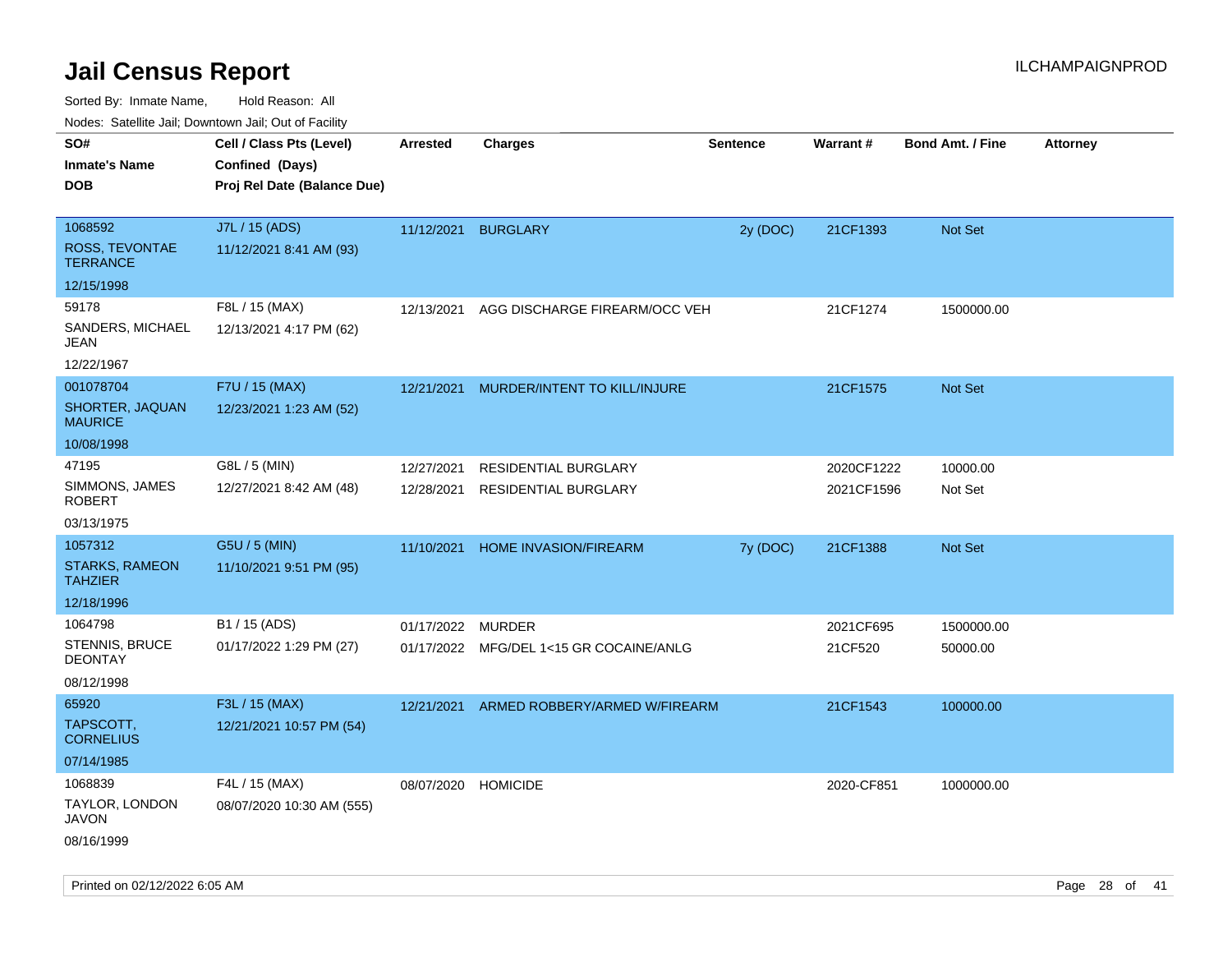# Jail Census Report

ILCHAMPAIGNPROD

Sorted By: Inmate Name, Hold Reason: All

Nodes: Satellite Jail; Downtown Jail; Out of Facility

| SO# / Inmate's Name / DOB | Cell / Class Pts (Level) / Confined (Days) / Proj Rel Date (Balance Due) | Arrested | Charges | Sentence | Warrant # | Bond Amt. / Fine | Attorney |
|---|---|---|---|---|---|---|---|
| 1068592<br>ROSS, TEVONTAE TERRANCE<br>12/15/1998 | J7L / 15 (ADS)<br>11/12/2021 8:41 AM (93) | 11/12/2021 | BURGLARY | 2y (DOC) | 21CF1393 | Not Set | |
| 59178<br>SANDERS, MICHAEL JEAN<br>12/22/1967 | F8L / 15 (MAX)<br>12/13/2021 4:17 PM (62) | 12/13/2021 | AGG DISCHARGE FIREARM/OCC VEH | | 21CF1274 | 1500000.00 | |
| 001078704<br>SHORTER, JAQUAN MAURICE<br>10/08/1998 | F7U / 15 (MAX)<br>12/23/2021 1:23 AM (52) | 12/21/2021 | MURDER/INTENT TO KILL/INJURE | | 21CF1575 | Not Set | |
| 47195<br>SIMMONS, JAMES ROBERT<br>03/13/1975 | G8L / 5 (MIN)<br>12/27/2021 8:42 AM (48) | 12/27/2021<br>12/28/2021 | RESIDENTIAL BURGLARY<br>RESIDENTIAL BURGLARY | | 2020CF1222<br>2021CF1596 | 10000.00<br>Not Set | |
| 1057312<br>STARKS, RAMEON TAHZIER<br>12/18/1996 | G5U / 5 (MIN)<br>11/10/2021 9:51 PM (95) | 11/10/2021 | HOME INVASION/FIREARM | 7y (DOC) | 21CF1388 | Not Set | |
| 1064798<br>STENNIS, BRUCE DEONTAY<br>08/12/1998 | B1 / 15 (ADS)<br>01/17/2022 1:29 PM (27) | 01/17/2022<br>01/17/2022 | MURDER<br>MFG/DEL 1<15 GR COCAINE/ANLG | | 2021CF695<br>21CF520 | 1500000.00<br>50000.00 | |
| 65920<br>TAPSCOTT, CORNELIUS<br>07/14/1985 | F3L / 15 (MAX)<br>12/21/2021 10:57 PM (54) | 12/21/2021 | ARMED ROBBERY/ARMED W/FIREARM | | 21CF1543 | 100000.00 | |
| 1068839<br>TAYLOR, LONDON JAVON<br>08/16/1999 | F4L / 15 (MAX)<br>08/07/2020 10:30 AM (555) | 08/07/2020 | HOMICIDE | | 2020-CF851 | 1000000.00 | |

Printed on 02/12/2022 6:05 AM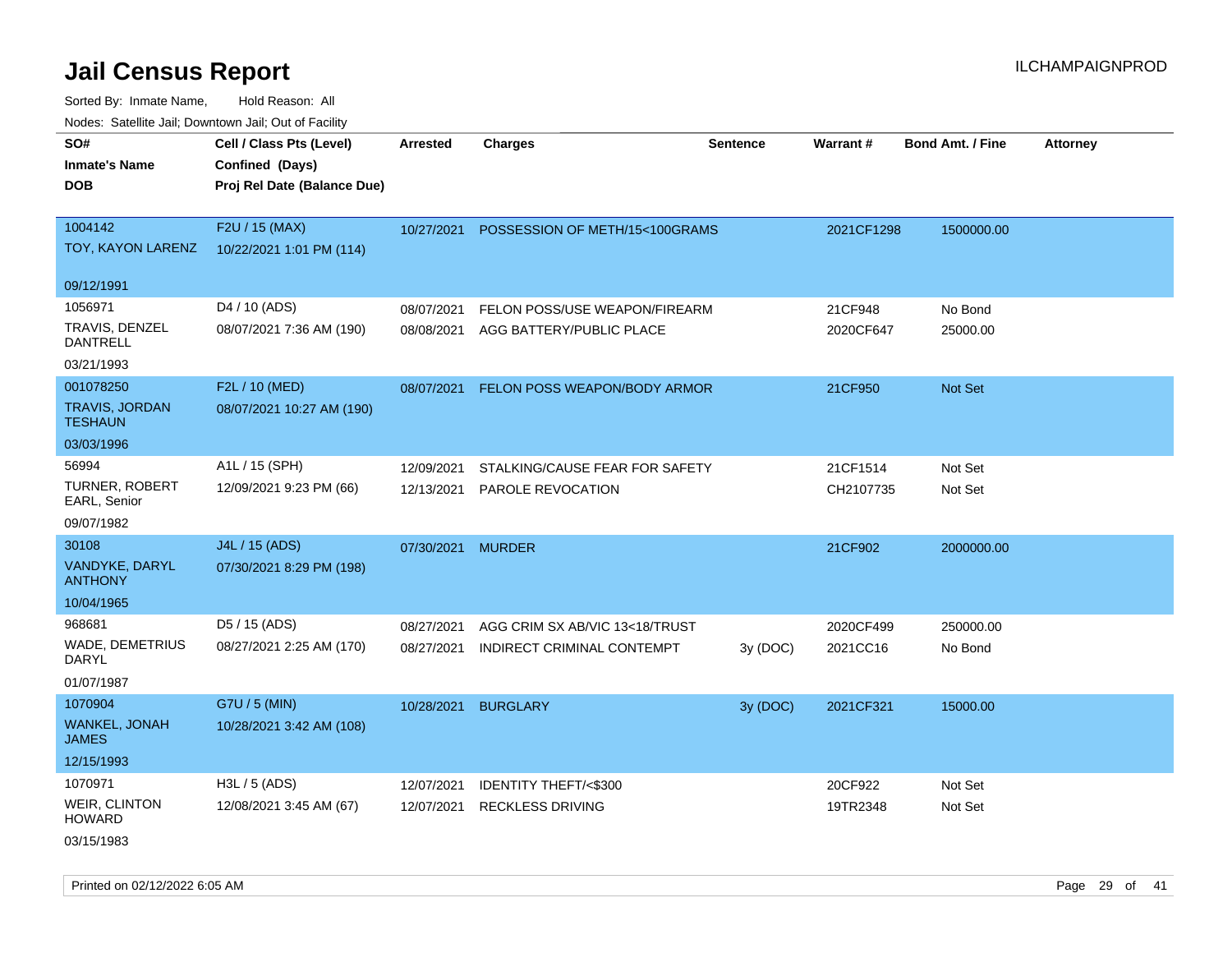# Jail Census Report

Sorted By: Inmate Name, Hold Reason: All

Nodes: Satellite Jail; Downtown Jail; Out of Facility

| SO# / Inmate's Name / DOB | Cell / Class Pts (Level) / Confined (Days) / Proj Rel Date (Balance Due) | Arrested | Charges | Sentence | Warrant # | Bond Amt. / Fine | Attorney |
|---|---|---|---|---|---|---|---|
| 1004142<br>TOY, KAYON LARENZ<br>09/12/1991 | F2U / 15 (MAX)<br>10/22/2021 1:01 PM (114) | 10/27/2021 | POSSESSION OF METH/15<100GRAMS | | 2021CF1298 | 1500000.00 | |
| 1056971<br>TRAVIS, DENZEL DANTRELL<br>03/21/1993 | D4 / 10 (ADS)<br>08/07/2021 7:36 AM (190) | 08/07/2021<br>08/08/2021 | FELON POSS/USE WEAPON/FIREARM<br>AGG BATTERY/PUBLIC PLACE | | 21CF948<br>2020CF647 | No Bond<br>25000.00 | |
| 001078250<br>TRAVIS, JORDAN TESHAUN<br>03/03/1996 | F2L / 10 (MED)<br>08/07/2021 10:27 AM (190) | 08/07/2021 | FELON POSS WEAPON/BODY ARMOR | | 21CF950 | Not Set | |
| 56994<br>TURNER, ROBERT EARL, Senior<br>09/07/1982 | A1L / 15 (SPH)<br>12/09/2021 9:23 PM (66) | 12/09/2021<br>12/13/2021 | STALKING/CAUSE FEAR FOR SAFETY<br>PAROLE REVOCATION | | 21CF1514<br>CH2107735 | Not Set<br>Not Set | |
| 30108<br>VANDYKE, DARYL ANTHONY<br>10/04/1965 | J4L / 15 (ADS)<br>07/30/2021 8:29 PM (198) | 07/30/2021 | MURDER | | 21CF902 | 2000000.00 | |
| 968681<br>WADE, DEMETRIUS DARYL<br>01/07/1987 | D5 / 15 (ADS)<br>08/27/2021 2:25 AM (170) | 08/27/2021<br>08/27/2021 | AGG CRIM SX AB/VIC 13<18/TRUST<br>INDIRECT CRIMINAL CONTEMPT | <br>3y (DOC) | 2020CF499<br>2021CC16 | 250000.00<br>No Bond | |
| 1070904<br>WANKEL, JONAH JAMES<br>12/15/1993 | G7U / 5 (MIN)<br>10/28/2021 3:42 AM (108) | 10/28/2021 | BURGLARY | 3y (DOC) | 2021CF321 | 15000.00 | |
| 1070971<br>WEIR, CLINTON HOWARD<br>03/15/1983 | H3L / 5 (ADS)<br>12/08/2021 3:45 AM (67) | 12/07/2021<br>12/07/2021 | IDENTITY THEFT/<$300<br>RECKLESS DRIVING | | 20CF922<br>19TR2348 | Not Set<br>Not Set | |

Printed on 02/12/2022 6:05 AM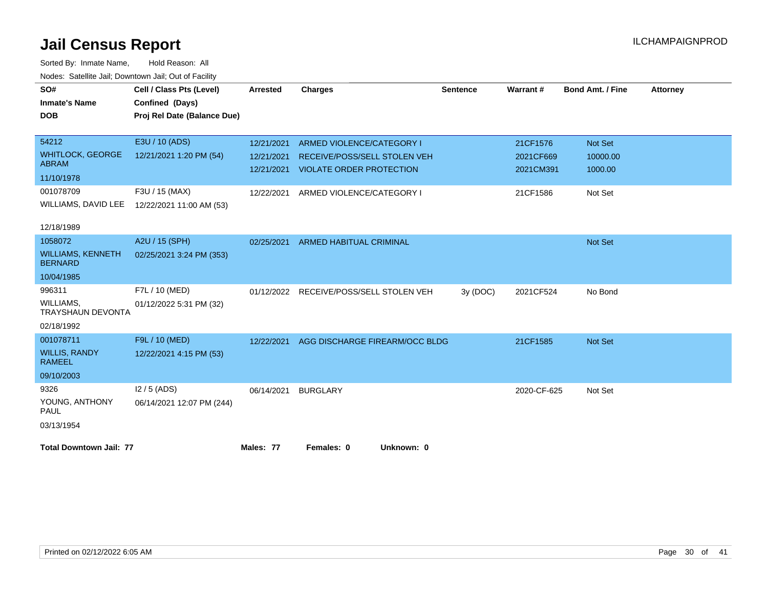# Jail Census Report

ILCHAMPAIGNPROD

Sorted By: Inmate Name, Hold Reason: All

Nodes: Satellite Jail; Downtown Jail; Out of Facility

| SO# / Inmate's Name / DOB | Cell / Class Pts (Level) / Confined (Days) / Proj Rel Date (Balance Due) | Arrested | Charges | Sentence | Warrant # | Bond Amt. / Fine | Attorney |
|---|---|---|---|---|---|---|---|
| 54212<br>WHITLOCK, GEORGE ABRAM<br>11/10/1978 | E3U / 10 (ADS)<br>12/21/2021 1:20 PM (54) | 12/21/2021<br>12/21/2021<br>12/21/2021 | ARMED VIOLENCE/CATEGORY I<br>RECEIVE/POSS/SELL STOLEN VEH<br>VIOLATE ORDER PROTECTION | | 21CF1576<br>2021CF669<br>2021CM391 | Not Set<br>10000.00<br>1000.00 | |
| 001078709<br>WILLIAMS, DAVID LEE<br>12/18/1989 | F3U / 15 (MAX)<br>12/22/2021 11:00 AM (53) | 12/22/2021 | ARMED VIOLENCE/CATEGORY I | | 21CF1586 | Not Set | |
| 1058072<br>WILLIAMS, KENNETH BERNARD<br>10/04/1985 | A2U / 15 (SPH)<br>02/25/2021 3:24 PM (353) | 02/25/2021 | ARMED HABITUAL CRIMINAL | | | Not Set | |
| 996311<br>WILLIAMS, TRAYSHAUN DEVONTA<br>02/18/1992 | F7L / 10 (MED)<br>01/12/2022 5:31 PM (32) | 01/12/2022 | RECEIVE/POSS/SELL STOLEN VEH | 3y (DOC) | 2021CF524 | No Bond | |
| 001078711<br>WILLIS, RANDY RAMEEL<br>09/10/2003 | F9L / 10 (MED)<br>12/22/2021 4:15 PM (53) | 12/22/2021 | AGG DISCHARGE FIREARM/OCC BLDG | | 21CF1585 | Not Set | |
| 9326<br>YOUNG, ANTHONY PAUL<br>03/13/1954 | I2 / 5 (ADS)<br>06/14/2021 12:07 PM (244) | 06/14/2021 | BURGLARY | | 2020-CF-625 | Not Set | |

**Total Downtown Jail: 77** **Males: 77** **Females: 0** **Unknown: 0**

Printed on 02/12/2022 6:05 AM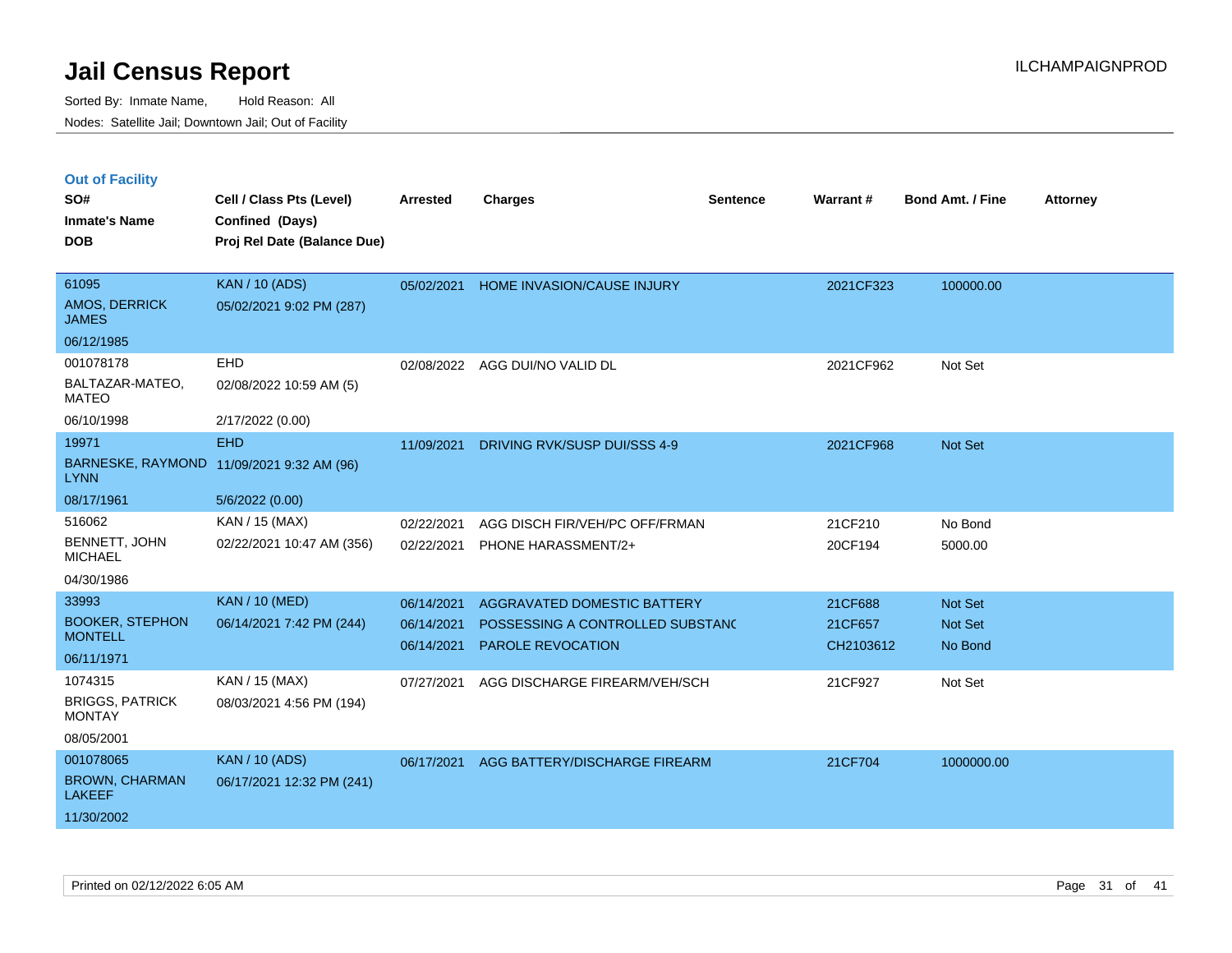# Jail Census Report

Sorted By: Inmate Name, Hold Reason: All

Nodes: Satellite Jail; Downtown Jail; Out of Facility

ILCHAMPAIGNPROD

## Out of Facility

| SO# / Inmate's Name / DOB | Cell / Class Pts (Level) / Confined (Days) / Proj Rel Date (Balance Due) | Arrested | Charges | Sentence | Warrant # | Bond Amt. / Fine | Attorney |
|---|---|---|---|---|---|---|---|
| 61095<br>AMOS, DERRICK JAMES<br>06/12/1985 | KAN / 10 (ADS)<br>05/02/2021 9:02 PM (287) | 05/02/2021 | HOME INVASION/CAUSE INJURY | | 2021CF323 | 100000.00 | |
| 001078178<br>BALTAZAR-MATEO, MATEO<br>06/10/1998 | EHD<br>02/08/2022 10:59 AM (5)<br>2/17/2022 (0.00) | 02/08/2022 | AGG DUI/NO VALID DL | | 2021CF962 | Not Set | |
| 19971<br>BARNESKE, RAYMOND LYNN<br>08/17/1961 | EHD<br>11/09/2021 9:32 AM (96)<br>5/6/2022 (0.00) | 11/09/2021 | DRIVING RVK/SUSP DUI/SSS 4-9 | | 2021CF968 | Not Set | |
| 516062<br>BENNETT, JOHN MICHAEL<br>04/30/1986 | KAN / 15 (MAX)<br>02/22/2021 10:47 AM (356) | 02/22/2021<br>02/22/2021 | AGG DISCH FIR/VEH/PC OFF/FRMAN<br>PHONE HARASSMENT/2+ | | 21CF210<br>20CF194 | No Bond<br>5000.00 | |
| 33993<br>BOOKER, STEPHON MONTELL<br>06/11/1971 | KAN / 10 (MED)<br>06/14/2021 7:42 PM (244) | 06/14/2021<br>06/14/2021<br>06/14/2021 | AGGRAVATED DOMESTIC BATTERY<br>POSSESSING A CONTROLLED SUBSTANC<br>PAROLE REVOCATION | | 21CF688<br>21CF657<br>CH2103612 | Not Set<br>Not Set<br>No Bond | |
| 1074315<br>BRIGGS, PATRICK MONTAY<br>08/05/2001 | KAN / 15 (MAX)<br>08/03/2021 4:56 PM (194) | 07/27/2021 | AGG DISCHARGE FIREARM/VEH/SCH | | 21CF927 | Not Set | |
| 001078065<br>BROWN, CHARMAN LAKEEF<br>11/30/2002 | KAN / 10 (ADS)<br>06/17/2021 12:32 PM (241) | 06/17/2021 | AGG BATTERY/DISCHARGE FIREARM | | 21CF704 | 1000000.00 | |

Printed on 02/12/2022 6:05 AM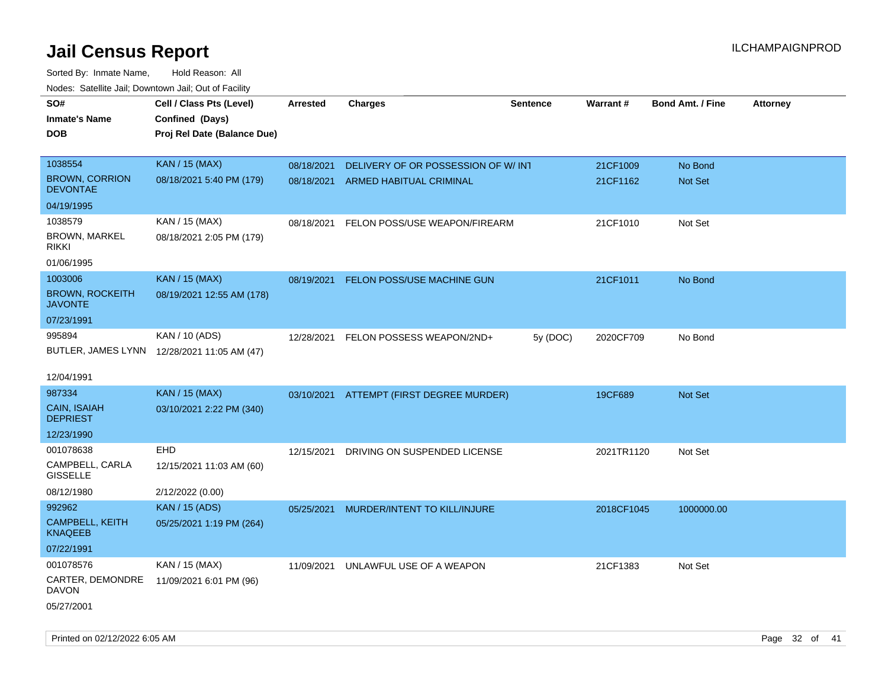# Jail Census Report

Sorted By: Inmate Name, Hold Reason: All

Nodes: Satellite Jail; Downtown Jail; Out of Facility

ILCHAMPAIGNPROD

| SO# / Inmate's Name / DOB | Cell / Class Pts (Level) / Confined (Days) / Proj Rel Date (Balance Due) | Arrested | Charges | Sentence | Warrant # | Bond Amt. / Fine | Attorney |
|---|---|---|---|---|---|---|---|
| 1038554 BROWN, CORRION DEVONTAE 04/19/1995 | KAN / 15 (MAX) 08/18/2021 5:40 PM (179) | 08/18/2021 | DELIVERY OF OR POSSESSION OF W/ INT | | 21CF1009 | No Bond | |
| | | 08/18/2021 | ARMED HABITUAL CRIMINAL | | 21CF1162 | Not Set | |
| 1038579 BROWN, MARKEL RIKKI 01/06/1995 | KAN / 15 (MAX) 08/18/2021 2:05 PM (179) | 08/18/2021 | FELON POSS/USE WEAPON/FIREARM | | 21CF1010 | Not Set | |
| 1003006 BROWN, ROCKEITH JAVONTE 07/23/1991 | KAN / 15 (MAX) 08/19/2021 12:55 AM (178) | 08/19/2021 | FELON POSS/USE MACHINE GUN | | 21CF1011 | No Bond | |
| 995894 BUTLER, JAMES LYNN 12/04/1991 | KAN / 10 (ADS) 12/28/2021 11:05 AM (47) | 12/28/2021 | FELON POSSESS WEAPON/2ND+ | 5y (DOC) | 2020CF709 | No Bond | |
| 987334 CAIN, ISAIAH DEPRIEST 12/23/1990 | KAN / 15 (MAX) 03/10/2021 2:22 PM (340) | 03/10/2021 | ATTEMPT (FIRST DEGREE MURDER) | | 19CF689 | Not Set | |
| 001078638 CAMPBELL, CARLA GISSELLE 08/12/1980 | EHD 12/15/2021 11:03 AM (60) 2/12/2022 (0.00) | 12/15/2021 | DRIVING ON SUSPENDED LICENSE | | 2021TR1120 | Not Set | |
| 992962 CAMPBELL, KEITH KNAQEEB 07/22/1991 | KAN / 15 (ADS) 05/25/2021 1:19 PM (264) | 05/25/2021 | MURDER/INTENT TO KILL/INJURE | | 2018CF1045 | 1000000.00 | |
| 001078576 CARTER, DEMONDRE DAVON 05/27/2001 | KAN / 15 (MAX) 11/09/2021 6:01 PM (96) | 11/09/2021 | UNLAWFUL USE OF A WEAPON | | 21CF1383 | Not Set | |

Printed on 02/12/2022 6:05 AM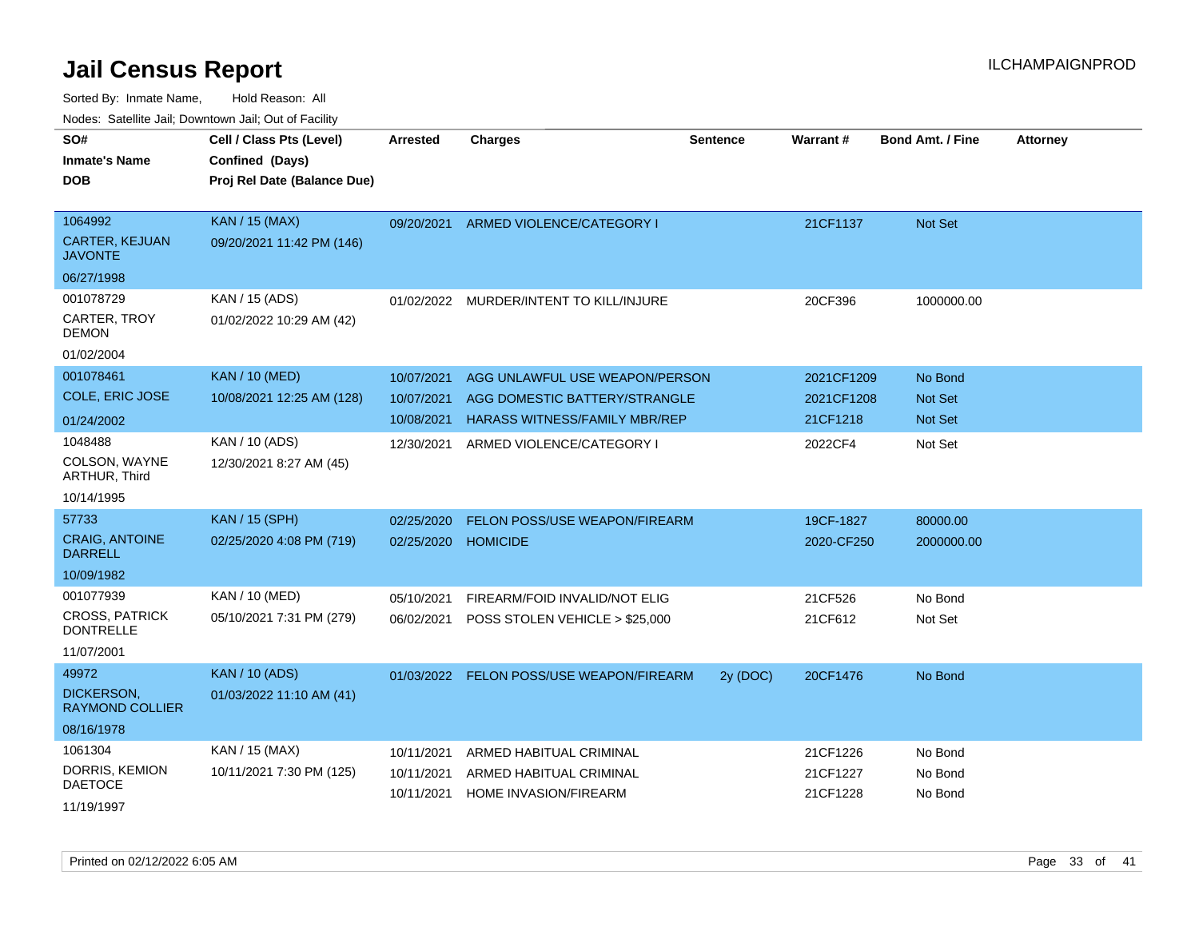# Jail Census Report

ILCHAMPAIGNPROD

Sorted By: Inmate Name, Hold Reason: All

Nodes: Satellite Jail; Downtown Jail; Out of Facility

| SO#<br>Inmate's Name<br>DOB | Cell / Class Pts (Level)<br>Confined (Days)<br>Proj Rel Date (Balance Due) | Arrested | Charges | Sentence | Warrant # | Bond Amt. / Fine | Attorney |
|---|---|---|---|---|---|---|---|
| 1064992<br>CARTER, KEJUAN JAVONTE<br>06/27/1998 | KAN / 15 (MAX)<br>09/20/2021 11:42 PM (146) | 09/20/2021 | ARMED VIOLENCE/CATEGORY I | | 21CF1137 | Not Set | |
| 001078729<br>CARTER, TROY DEMON<br>01/02/2004 | KAN / 15 (ADS)<br>01/02/2022 10:29 AM (42) | 01/02/2022 | MURDER/INTENT TO KILL/INJURE | | 20CF396 | 1000000.00 | |
| 001078461<br>COLE, ERIC JOSE<br>01/24/2002 | KAN / 10 (MED)<br>10/08/2021 12:25 AM (128) | 10/07/2021 | AGG UNLAWFUL USE WEAPON/PERSON | | 2021CF1209 | No Bond | |
| | | 10/07/2021 | AGG DOMESTIC BATTERY/STRANGLE | | 2021CF1208 | Not Set | |
| | | 10/08/2021 | HARASS WITNESS/FAMILY MBR/REP | | 21CF1218 | Not Set | |
| 1048488<br>COLSON, WAYNE ARTHUR, Third<br>10/14/1995 | KAN / 10 (ADS)<br>12/30/2021 8:27 AM (45) | 12/30/2021 | ARMED VIOLENCE/CATEGORY I | | 2022CF4 | Not Set | |
| 57733<br>CRAIG, ANTOINE DARRELL<br>10/09/1982 | KAN / 15 (SPH)<br>02/25/2020 4:08 PM (719) | 02/25/2020 | FELON POSS/USE WEAPON/FIREARM | | 19CF-1827 | 80000.00 | |
| | | 02/25/2020 | HOMICIDE | | 2020-CF250 | 2000000.00 | |
| 001077939<br>CROSS, PATRICK DONTRELLE<br>11/07/2001 | KAN / 10 (MED)<br>05/10/2021 7:31 PM (279) | 05/10/2021 | FIREARM/FOID INVALID/NOT ELIG | | 21CF526 | No Bond | |
| | | 06/02/2021 | POSS STOLEN VEHICLE > $25,000 | | 21CF612 | Not Set | |
| 49972<br>DICKERSON, RAYMOND COLLIER<br>08/16/1978 | KAN / 10 (ADS)<br>01/03/2022 11:10 AM (41) | 01/03/2022 | FELON POSS/USE WEAPON/FIREARM | 2y (DOC) | 20CF1476 | No Bond | |
| 1061304<br>DORRIS, KEMION DAETOCE<br>11/19/1997 | KAN / 15 (MAX)<br>10/11/2021 7:30 PM (125) | 10/11/2021 | ARMED HABITUAL CRIMINAL | | 21CF1226 | No Bond | |
| | | 10/11/2021 | ARMED HABITUAL CRIMINAL | | 21CF1227 | No Bond | |
| | | 10/11/2021 | HOME INVASION/FIREARM | | 21CF1228 | No Bond | |

Printed on 02/12/2022 6:05 AM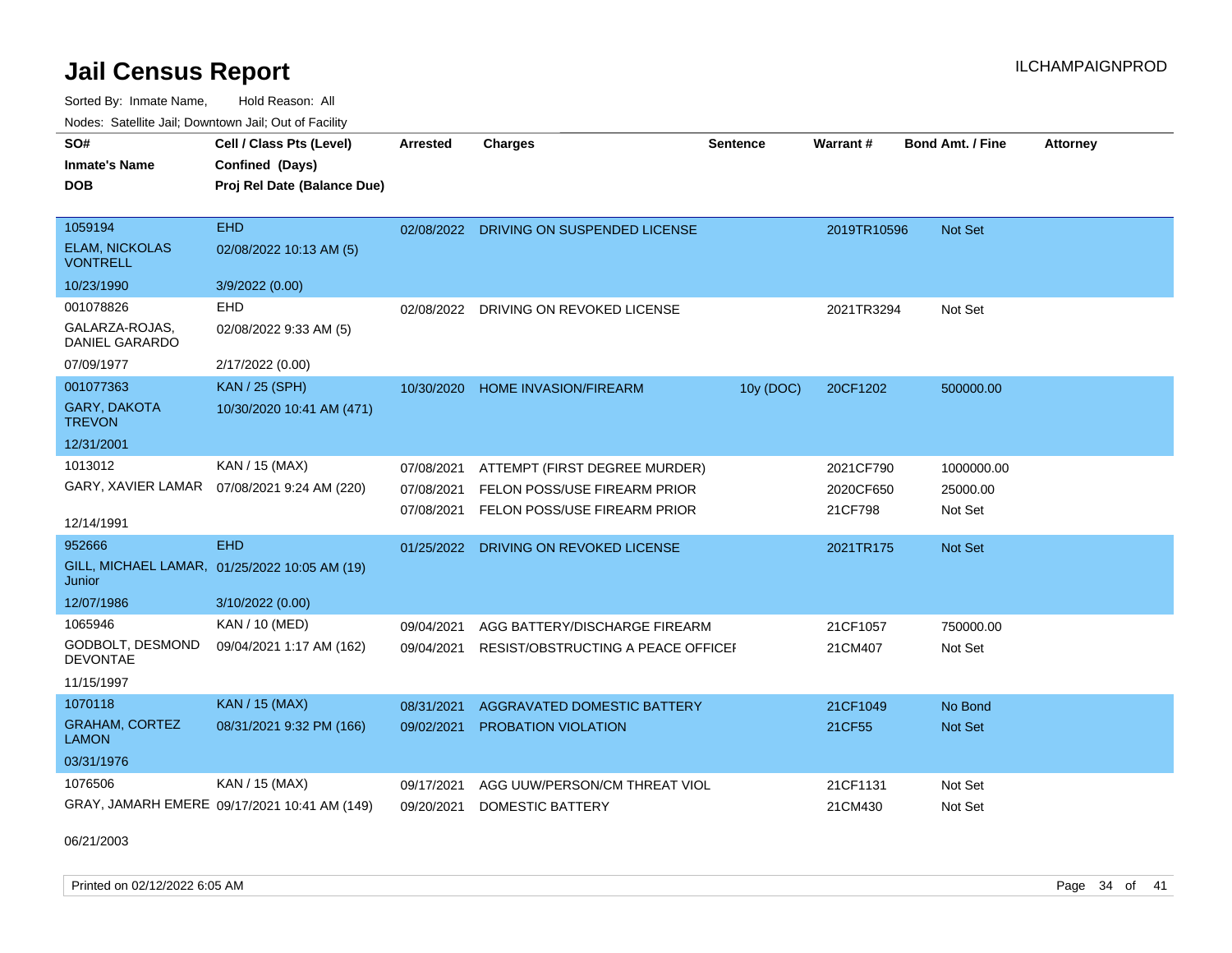# Jail Census Report

Sorted By: Inmate Name, Hold Reason: All

Nodes: Satellite Jail; Downtown Jail; Out of Facility

| SO# / Inmate's Name / DOB | Cell / Class Pts (Level) / Confined (Days) / Proj Rel Date (Balance Due) | Arrested | Charges | Sentence | Warrant # | Bond Amt. / Fine | Attorney |
|---|---|---|---|---|---|---|---|
| 1059194<br>ELAM, NICKOLAS VONTRELL<br>10/23/1990 | EHD<br>02/08/2022 10:13 AM (5)<br>3/9/2022 (0.00) | 02/08/2022 | DRIVING ON SUSPENDED LICENSE | | 2019TR10596 | Not Set | |
| 001078826<br>GALARZA-ROJAS, DANIEL GARARDO<br>07/09/1977 | EHD<br>02/08/2022 9:33 AM (5)<br>2/17/2022 (0.00) | 02/08/2022 | DRIVING ON REVOKED LICENSE | | 2021TR3294 | Not Set | |
| 001077363<br>GARY, DAKOTA TREVON<br>12/31/2001 | KAN / 25 (SPH)<br>10/30/2020 10:41 AM (471) | 10/30/2020 | HOME INVASION/FIREARM | 10y (DOC) | 20CF1202 | 500000.00 | |
| 1013012<br>GARY, XAVIER LAMAR<br>12/14/1991 | KAN / 15 (MAX)<br>07/08/2021 9:24 AM (220) | 07/08/2021 | ATTEMPT (FIRST DEGREE MURDER) | | 2021CF790 | 1000000.00 | |
| | | 07/08/2021 | FELON POSS/USE FIREARM PRIOR | | 2020CF650 | 25000.00 | |
| | | 07/08/2021 | FELON POSS/USE FIREARM PRIOR | | 21CF798 | Not Set | |
| 952666<br>GILL, MICHAEL LAMAR, Junior<br>12/07/1986 | EHD<br>01/25/2022 10:05 AM (19)<br>3/10/2022 (0.00) | 01/25/2022 | DRIVING ON REVOKED LICENSE | | 2021TR175 | Not Set | |
| 1065946<br>GODBOLT, DESMOND DEVONTAE<br>11/15/1997 | KAN / 10 (MED)<br>09/04/2021 1:17 AM (162) | 09/04/2021 | AGG BATTERY/DISCHARGE FIREARM | | 21CF1057 | 750000.00 | |
| | | 09/04/2021 | RESIST/OBSTRUCTING A PEACE OFFICER | | 21CM407 | Not Set | |
| 1070118<br>GRAHAM, CORTEZ LAMON<br>03/31/1976 | KAN / 15 (MAX)<br>08/31/2021 9:32 PM (166) | 08/31/2021 | AGGRAVATED DOMESTIC BATTERY | | 21CF1049 | No Bond | |
| | | 09/02/2021 | PROBATION VIOLATION | | 21CF55 | Not Set | |
| 1076506<br>GRAY, JAMARH EMERE<br>06/21/2003 | KAN / 15 (MAX)<br>09/17/2021 10:41 AM (149) | 09/17/2021 | AGG UUW/PERSON/CM THREAT VIOL | | 21CF1131 | Not Set | |
| | | 09/20/2021 | DOMESTIC BATTERY | | 21CM430 | Not Set | |

Printed on 02/12/2022 6:05 AM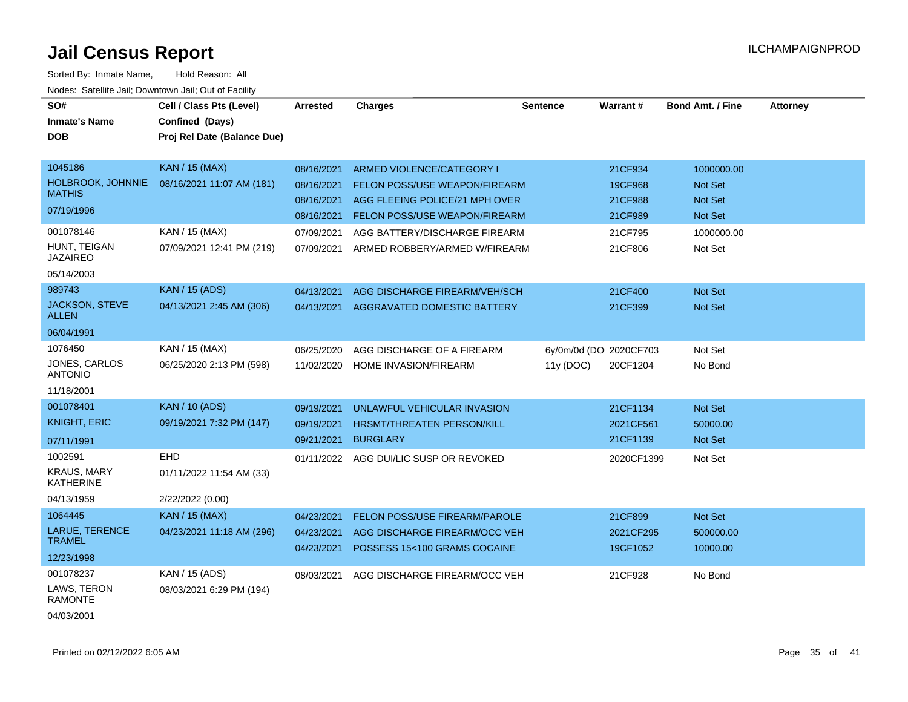# Jail Census Report

Sorted By: Inmate Name, Hold Reason: All

Nodes: Satellite Jail; Downtown Jail; Out of Facility

| SO# / Inmate's Name / DOB | Cell / Class Pts (Level) / Confined (Days) / Proj Rel Date (Balance Due) | Arrested | Charges | Sentence | Warrant # | Bond Amt. / Fine | Attorney |
|---|---|---|---|---|---|---|---|
| 1045186<br>HOLBROOK, JOHNNIE MATHIS<br>07/19/1996 | KAN / 15 (MAX)<br>08/16/2021 11:07 AM (181) | 08/16/2021 | ARMED VIOLENCE/CATEGORY I | | 21CF934 | 1000000.00 | |
| | | 08/16/2021 | FELON POSS/USE WEAPON/FIREARM | | 19CF968 | Not Set | |
| | | 08/16/2021 | AGG FLEEING POLICE/21 MPH OVER | | 21CF988 | Not Set | |
| | | 08/16/2021 | FELON POSS/USE WEAPON/FIREARM | | 21CF989 | Not Set | |
| 001078146<br>HUNT, TEIGAN JAZAIREO<br>05/14/2003 | KAN / 15 (MAX)<br>07/09/2021 12:41 PM (219) | 07/09/2021 | AGG BATTERY/DISCHARGE FIREARM | | 21CF795 | 1000000.00 | |
| | | 07/09/2021 | ARMED ROBBERY/ARMED W/FIREARM | | 21CF806 | Not Set | |
| 989743<br>JACKSON, STEVE ALLEN<br>06/04/1991 | KAN / 15 (ADS)<br>04/13/2021 2:45 AM (306) | 04/13/2021 | AGG DISCHARGE FIREARM/VEH/SCH | | 21CF400 | Not Set | |
| | | 04/13/2021 | AGGRAVATED DOMESTIC BATTERY | | 21CF399 | Not Set | |
| 1076450<br>JONES, CARLOS ANTONIO<br>11/18/2001 | KAN / 15 (MAX)<br>06/25/2020 2:13 PM (598) | 06/25/2020 | AGG DISCHARGE OF A FIREARM | 6y/0m/0d (DO | 2020CF703 | Not Set | |
| | | 11/02/2020 | HOME INVASION/FIREARM | 11y (DOC) | 20CF1204 | No Bond | |
| 001078401<br>KNIGHT, ERIC<br>07/11/1991 | KAN / 10 (ADS)<br>09/19/2021 7:32 PM (147) | 09/19/2021 | UNLAWFUL VEHICULAR INVASION | | 21CF1134 | Not Set | |
| | | 09/19/2021 | HRSMT/THREATEN PERSON/KILL | | 2021CF561 | 50000.00 | |
| | | 09/21/2021 | BURGLARY | | 21CF1139 | Not Set | |
| 1002591<br>KRAUS, MARY KATHERINE<br>04/13/1959 | EHD<br>01/11/2022 11:54 AM (33)<br>2/22/2022 (0.00) | 01/11/2022 | AGG DUI/LIC SUSP OR REVOKED | | 2020CF1399 | Not Set | |
| 1064445<br>LARUE, TERENCE TRAMEL<br>12/23/1998 | KAN / 15 (MAX)<br>04/23/2021 11:18 AM (296) | 04/23/2021 | FELON POSS/USE FIREARM/PAROLE | | 21CF899 | Not Set | |
| | | 04/23/2021 | AGG DISCHARGE FIREARM/OCC VEH | | 2021CF295 | 500000.00 | |
| | | 04/23/2021 | POSSESS 15<100 GRAMS COCAINE | | 19CF1052 | 10000.00 | |
| 001078237<br>LAWS, TERON RAMONTE<br>04/03/2001 | KAN / 15 (ADS)<br>08/03/2021 6:29 PM (194) | 08/03/2021 | AGG DISCHARGE FIREARM/OCC VEH | | 21CF928 | No Bond | |

Printed on 02/12/2022 6:05 AM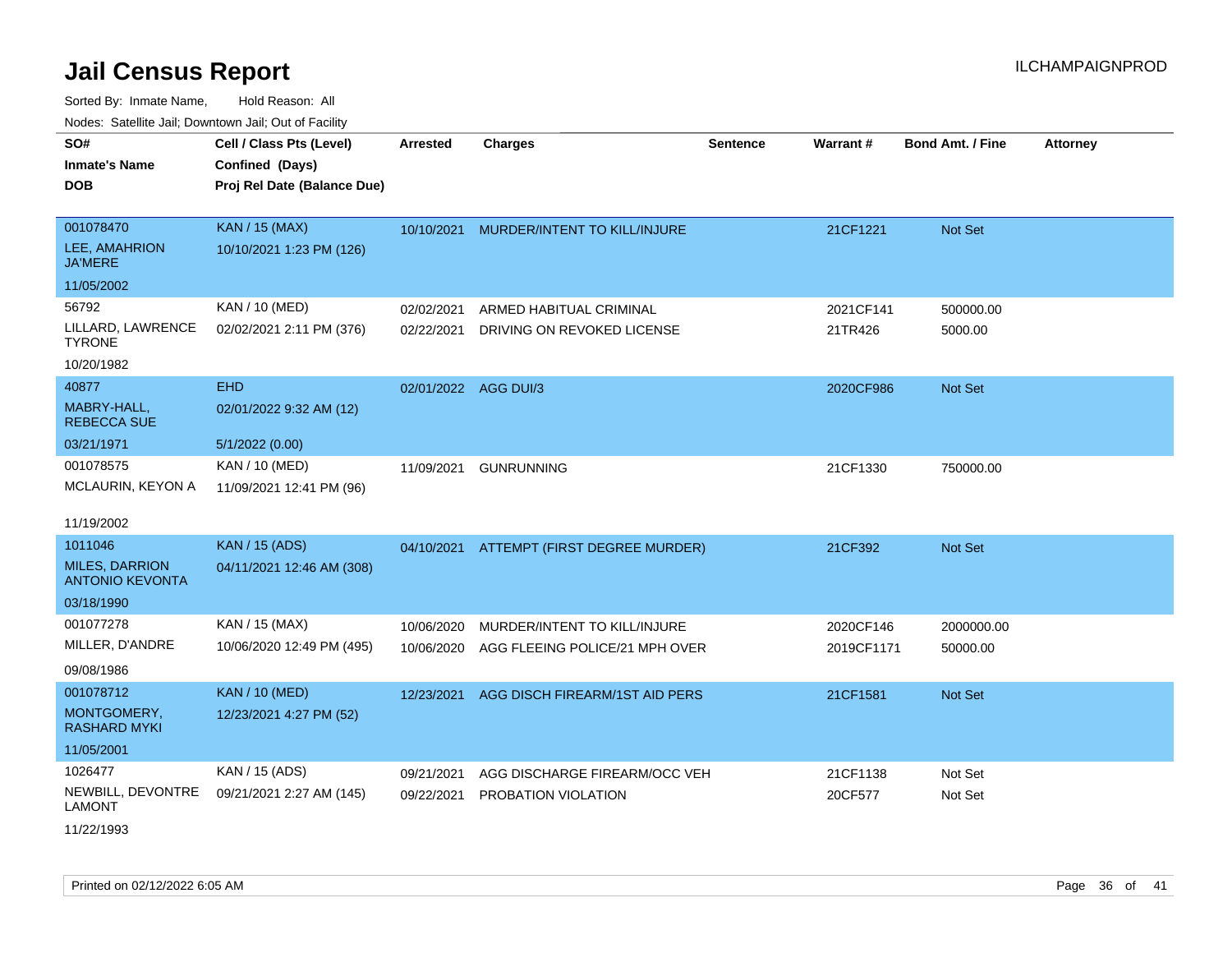# Jail Census Report

ILCHAMPAIGNPROD

Sorted By: Inmate Name, Hold Reason: All

Nodes: Satellite Jail; Downtown Jail; Out of Facility

| SO# / Inmate's Name / DOB | Cell / Class Pts (Level) / Confined (Days) / Proj Rel Date (Balance Due) | Arrested | Charges | Sentence | Warrant # | Bond Amt. / Fine | Attorney |
|---|---|---|---|---|---|---|---|
| 001078470 LEE, AMAHRION JA'MERE 11/05/2002 | KAN / 15 (MAX) 10/10/2021 1:23 PM (126) | 10/10/2021 | MURDER/INTENT TO KILL/INJURE | | 21CF1221 | Not Set | |
| 56792 LILLARD, LAWRENCE TYRONE 10/20/1982 | KAN / 10 (MED) 02/02/2021 2:11 PM (376) | 02/02/2021 | ARMED HABITUAL CRIMINAL | | 2021CF141 | 500000.00 | |
| | | 02/22/2021 | DRIVING ON REVOKED LICENSE | | 21TR426 | 5000.00 | |
| 40877 MABRY-HALL, REBECCA SUE 03/21/1971 | EHD 02/01/2022 9:32 AM (12) 5/1/2022 (0.00) | 02/01/2022 | AGG DUI/3 | | 2020CF986 | Not Set | |
| 001078575 MCLAURIN, KEYON A 11/19/2002 | KAN / 10 (MED) 11/09/2021 12:41 PM (96) | 11/09/2021 | GUNRUNNING | | 21CF1330 | 750000.00 | |
| 1011046 MILES, DARRION ANTONIO KEVONTA 03/18/1990 | KAN / 15 (ADS) 04/11/2021 12:46 AM (308) | 04/10/2021 | ATTEMPT (FIRST DEGREE MURDER) | | 21CF392 | Not Set | |
| 001077278 MILLER, D'ANDRE 09/08/1986 | KAN / 15 (MAX) 10/06/2020 12:49 PM (495) | 10/06/2020 | MURDER/INTENT TO KILL/INJURE | | 2020CF146 | 2000000.00 | |
| | | 10/06/2020 | AGG FLEEING POLICE/21 MPH OVER | | 2019CF1171 | 50000.00 | |
| 001078712 MONTGOMERY, RASHARD MYKI 11/05/2001 | KAN / 10 (MED) 12/23/2021 4:27 PM (52) | 12/23/2021 | AGG DISCH FIREARM/1ST AID PERS | | 21CF1581 | Not Set | |
| 1026477 NEWBILL, DEVONTRE LAMONT 11/22/1993 | KAN / 15 (ADS) 09/21/2021 2:27 AM (145) | 09/21/2021 | AGG DISCHARGE FIREARM/OCC VEH | | 21CF1138 | Not Set | |
| | | 09/22/2021 | PROBATION VIOLATION | | 20CF577 | Not Set | |

Printed on 02/12/2022 6:05 AM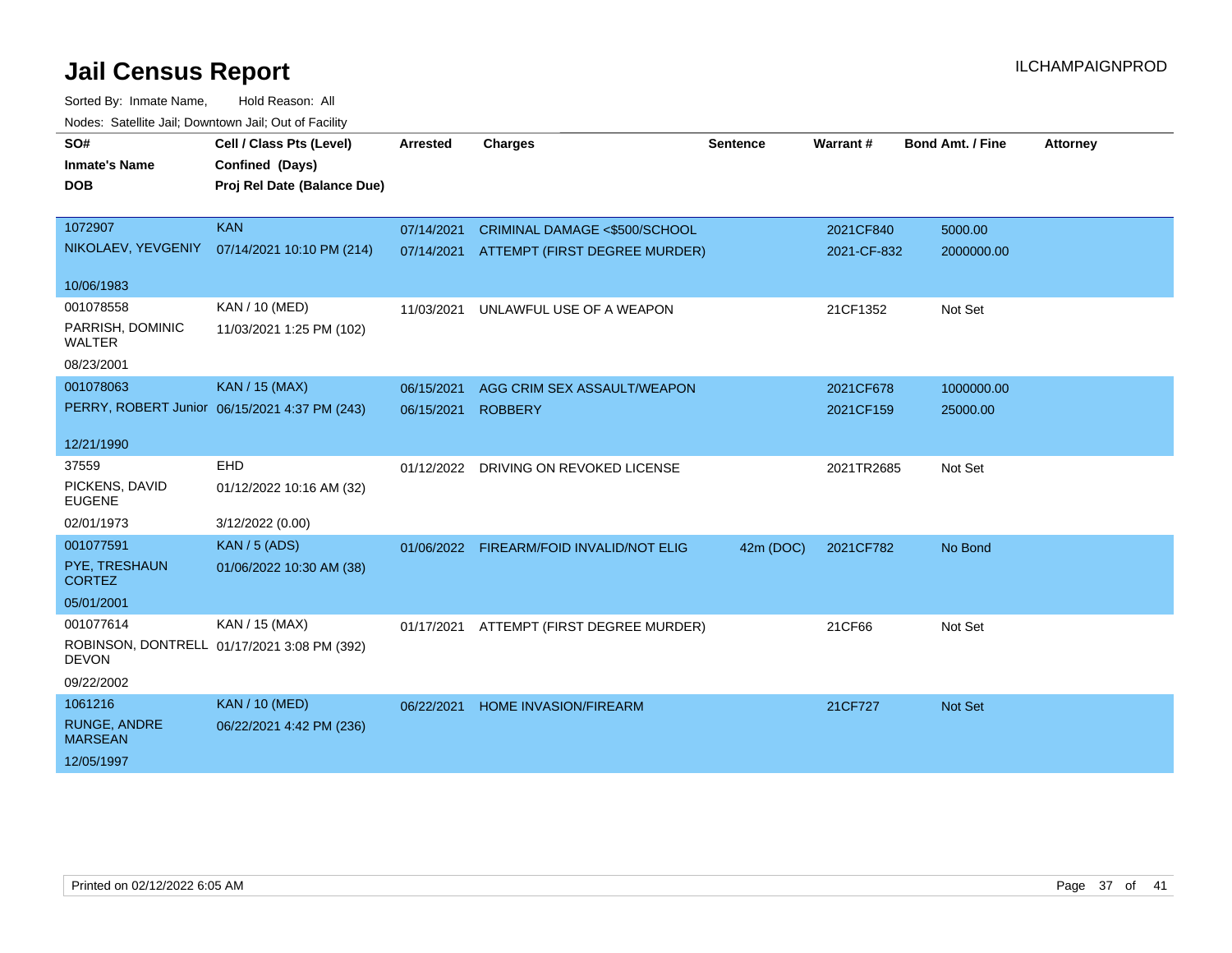# Jail Census Report

ILCHAMPAIGNPROD

Sorted By: Inmate Name, Hold Reason: All

Nodes: Satellite Jail; Downtown Jail; Out of Facility

| SO# / Inmate's Name / DOB | Cell / Class Pts (Level) / Confined (Days) / Proj Rel Date (Balance Due) | Arrested | Charges | Sentence | Warrant # | Bond Amt. / Fine | Attorney |
|---|---|---|---|---|---|---|---|
| 1072907<br>NIKOLAEV, YEVGENIY<br>10/06/1983 | KAN<br>07/14/2021 10:10 PM (214) | 07/14/2021<br>07/14/2021 | CRIMINAL DAMAGE <$500/SCHOOL<br>ATTEMPT (FIRST DEGREE MURDER) | | 2021CF840<br>2021-CF-832 | 5000.00<br>2000000.00 | |
| 001078558<br>PARRISH, DOMINIC WALTER<br>08/23/2001 | KAN / 10 (MED)<br>11/03/2021 1:25 PM (102) | 11/03/2021 | UNLAWFUL USE OF A WEAPON | | 21CF1352 | Not Set | |
| 001078063<br>PERRY, ROBERT Junior<br>12/21/1990 | KAN / 15 (MAX)<br>06/15/2021 4:37 PM (243) | 06/15/2021<br>06/15/2021 | AGG CRIM SEX ASSAULT/WEAPON<br>ROBBERY | | 2021CF678<br>2021CF159 | 1000000.00<br>25000.00 | |
| 37559<br>PICKENS, DAVID EUGENE<br>02/01/1973 | EHD<br>01/12/2022 10:16 AM (32)<br>3/12/2022 (0.00) | 01/12/2022 | DRIVING ON REVOKED LICENSE | | 2021TR2685 | Not Set | |
| 001077591<br>PYE, TRESHAUN CORTEZ<br>05/01/2001 | KAN / 5 (ADS)<br>01/06/2022 10:30 AM (38) | 01/06/2022 | FIREARM/FOID INVALID/NOT ELIG | 42m (DOC) | 2021CF782 | No Bond | |
| 001077614<br>ROBINSON, DONTRELL DEVON<br>09/22/2002 | KAN / 15 (MAX)<br>01/17/2021 3:08 PM (392) | 01/17/2021 | ATTEMPT (FIRST DEGREE MURDER) | | 21CF66 | Not Set | |
| 1061216<br>RUNGE, ANDRE MARSEAN<br>12/05/1997 | KAN / 10 (MED)<br>06/22/2021 4:42 PM (236) | 06/22/2021 | HOME INVASION/FIREARM | | 21CF727 | Not Set | |

Printed on 02/12/2022 6:05 AM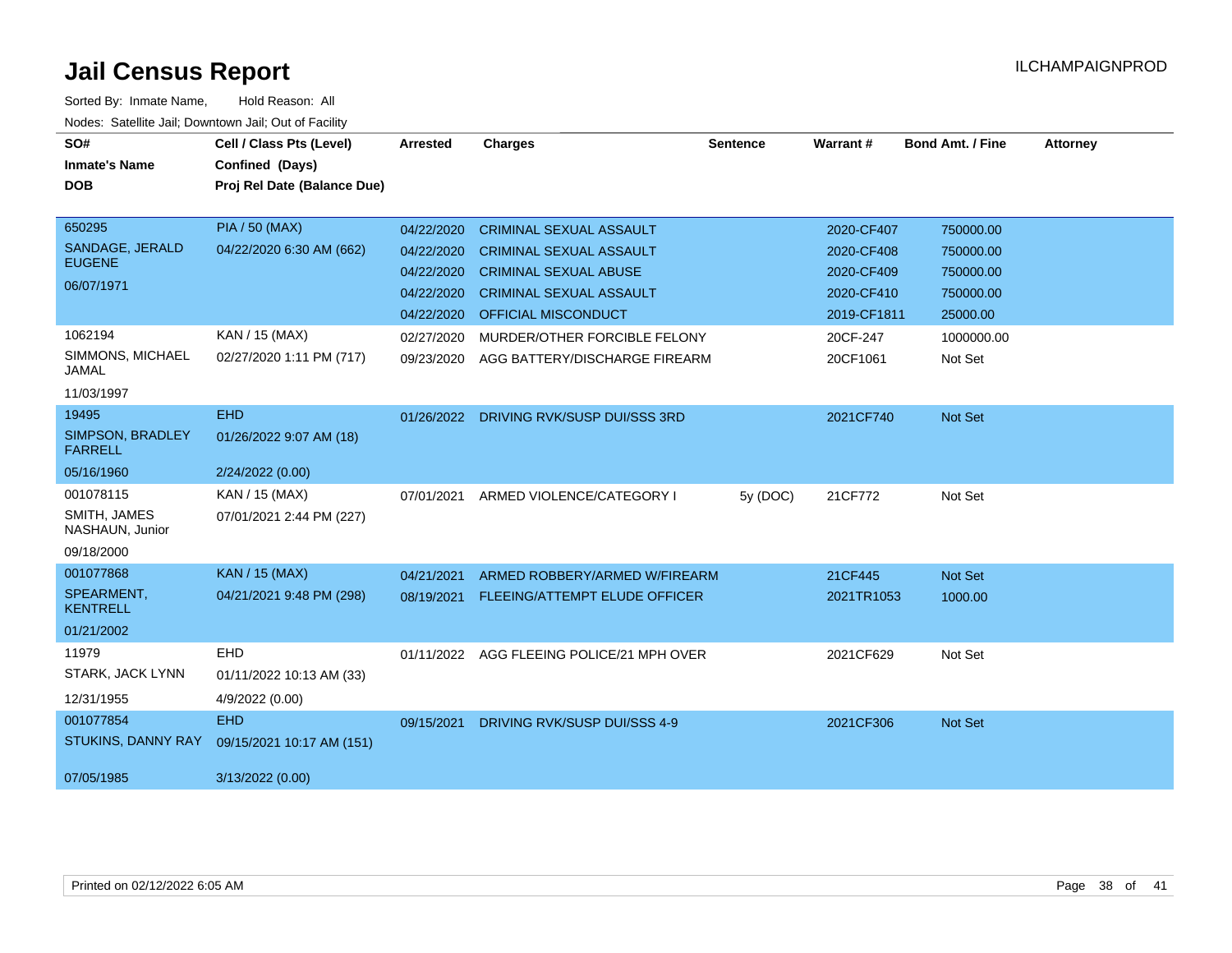# Jail Census Report

ILCHAMPAIGNPROD

Sorted By: Inmate Name, Hold Reason: All

Nodes: Satellite Jail; Downtown Jail; Out of Facility

| SO# / Inmate's Name / DOB | Cell / Class Pts (Level) / Confined (Days) / Proj Rel Date (Balance Due) | Arrested | Charges | Sentence | Warrant # | Bond Amt. / Fine | Attorney |
|---|---|---|---|---|---|---|---|
| 650295 SANDAGE, JERALD EUGENE 06/07/1971 | PIA / 50 (MAX) 04/22/2020 6:30 AM (662) | 04/22/2020 | CRIMINAL SEXUAL ASSAULT | | 2020-CF407 | 750000.00 | |
| | | 04/22/2020 | CRIMINAL SEXUAL ASSAULT | | 2020-CF408 | 750000.00 | |
| | | 04/22/2020 | CRIMINAL SEXUAL ABUSE | | 2020-CF409 | 750000.00 | |
| | | 04/22/2020 | CRIMINAL SEXUAL ASSAULT | | 2020-CF410 | 750000.00 | |
| | | 04/22/2020 | OFFICIAL MISCONDUCT | | 2019-CF1811 | 25000.00 | |
| 1062194 SIMMONS, MICHAEL JAMAL 11/03/1997 | KAN / 15 (MAX) 02/27/2020 1:11 PM (717) | 02/27/2020 | MURDER/OTHER FORCIBLE FELONY | | 20CF-247 | 1000000.00 | |
| | | 09/23/2020 | AGG BATTERY/DISCHARGE FIREARM | | 20CF1061 | Not Set | |
| 19495 SIMPSON, BRADLEY FARRELL 05/16/1960 | EHD 01/26/2022 9:07 AM (18) 2/24/2022 (0.00) | 01/26/2022 | DRIVING RVK/SUSP DUI/SSS 3RD | | 2021CF740 | Not Set | |
| 001078115 SMITH, JAMES NASHAUN, Junior 09/18/2000 | KAN / 15 (MAX) 07/01/2021 2:44 PM (227) | 07/01/2021 | ARMED VIOLENCE/CATEGORY I | 5y (DOC) | 21CF772 | Not Set | |
| 001077868 SPEARMENT, KENTRELL 01/21/2002 | KAN / 15 (MAX) 04/21/2021 9:48 PM (298) | 04/21/2021 | ARMED ROBBERY/ARMED W/FIREARM | | 21CF445 | Not Set | |
| | | 08/19/2021 | FLEEING/ATTEMPT ELUDE OFFICER | | 2021TR1053 | 1000.00 | |
| 11979 STARK, JACK LYNN 12/31/1955 | EHD 01/11/2022 10:13 AM (33) 4/9/2022 (0.00) | 01/11/2022 | AGG FLEEING POLICE/21 MPH OVER | | 2021CF629 | Not Set | |
| 001077854 STUKINS, DANNY RAY 07/05/1985 | EHD 09/15/2021 10:17 AM (151) 3/13/2022 (0.00) | 09/15/2021 | DRIVING RVK/SUSP DUI/SSS 4-9 | | 2021CF306 | Not Set | |

Printed on 02/12/2022 6:05 AM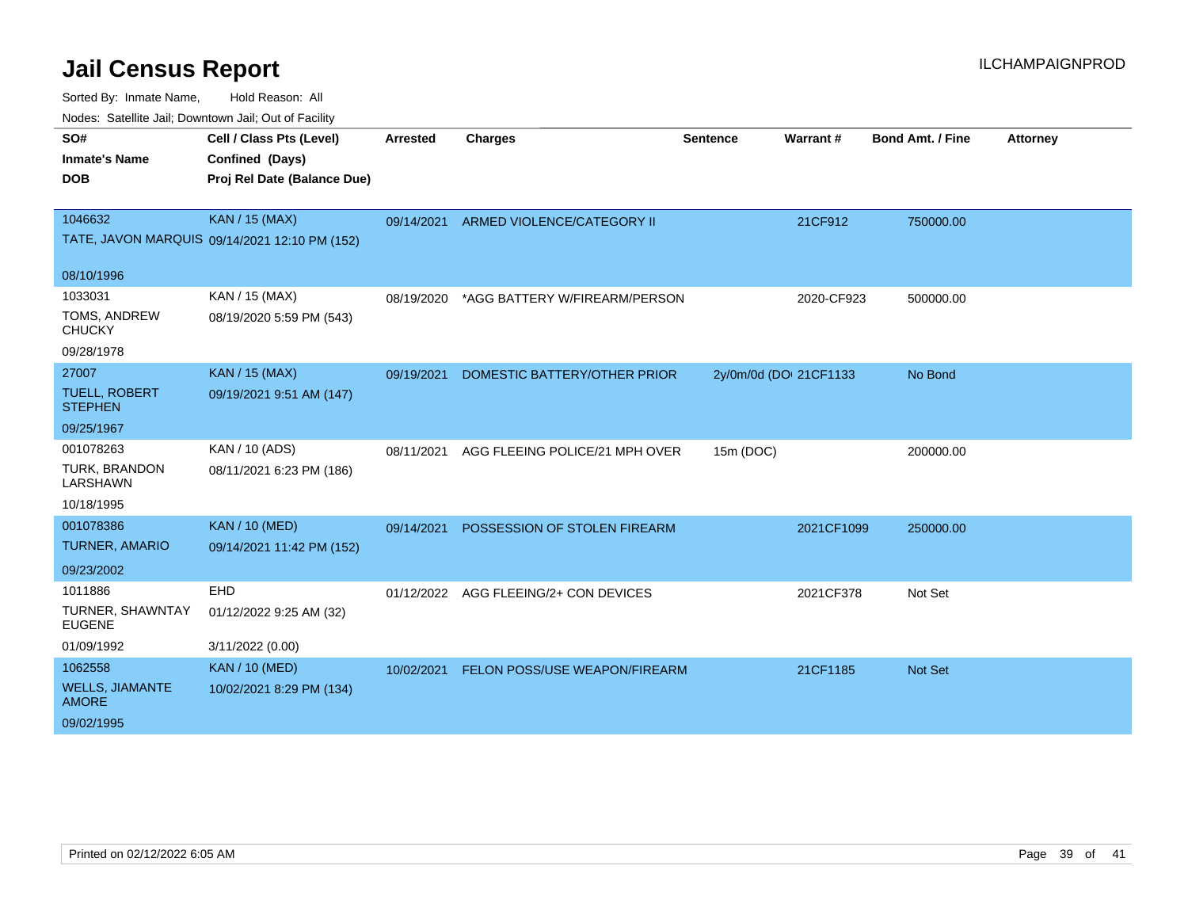# Jail Census Report

ILCHAMPAIGNPROD

Sorted By: Inmate Name, Hold Reason: All

Nodes: Satellite Jail; Downtown Jail; Out of Facility

| SO# / Inmate's Name / DOB | Cell / Class Pts (Level) / Confined (Days) / Proj Rel Date (Balance Due) | Arrested | Charges | Sentence | Warrant # | Bond Amt. / Fine | Attorney |
|---|---|---|---|---|---|---|---|
| 1046632<br>TATE, JAVON MARQUIS<br>08/10/1996 | KAN / 15 (MAX)<br>09/14/2021 12:10 PM (152) | 09/14/2021 | ARMED VIOLENCE/CATEGORY II | | 21CF912 | 750000.00 | |
| 1033031<br>TOMS, ANDREW CHUCKY<br>09/28/1978 | KAN / 15 (MAX)<br>08/19/2020 5:59 PM (543) | 08/19/2020 | *AGG BATTERY W/FIREARM/PERSON | | 2020-CF923 | 500000.00 | |
| 27007<br>TUELL, ROBERT STEPHEN<br>09/25/1967 | KAN / 15 (MAX)<br>09/19/2021 9:51 AM (147) | 09/19/2021 | DOMESTIC BATTERY/OTHER PRIOR | 2y/0m/0d (DO | 21CF1133 | No Bond | |
| 001078263<br>TURK, BRANDON LARSHAWN<br>10/18/1995 | KAN / 10 (ADS)<br>08/11/2021 6:23 PM (186) | 08/11/2021 | AGG FLEEING POLICE/21 MPH OVER | 15m (DOC) | | 200000.00 | |
| 001078386<br>TURNER, AMARIO<br>09/23/2002 | KAN / 10 (MED)<br>09/14/2021 11:42 PM (152) | 09/14/2021 | POSSESSION OF STOLEN FIREARM | | 2021CF1099 | 250000.00 | |
| 1011886<br>TURNER, SHAWNTAY EUGENE<br>01/09/1992 | EHD<br>01/12/2022 9:25 AM (32)<br>3/11/2022 (0.00) | 01/12/2022 | AGG FLEEING/2+ CON DEVICES | | 2021CF378 | Not Set | |
| 1062558<br>WELLS, JIAMANTE AMORE<br>09/02/1995 | KAN / 10 (MED)<br>10/02/2021 8:29 PM (134) | 10/02/2021 | FELON POSS/USE WEAPON/FIREARM | | 21CF1185 | Not Set | |

Printed on 02/12/2022 6:05 AM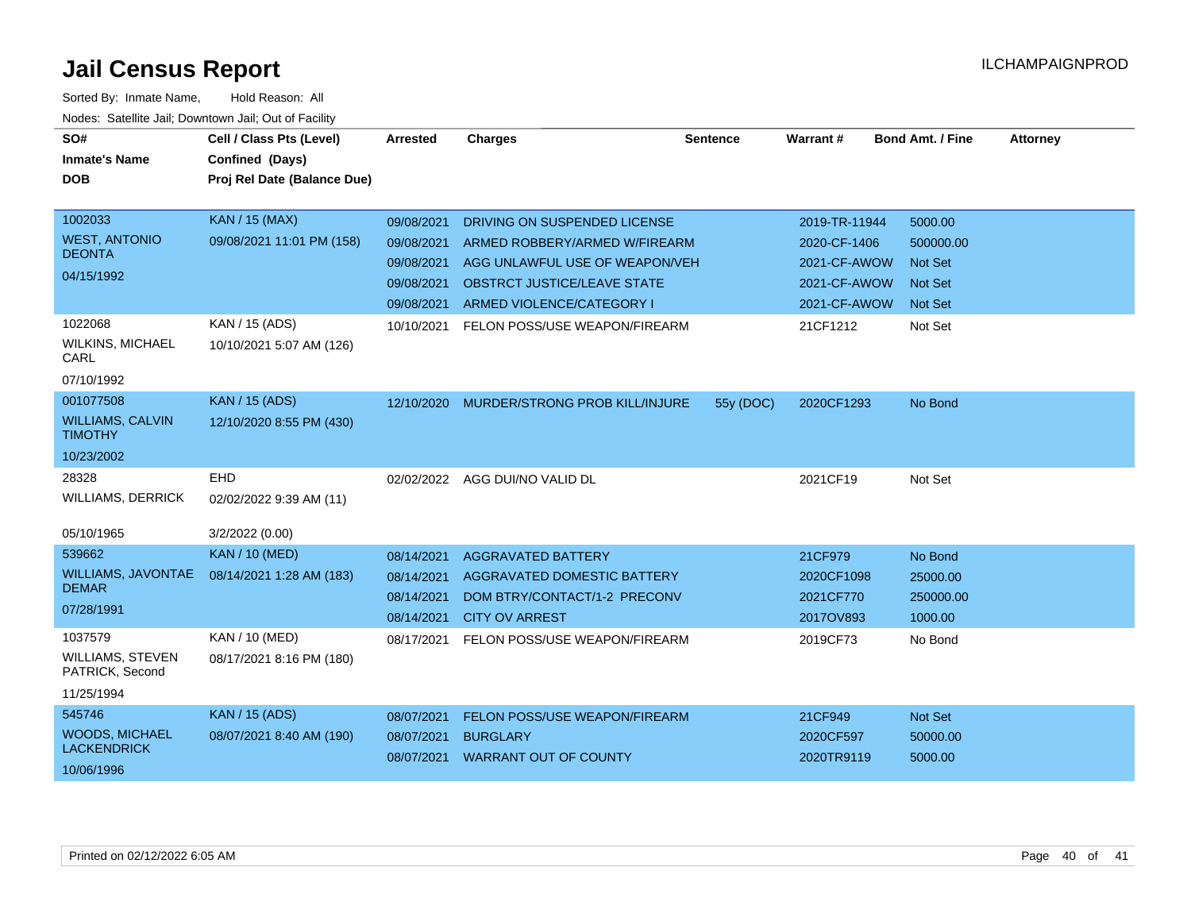# Jail Census Report

ILCHAMPAIGNPROD

Sorted By: Inmate Name, Hold Reason: All

Nodes: Satellite Jail; Downtown Jail; Out of Facility

| SO# / Inmate's Name / DOB | Cell / Class Pts (Level) / Confined (Days) / Proj Rel Date (Balance Due) | Arrested | Charges | Sentence | Warrant # | Bond Amt. / Fine | Attorney |
|---|---|---|---|---|---|---|---|
| 1002033 WEST, ANTONIO DEONTA 04/15/1992 | KAN / 15 (MAX) 09/08/2021 11:01 PM (158) | 09/08/2021 | DRIVING ON SUSPENDED LICENSE | | 2019-TR-11944 | 5000.00 | |
| | | 09/08/2021 | ARMED ROBBERY/ARMED W/FIREARM | | 2020-CF-1406 | 500000.00 | |
| | | 09/08/2021 | AGG UNLAWFUL USE OF WEAPON/VEH | | 2021-CF-AWOW | Not Set | |
| | | 09/08/2021 | OBSTRCT JUSTICE/LEAVE STATE | | 2021-CF-AWOW | Not Set | |
| | | 09/08/2021 | ARMED VIOLENCE/CATEGORY I | | 2021-CF-AWOW | Not Set | |
| 1022068 WILKINS, MICHAEL CARL 07/10/1992 | KAN / 15 (ADS) 10/10/2021 5:07 AM (126) | 10/10/2021 | FELON POSS/USE WEAPON/FIREARM | | 21CF1212 | Not Set | |
| 001077508 WILLIAMS, CALVIN TIMOTHY 10/23/2002 | KAN / 15 (ADS) 12/10/2020 8:55 PM (430) | 12/10/2020 | MURDER/STRONG PROB KILL/INJURE | 55y (DOC) | 2020CF1293 | No Bond | |
| 28328 WILLIAMS, DERRICK 05/10/1965 | EHD 02/02/2022 9:39 AM (11) 3/2/2022 (0.00) | 02/02/2022 | AGG DUI/NO VALID DL | | 2021CF19 | Not Set | |
| 539662 WILLIAMS, JAVONTAE DEMAR 07/28/1991 | KAN / 10 (MED) 08/14/2021 1:28 AM (183) | 08/14/2021 | AGGRAVATED BATTERY | | 21CF979 | No Bond | |
| | | 08/14/2021 | AGGRAVATED DOMESTIC BATTERY | | 2020CF1098 | 25000.00 | |
| | | 08/14/2021 | DOM BTRY/CONTACT/1-2 PRECONV | | 2021CF770 | 250000.00 | |
| | | 08/14/2021 | CITY OV ARREST | | 2017OV893 | 1000.00 | |
| 1037579 WILLIAMS, STEVEN PATRICK, Second 11/25/1994 | KAN / 10 (MED) 08/17/2021 8:16 PM (180) | 08/17/2021 | FELON POSS/USE WEAPON/FIREARM | | 2019CF73 | No Bond | |
| 545746 WOODS, MICHAEL LACKENDRICK 10/06/1996 | KAN / 15 (ADS) 08/07/2021 8:40 AM (190) | 08/07/2021 | FELON POSS/USE WEAPON/FIREARM | | 21CF949 | Not Set | |
| | | 08/07/2021 | BURGLARY | | 2020CF597 | 50000.00 | |
| | | 08/07/2021 | WARRANT OUT OF COUNTY | | 2020TR9119 | 5000.00 | |

Printed on 02/12/2022 6:05 AM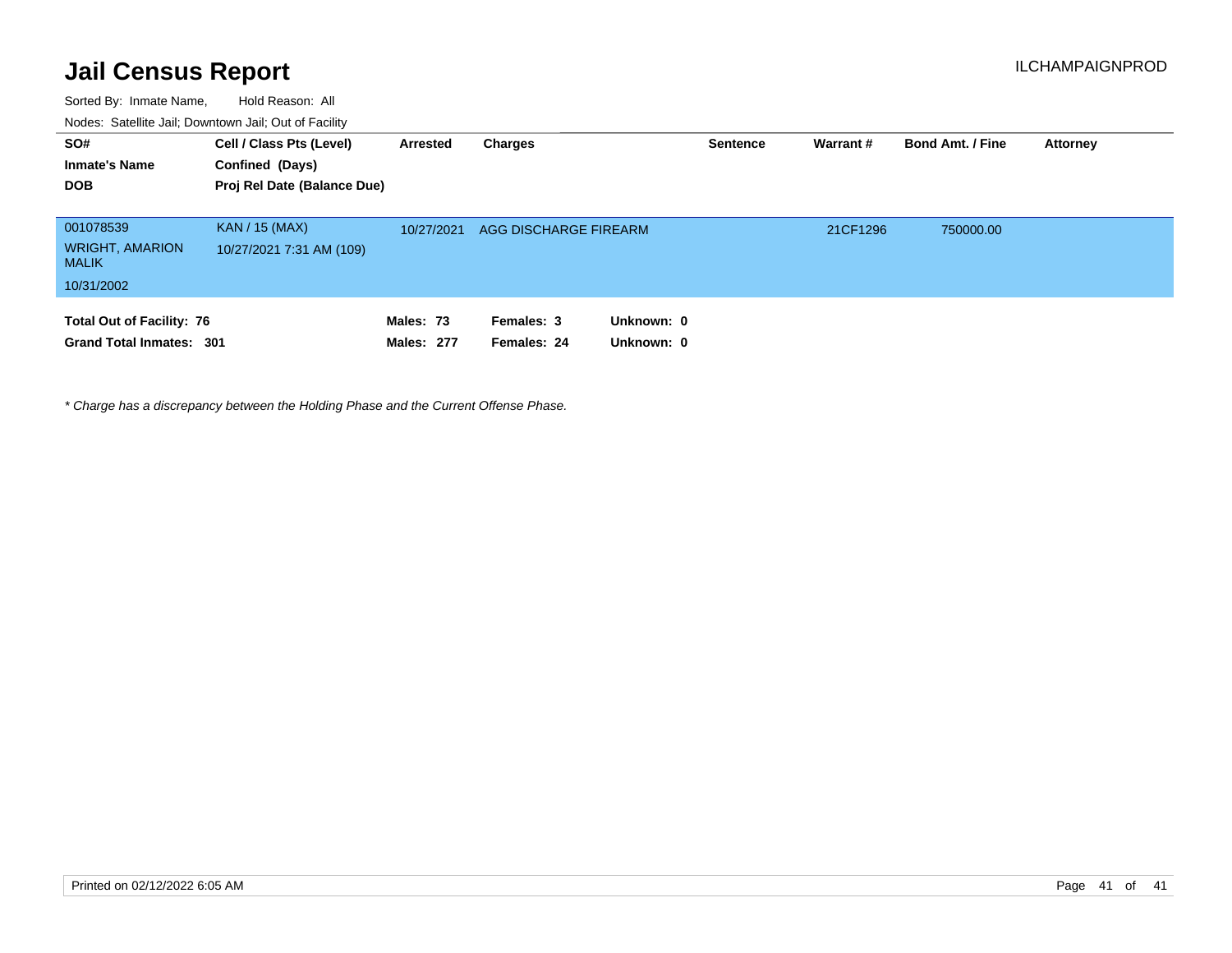# Jail Census Report

ILCHAMPAIGNPROD

Sorted By: Inmate Name, Hold Reason: All

Nodes: Satellite Jail; Downtown Jail; Out of Facility

| SO# / Inmate's Name / DOB | Cell / Class Pts (Level) / Confined (Days) / Proj Rel Date (Balance Due) | Arrested | Charges | Sentence | Warrant # | Bond Amt. / Fine | Attorney |
|---|---|---|---|---|---|---|---|
| 001078539 WRIGHT, AMARION MALIK 10/31/2002 | KAN / 15 (MAX) 10/27/2021 7:31 AM (109) | 10/27/2021 | AGG DISCHARGE FIREARM | | 21CF1296 | 750000.00 | |

| | | | |
|---|---|---|---|
| **Total Out of Facility: 76** | **Males: 73** | **Females: 3** | **Unknown: 0** |
| **Grand Total Inmates: 301** | **Males: 277** | **Females: 24** | **Unknown: 0** |

*\* Charge has a discrepancy between the Holding Phase and the Current Offense Phase.*

Printed on 02/12/2022 6:05 AM